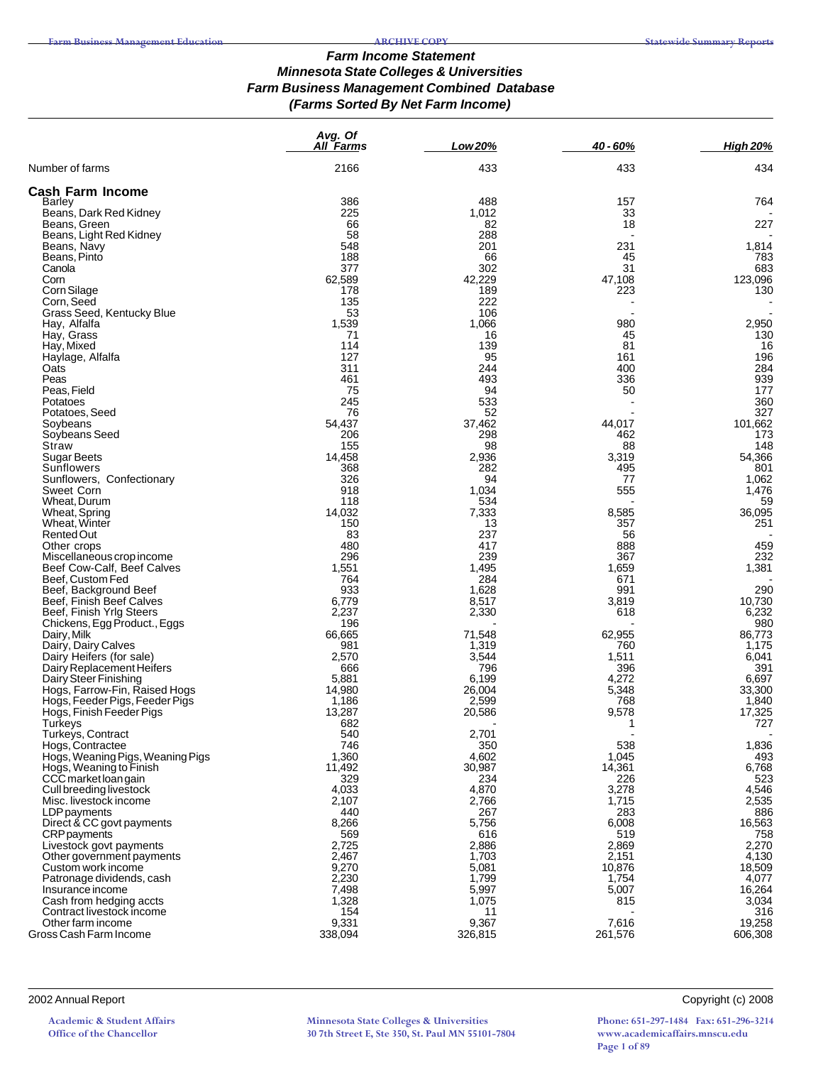# Farm Income Statement
## Minnesota State Colleges & Universities
## Farm Business Management Combined Database
## (Farms Sorted By Net Farm Income)

| | Avg. Of All Farms | Low 20% | 40 - 60% | High 20% |
|---|---|---|---|---|
| Number of farms | 2166 | 433 | 433 | 434 |
| **Cash Farm Income** | | | | |
| Barley | 386 | 488 | 157 | 764 |
| Beans, Dark Red Kidney | 225 | 1,012 | 33 | - |
| Beans, Green | 66 | 82 | 18 | 227 |
| Beans, Light Red Kidney | 58 | 288 | - | - |
| Beans, Navy | 548 | 201 | 231 | 1,814 |
| Beans, Pinto | 188 | 66 | 45 | 783 |
| Canola | 377 | 302 | 31 | 683 |
| Corn | 62,589 | 42,229 | 47,108 | 123,096 |
| Corn Silage | 178 | 189 | 223 | 130 |
| Corn, Seed | 135 | 222 | - | - |
| Grass Seed, Kentucky Blue | 53 | 106 | - | - |
| Hay, Alfalfa | 1,539 | 1,066 | 980 | 2,950 |
| Hay, Grass | 71 | 16 | 45 | 130 |
| Hay, Mixed | 114 | 139 | 81 | 16 |
| Haylage, Alfalfa | 127 | 95 | 161 | 196 |
| Oats | 311 | 244 | 400 | 284 |
| Peas | 461 | 493 | 336 | 939 |
| Peas, Field | 75 | 94 | 50 | 177 |
| Potatoes | 245 | 533 | - | 360 |
| Potatoes, Seed | 76 | 52 | - | 327 |
| Soybeans | 54,437 | 37,462 | 44,017 | 101,662 |
| Soybeans Seed | 206 | 298 | 462 | 173 |
| Straw | 155 | 98 | 88 | 148 |
| Sugar Beets | 14,458 | 2,936 | 3,319 | 54,366 |
| Sunflowers | 368 | 282 | 495 | 801 |
| Sunflowers, Confectionary | 326 | 94 | 77 | 1,062 |
| Sweet Corn | 918 | 1,034 | 555 | 1,476 |
| Wheat, Durum | 118 | 534 | - | 59 |
| Wheat, Spring | 14,032 | 7,333 | 8,585 | 36,095 |
| Wheat, Winter | 150 | 13 | 357 | 251 |
| Rented Out | 83 | 237 | 56 | - |
| Other crops | 480 | 417 | 888 | 459 |
| Miscellaneous crop income | 296 | 239 | 367 | 232 |
| Beef Cow-Calf, Beef Calves | 1,551 | 1,495 | 1,659 | 1,381 |
| Beef, Custom Fed | 764 | 284 | 671 | - |
| Beef, Background Beef | 933 | 1,628 | 991 | 290 |
| Beef, Finish Beef Calves | 6,779 | 8,517 | 3,819 | 10,730 |
| Beef, Finish Yrlg Steers | 2,237 | 2,330 | 618 | 6,232 |
| Chickens, Egg Product., Eggs | 196 | - | - | 980 |
| Dairy, Milk | 66,665 | 71,548 | 62,955 | 86,773 |
| Dairy, Dairy Calves | 981 | 1,319 | 760 | 1,175 |
| Dairy Heifers (for sale) | 2,570 | 3,544 | 1,511 | 6,041 |
| Dairy Replacement Heifers | 666 | 796 | 396 | 391 |
| Dairy Steer Finishing | 5,881 | 6,199 | 4,272 | 6,697 |
| Hogs, Farrow-Fin, Raised Hogs | 14,980 | 26,004 | 5,348 | 33,300 |
| Hogs, Feeder Pigs, Feeder Pigs | 1,186 | 2,599 | 768 | 1,840 |
| Hogs, Finish Feeder Pigs | 13,287 | 20,586 | 9,578 | 17,325 |
| Turkeys | 682 | - | 1 | 727 |
| Turkeys, Contract | 540 | 2,701 | 1 | - |
| Hogs, Contractee | 746 | 350 | 538 | 1,836 |
| Hogs, Weaning Pigs, Weaning Pigs | 1,360 | 4,602 | 1,045 | 493 |
| Hogs, Weaning to Finish | 11,492 | 30,987 | 14,361 | 6,768 |
| CCC market loan gain | 329 | 234 | 226 | 523 |
| Cull breeding livestock | 4,033 | 4,870 | 3,278 | 4,546 |
| Misc. livestock income | 2,107 | 2,766 | 1,715 | 2,535 |
| LDP payments | 440 | 267 | 283 | 886 |
| Direct & CC govt payments | 8,266 | 5,756 | 6,008 | 16,563 |
| CRP payments | 569 | 616 | 519 | 758 |
| Livestock govt payments | 2,725 | 2,886 | 2,869 | 2,270 |
| Other government payments | 2,467 | 1,703 | 2,151 | 4,130 |
| Custom work income | 9,270 | 5,081 | 10,876 | 18,509 |
| Patronage dividends, cash | 2,230 | 1,799 | 1,754 | 4,077 |
| Insurance income | 7,498 | 5,997 | 5,007 | 16,264 |
| Cash from hedging accts | 1,328 | 1,075 | 815 | 3,034 |
| Contract livestock income | 154 | 11 | - | 316 |
| Other farm income | 9,331 | 9,367 | 7,616 | 19,258 |
| Gross Cash Farm Income | 338,094 | 326,815 | 261,576 | 606,308 |

2002 Annual Report — Copyright (c) 2008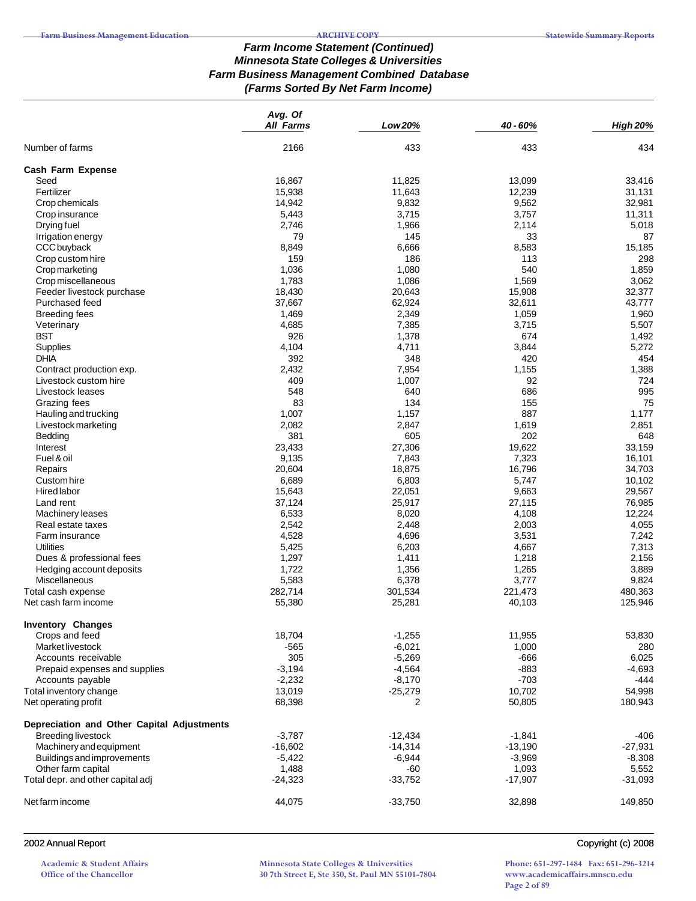## Farm Income Statement (Continued)
## Minnesota State Colleges & Universities
## Farm Business Management Combined Database
## (Farms Sorted By Net Farm Income)

| | Avg. Of All Farms | Low 20% | 40 - 60% | High 20% |
|---|---|---|---|---|
| Number of farms | 2166 | 433 | 433 | 434 |
| **Cash Farm Expense** | | | | |
| Seed | 16,867 | 11,825 | 13,099 | 33,416 |
| Fertilizer | 15,938 | 11,643 | 12,239 | 31,131 |
| Crop chemicals | 14,942 | 9,832 | 9,562 | 32,981 |
| Crop insurance | 5,443 | 3,715 | 3,757 | 11,311 |
| Drying fuel | 2,746 | 1,966 | 2,114 | 5,018 |
| Irrigation energy | 79 | 145 | 33 | 87 |
| CCC buyback | 8,849 | 6,666 | 8,583 | 15,185 |
| Crop custom hire | 159 | 186 | 113 | 298 |
| Crop marketing | 1,036 | 1,080 | 540 | 1,859 |
| Crop miscellaneous | 1,783 | 1,086 | 1,569 | 3,062 |
| Feeder livestock purchase | 18,430 | 20,643 | 15,908 | 32,377 |
| Purchased feed | 37,667 | 62,924 | 32,611 | 43,777 |
| Breeding fees | 1,469 | 2,349 | 1,059 | 1,960 |
| Veterinary | 4,685 | 7,385 | 3,715 | 5,507 |
| BST | 926 | 1,378 | 674 | 1,492 |
| Supplies | 4,104 | 4,711 | 3,844 | 5,272 |
| DHIA | 392 | 348 | 420 | 454 |
| Contract production exp. | 2,432 | 7,954 | 1,155 | 1,388 |
| Livestock custom hire | 409 | 1,007 | 92 | 724 |
| Livestock leases | 548 | 640 | 686 | 995 |
| Grazing fees | 83 | 134 | 155 | 75 |
| Hauling and trucking | 1,007 | 1,157 | 887 | 1,177 |
| Livestock marketing | 2,082 | 2,847 | 1,619 | 2,851 |
| Bedding | 381 | 605 | 202 | 648 |
| Interest | 23,433 | 27,306 | 19,622 | 33,159 |
| Fuel & oil | 9,135 | 7,843 | 7,323 | 16,101 |
| Repairs | 20,604 | 18,875 | 16,796 | 34,703 |
| Custom hire | 6,689 | 6,803 | 5,747 | 10,102 |
| Hired labor | 15,643 | 22,051 | 9,663 | 29,567 |
| Land rent | 37,124 | 25,917 | 27,115 | 76,985 |
| Machinery leases | 6,533 | 8,020 | 4,108 | 12,224 |
| Real estate taxes | 2,542 | 2,448 | 2,003 | 4,055 |
| Farm insurance | 4,528 | 4,696 | 3,531 | 7,242 |
| Utilities | 5,425 | 6,203 | 4,667 | 7,313 |
| Dues & professional fees | 1,297 | 1,411 | 1,218 | 2,156 |
| Hedging account deposits | 1,722 | 1,356 | 1,265 | 3,889 |
| Miscellaneous | 5,583 | 6,378 | 3,777 | 9,824 |
| Total cash expense | 282,714 | 301,534 | 221,473 | 480,363 |
| Net cash farm income | 55,380 | 25,281 | 40,103 | 125,946 |
| **Inventory Changes** | | | | |
| Crops and feed | 18,704 | -1,255 | 11,955 | 53,830 |
| Market livestock | -565 | -6,021 | 1,000 | 280 |
| Accounts receivable | 305 | -5,269 | -666 | 6,025 |
| Prepaid expenses and supplies | -3,194 | -4,564 | -883 | -4,693 |
| Accounts payable | -2,232 | -8,170 | -703 | -444 |
| Total inventory change | 13,019 | -25,279 | 10,702 | 54,998 |
| Net operating profit | 68,398 | 2 | 50,805 | 180,943 |
| **Depreciation and Other Capital Adjustments** | | | | |
| Breeding livestock | -3,787 | -12,434 | -1,841 | -406 |
| Machinery and equipment | -16,602 | -14,314 | -13,190 | -27,931 |
| Buildings and improvements | -5,422 | -6,944 | -3,969 | -8,308 |
| Other farm capital | 1,488 | -60 | 1,093 | 5,552 |
| Total depr. and other capital adj | -24,323 | -33,752 | -17,907 | -31,093 |
| Net farm income | 44,075 | -33,750 | 32,898 | 149,850 |

2002 Annual Report

Copyright (c) 2008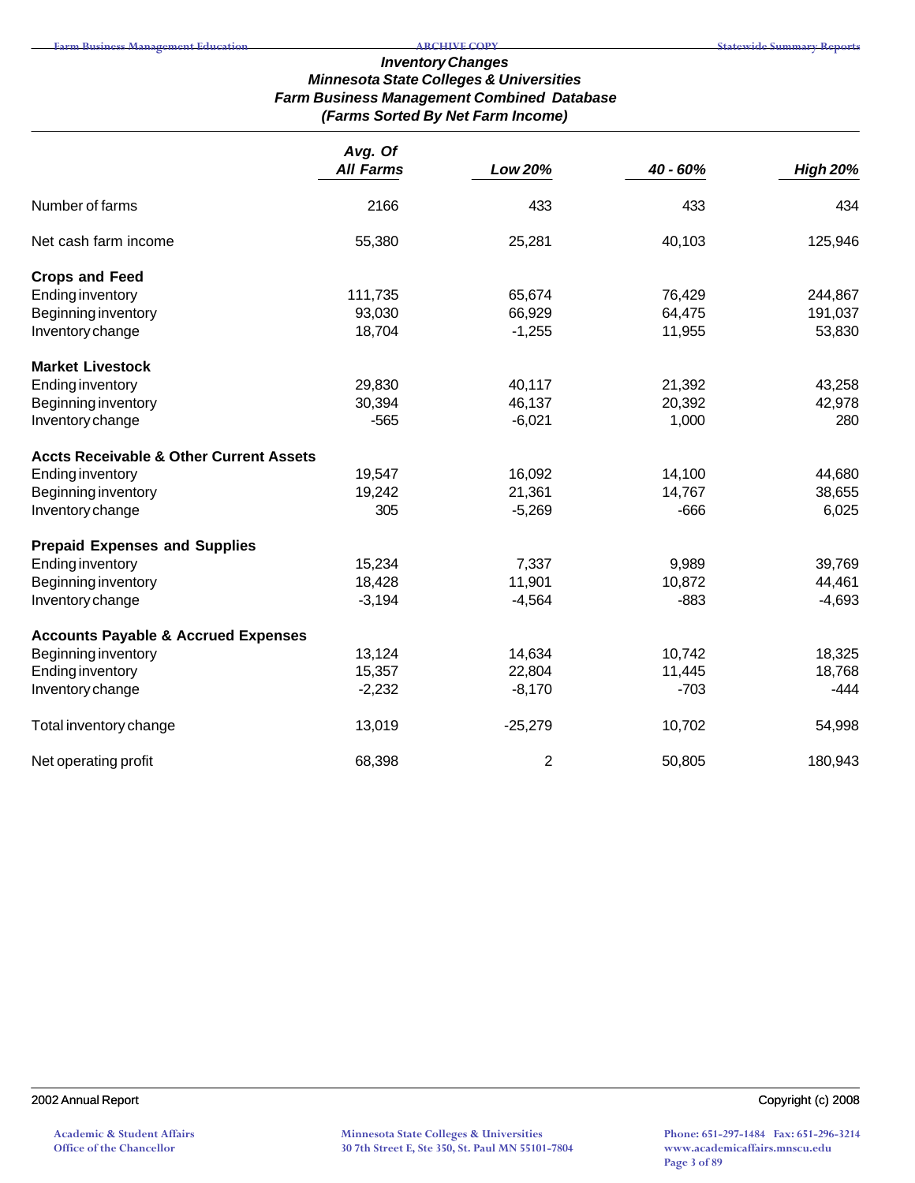### *Inventory Changes*
### *Minnesota State Colleges & Universities*
### *Farm Business Management Combined Database*
### *(Farms Sorted By Net Farm Income)*

| | *Avg. Of All Farms* | *Low 20%* | *40 - 60%* | *High 20%* |
|---|---|---|---|---|
| Number of farms | 2166 | 433 | 433 | 434 |
| Net cash farm income | 55,380 | 25,281 | 40,103 | 125,946 |
| **Crops and Feed** | | | | |
| Ending inventory | 111,735 | 65,674 | 76,429 | 244,867 |
| Beginning inventory | 93,030 | 66,929 | 64,475 | 191,037 |
| Inventory change | 18,704 | -1,255 | 11,955 | 53,830 |
| **Market Livestock** | | | | |
| Ending inventory | 29,830 | 40,117 | 21,392 | 43,258 |
| Beginning inventory | 30,394 | 46,137 | 20,392 | 42,978 |
| Inventory change | -565 | -6,021 | 1,000 | 280 |
| **Accts Receivable & Other Current Assets** | | | | |
| Ending inventory | 19,547 | 16,092 | 14,100 | 44,680 |
| Beginning inventory | 19,242 | 21,361 | 14,767 | 38,655 |
| Inventory change | 305 | -5,269 | -666 | 6,025 |
| **Prepaid Expenses and Supplies** | | | | |
| Ending inventory | 15,234 | 7,337 | 9,989 | 39,769 |
| Beginning inventory | 18,428 | 11,901 | 10,872 | 44,461 |
| Inventory change | -3,194 | -4,564 | -883 | -4,693 |
| **Accounts Payable & Accrued Expenses** | | | | |
| Beginning inventory | 13,124 | 14,634 | 10,742 | 18,325 |
| Ending inventory | 15,357 | 22,804 | 11,445 | 18,768 |
| Inventory change | -2,232 | -8,170 | -703 | -444 |
| Total inventory change | 13,019 | -25,279 | 10,702 | 54,998 |
| Net operating profit | 68,398 | 2 | 50,805 | 180,943 |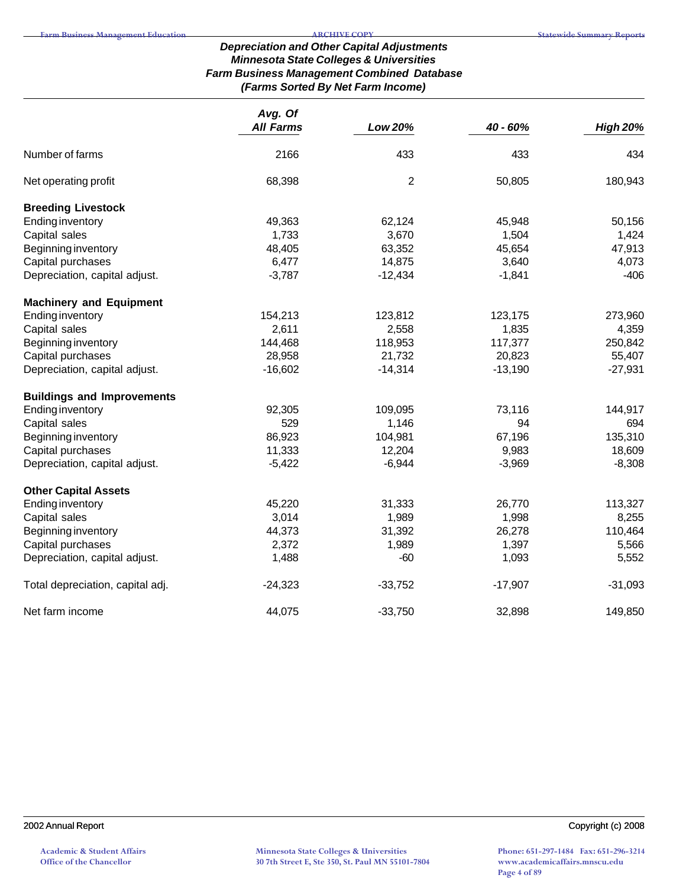## Depreciation and Other Capital Adjustments
## Minnesota State Colleges & Universities
## Farm Business Management Combined Database
## (Farms Sorted By Net Farm Income)

| | Avg. Of All Farms | Low 20% | 40 - 60% | High 20% |
|---|---|---|---|---|
| Number of farms | 2166 | 433 | 433 | 434 |
| Net operating profit | 68,398 | 2 | 50,805 | 180,943 |
| **Breeding Livestock** | | | | |
| Ending inventory | 49,363 | 62,124 | 45,948 | 50,156 |
| Capital sales | 1,733 | 3,670 | 1,504 | 1,424 |
| Beginning inventory | 48,405 | 63,352 | 45,654 | 47,913 |
| Capital purchases | 6,477 | 14,875 | 3,640 | 4,073 |
| Depreciation, capital adjust. | -3,787 | -12,434 | -1,841 | -406 |
| **Machinery and Equipment** | | | | |
| Ending inventory | 154,213 | 123,812 | 123,175 | 273,960 |
| Capital sales | 2,611 | 2,558 | 1,835 | 4,359 |
| Beginning inventory | 144,468 | 118,953 | 117,377 | 250,842 |
| Capital purchases | 28,958 | 21,732 | 20,823 | 55,407 |
| Depreciation, capital adjust. | -16,602 | -14,314 | -13,190 | -27,931 |
| **Buildings and Improvements** | | | | |
| Ending inventory | 92,305 | 109,095 | 73,116 | 144,917 |
| Capital sales | 529 | 1,146 | 94 | 694 |
| Beginning inventory | 86,923 | 104,981 | 67,196 | 135,310 |
| Capital purchases | 11,333 | 12,204 | 9,983 | 18,609 |
| Depreciation, capital adjust. | -5,422 | -6,944 | -3,969 | -8,308 |
| **Other Capital Assets** | | | | |
| Ending inventory | 45,220 | 31,333 | 26,770 | 113,327 |
| Capital sales | 3,014 | 1,989 | 1,998 | 8,255 |
| Beginning inventory | 44,373 | 31,392 | 26,278 | 110,464 |
| Capital purchases | 2,372 | 1,989 | 1,397 | 5,566 |
| Depreciation, capital adjust. | 1,488 | -60 | 1,093 | 5,552 |
| Total depreciation, capital adj. | -24,323 | -33,752 | -17,907 | -31,093 |
| Net farm income | 44,075 | -33,750 | 32,898 | 149,850 |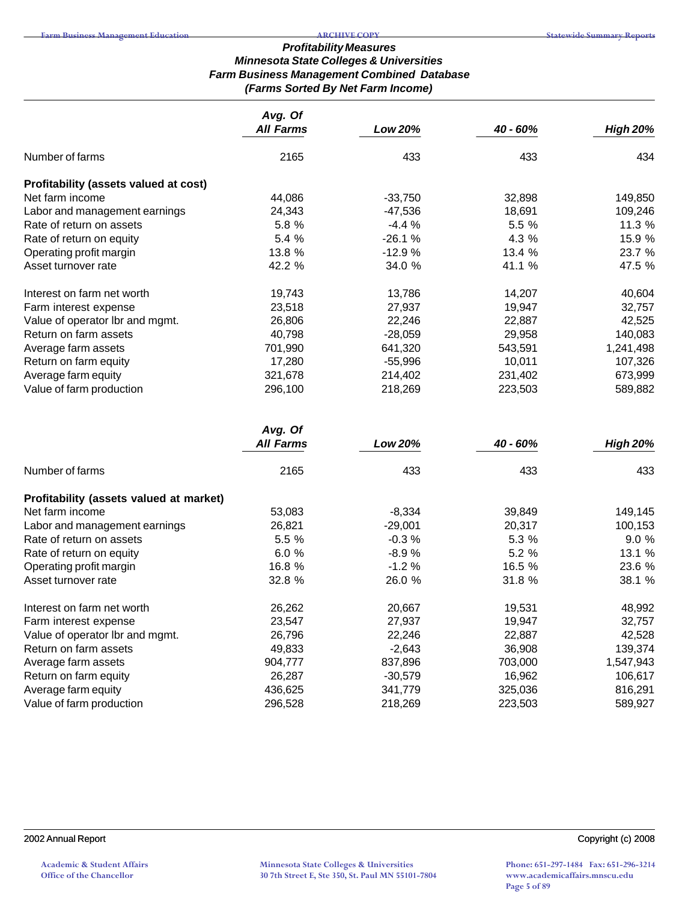### Profitability Measures
### Minnesota State Colleges & Universities
### Farm Business Management Combined Database
### (Farms Sorted By Net Farm Income)

| | *Avg. Of All Farms* | *Low 20%* | *40 - 60%* | *High 20%* |
|---|---|---|---|---|
| Number of farms | 2165 | 433 | 433 | 434 |
| **Profitability (assets valued at cost)** | | | | |
| Net farm income | 44,086 | -33,750 | 32,898 | 149,850 |
| Labor and management earnings | 24,343 | -47,536 | 18,691 | 109,246 |
| Rate of return on assets | 5.8 % | -4.4 % | 5.5 % | 11.3 % |
| Rate of return on equity | 5.4 % | -26.1 % | 4.3 % | 15.9 % |
| Operating profit margin | 13.8 % | -12.9 % | 13.4 % | 23.7 % |
| Asset turnover rate | 42.2 % | 34.0 % | 41.1 % | 47.5 % |
| Interest on farm net worth | 19,743 | 13,786 | 14,207 | 40,604 |
| Farm interest expense | 23,518 | 27,937 | 19,947 | 32,757 |
| Value of operator lbr and mgmt. | 26,806 | 22,246 | 22,887 | 42,525 |
| Return on farm assets | 40,798 | -28,059 | 29,958 | 140,083 |
| Average farm assets | 701,990 | 641,320 | 543,591 | 1,241,498 |
| Return on farm equity | 17,280 | -55,996 | 10,011 | 107,326 |
| Average farm equity | 321,678 | 214,402 | 231,402 | 673,999 |
| Value of farm production | 296,100 | 218,269 | 223,503 | 589,882 |

| | *Avg. Of All Farms* | *Low 20%* | *40 - 60%* | *High 20%* |
|---|---|---|---|---|
| Number of farms | 2165 | 433 | 433 | 433 |
| **Profitability (assets valued at market)** | | | | |
| Net farm income | 53,083 | -8,334 | 39,849 | 149,145 |
| Labor and management earnings | 26,821 | -29,001 | 20,317 | 100,153 |
| Rate of return on assets | 5.5 % | -0.3 % | 5.3 % | 9.0 % |
| Rate of return on equity | 6.0 % | -8.9 % | 5.2 % | 13.1 % |
| Operating profit margin | 16.8 % | -1.2 % | 16.5 % | 23.6 % |
| Asset turnover rate | 32.8 % | 26.0 % | 31.8 % | 38.1 % |
| Interest on farm net worth | 26,262 | 20,667 | 19,531 | 48,992 |
| Farm interest expense | 23,547 | 27,937 | 19,947 | 32,757 |
| Value of operator lbr and mgmt. | 26,796 | 22,246 | 22,887 | 42,528 |
| Return on farm assets | 49,833 | -2,643 | 36,908 | 139,374 |
| Average farm assets | 904,777 | 837,896 | 703,000 | 1,547,943 |
| Return on farm equity | 26,287 | -30,579 | 16,962 | 106,617 |
| Average farm equity | 436,625 | 341,779 | 325,036 | 816,291 |
| Value of farm production | 296,528 | 218,269 | 223,503 | 589,927 |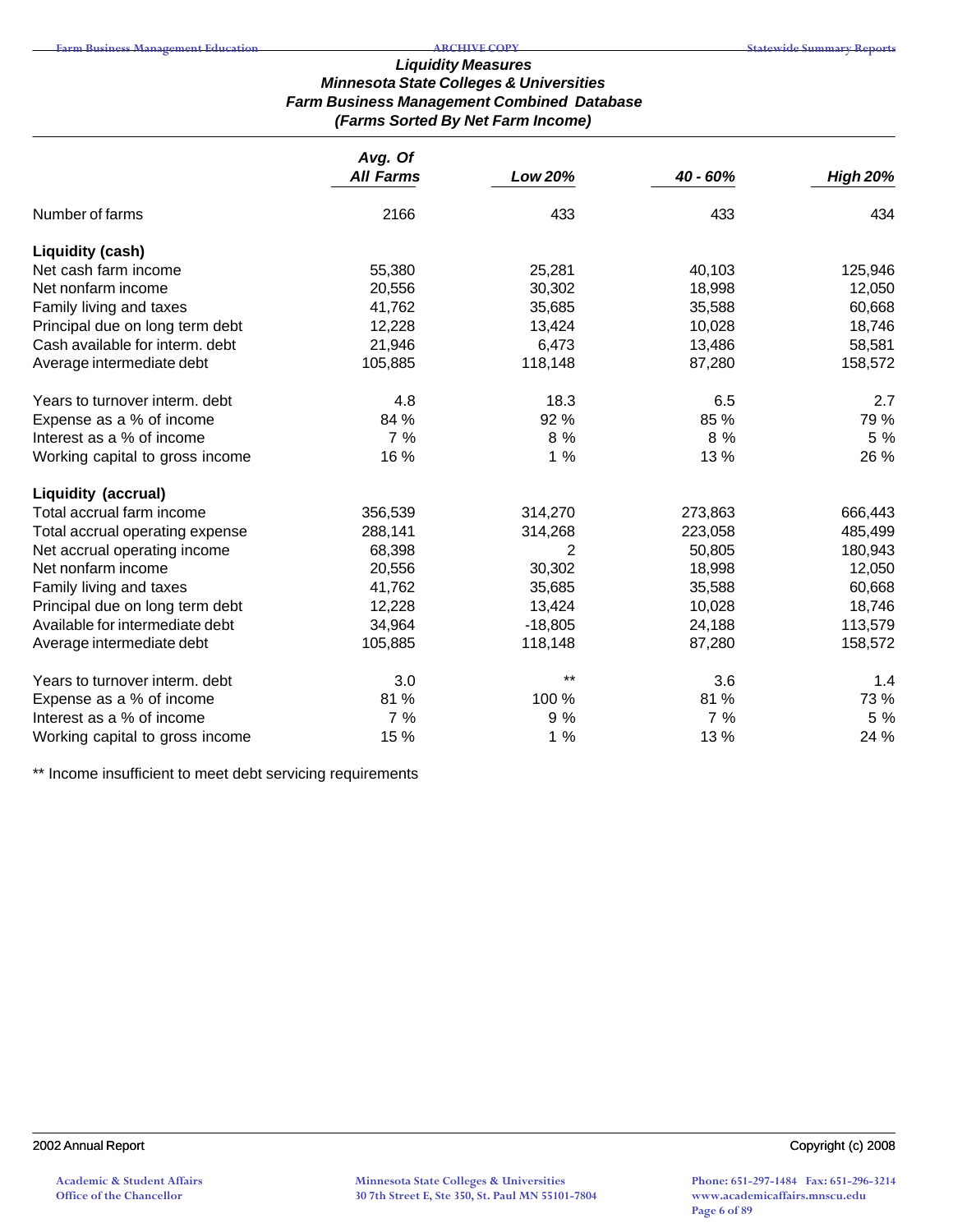# Liquidity Measures
## Minnesota State Colleges & Universities
## Farm Business Management Combined Database
## (Farms Sorted By Net Farm Income)

| | Avg. Of All Farms | Low 20% | 40 - 60% | High 20% |
|---|---|---|---|---|
| Number of farms | 2166 | 433 | 433 | 434 |
| **Liquidity (cash)** | | | | |
| Net cash farm income | 55,380 | 25,281 | 40,103 | 125,946 |
| Net nonfarm income | 20,556 | 30,302 | 18,998 | 12,050 |
| Family living and taxes | 41,762 | 35,685 | 35,588 | 60,668 |
| Principal due on long term debt | 12,228 | 13,424 | 10,028 | 18,746 |
| Cash available for interm. debt | 21,946 | 6,473 | 13,486 | 58,581 |
| Average intermediate debt | 105,885 | 118,148 | 87,280 | 158,572 |
| Years to turnover interm. debt | 4.8 | 18.3 | 6.5 | 2.7 |
| Expense as a % of income | 84 % | 92 % | 85 % | 79 % |
| Interest as a % of income | 7 % | 8 % | 8 % | 5 % |
| Working capital to gross income | 16 % | 1 % | 13 % | 26 % |
| **Liquidity (accrual)** | | | | |
| Total accrual farm income | 356,539 | 314,270 | 273,863 | 666,443 |
| Total accrual operating expense | 288,141 | 314,268 | 223,058 | 485,499 |
| Net accrual operating income | 68,398 | 2 | 50,805 | 180,943 |
| Net nonfarm income | 20,556 | 30,302 | 18,998 | 12,050 |
| Family living and taxes | 41,762 | 35,685 | 35,588 | 60,668 |
| Principal due on long term debt | 12,228 | 13,424 | 10,028 | 18,746 |
| Available for intermediate debt | 34,964 | -18,805 | 24,188 | 113,579 |
| Average intermediate debt | 105,885 | 118,148 | 87,280 | 158,572 |
| Years to turnover interm. debt | 3.0 | ** | 3.6 | 1.4 |
| Expense as a % of income | 81 % | 100 % | 81 % | 73 % |
| Interest as a % of income | 7 % | 9 % | 7 % | 5 % |
| Working capital to gross income | 15 % | 1 % | 13 % | 24 % |

** Income insufficient to meet debt servicing requirements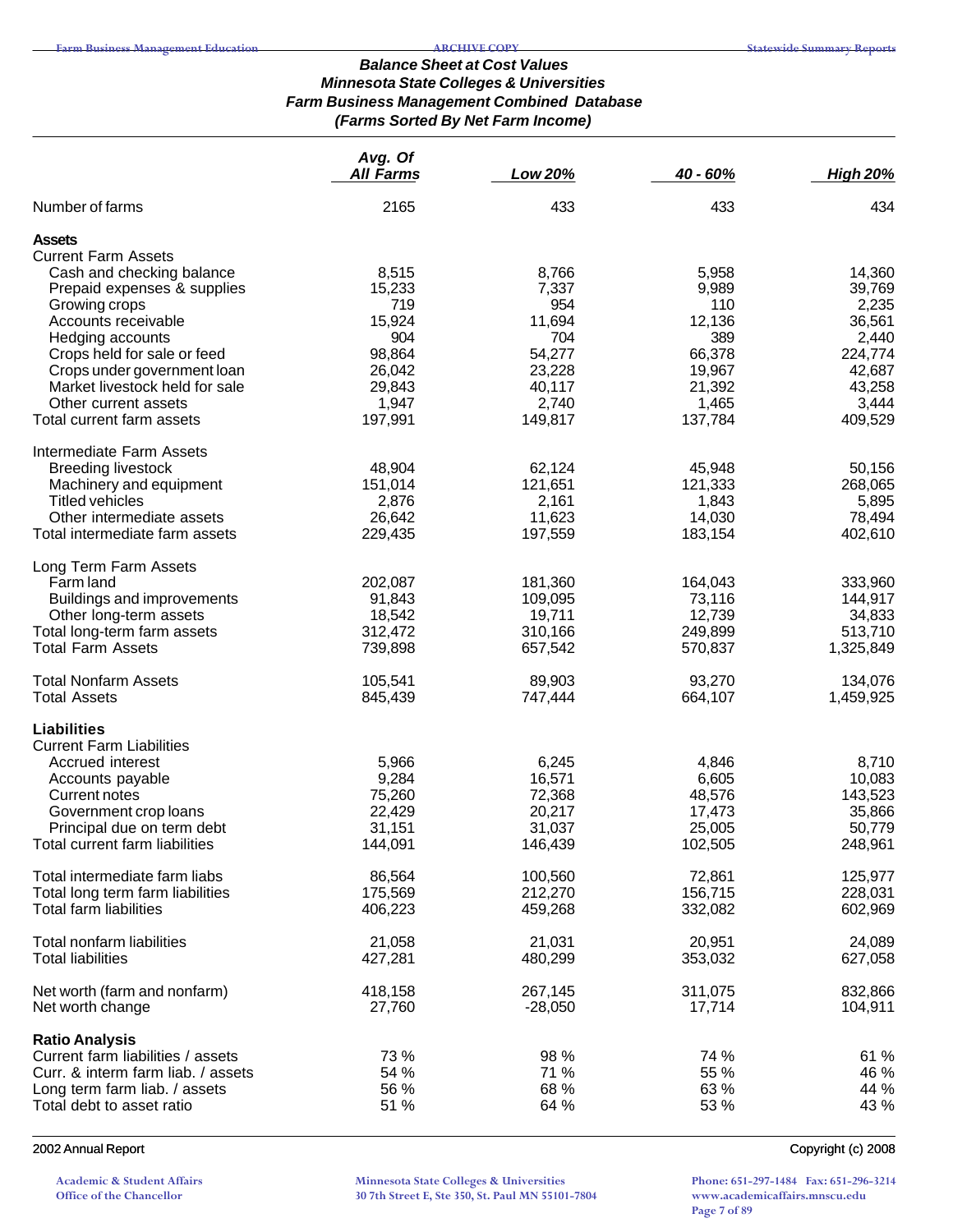## *Balance Sheet at Cost Values*
## *Minnesota State Colleges & Universities*
## *Farm Business Management Combined Database*
## *(Farms Sorted By Net Farm Income)*

| | *Avg. Of All Farms* | *Low 20%* | *40 - 60%* | *High 20%* |
|---|---|---|---|---|
| Number of farms | 2165 | 433 | 433 | 434 |
| **Assets** | | | | |
| Current Farm Assets | | | | |
| Cash and checking balance | 8,515 | 8,766 | 5,958 | 14,360 |
| Prepaid expenses & supplies | 15,233 | 7,337 | 9,989 | 39,769 |
| Growing crops | 719 | 954 | 110 | 2,235 |
| Accounts receivable | 15,924 | 11,694 | 12,136 | 36,561 |
| Hedging accounts | 904 | 704 | 389 | 2,440 |
| Crops held for sale or feed | 98,864 | 54,277 | 66,378 | 224,774 |
| Crops under government loan | 26,042 | 23,228 | 19,967 | 42,687 |
| Market livestock held for sale | 29,843 | 40,117 | 21,392 | 43,258 |
| Other current assets | 1,947 | 2,740 | 1,465 | 3,444 |
| Total current farm assets | 197,991 | 149,817 | 137,784 | 409,529 |
| Intermediate Farm Assets | | | | |
| Breeding livestock | 48,904 | 62,124 | 45,948 | 50,156 |
| Machinery and equipment | 151,014 | 121,651 | 121,333 | 268,065 |
| Titled vehicles | 2,876 | 2,161 | 1,843 | 5,895 |
| Other intermediate assets | 26,642 | 11,623 | 14,030 | 78,494 |
| Total intermediate farm assets | 229,435 | 197,559 | 183,154 | 402,610 |
| Long Term Farm Assets | | | | |
| Farm land | 202,087 | 181,360 | 164,043 | 333,960 |
| Buildings and improvements | 91,843 | 109,095 | 73,116 | 144,917 |
| Other long-term assets | 18,542 | 19,711 | 12,739 | 34,833 |
| Total long-term farm assets | 312,472 | 310,166 | 249,899 | 513,710 |
| Total Farm Assets | 739,898 | 657,542 | 570,837 | 1,325,849 |
| Total Nonfarm Assets | 105,541 | 89,903 | 93,270 | 134,076 |
| Total Assets | 845,439 | 747,444 | 664,107 | 1,459,925 |
| **Liabilities** | | | | |
| Current Farm Liabilities | | | | |
| Accrued interest | 5,966 | 6,245 | 4,846 | 8,710 |
| Accounts payable | 9,284 | 16,571 | 6,605 | 10,083 |
| Current notes | 75,260 | 72,368 | 48,576 | 143,523 |
| Government crop loans | 22,429 | 20,217 | 17,473 | 35,866 |
| Principal due on term debt | 31,151 | 31,037 | 25,005 | 50,779 |
| Total current farm liabilities | 144,091 | 146,439 | 102,505 | 248,961 |
| Total intermediate farm liabs | 86,564 | 100,560 | 72,861 | 125,977 |
| Total long term farm liabilities | 175,569 | 212,270 | 156,715 | 228,031 |
| Total farm liabilities | 406,223 | 459,268 | 332,082 | 602,969 |
| Total nonfarm liabilities | 21,058 | 21,031 | 20,951 | 24,089 |
| Total liabilities | 427,281 | 480,299 | 353,032 | 627,058 |
| Net worth (farm and nonfarm) | 418,158 | 267,145 | 311,075 | 832,866 |
| Net worth change | 27,760 | -28,050 | 17,714 | 104,911 |
| **Ratio Analysis** | | | | |
| Current farm liabilities / assets | 73 % | 98 % | 74 % | 61 % |
| Curr. & interm farm liab. / assets | 54 % | 71 % | 55 % | 46 % |
| Long term farm liab. / assets | 56 % | 68 % | 63 % | 44 % |
| Total debt to asset ratio | 51 % | 64 % | 53 % | 43 % |

2002 Annual Report — Copyright (c) 2008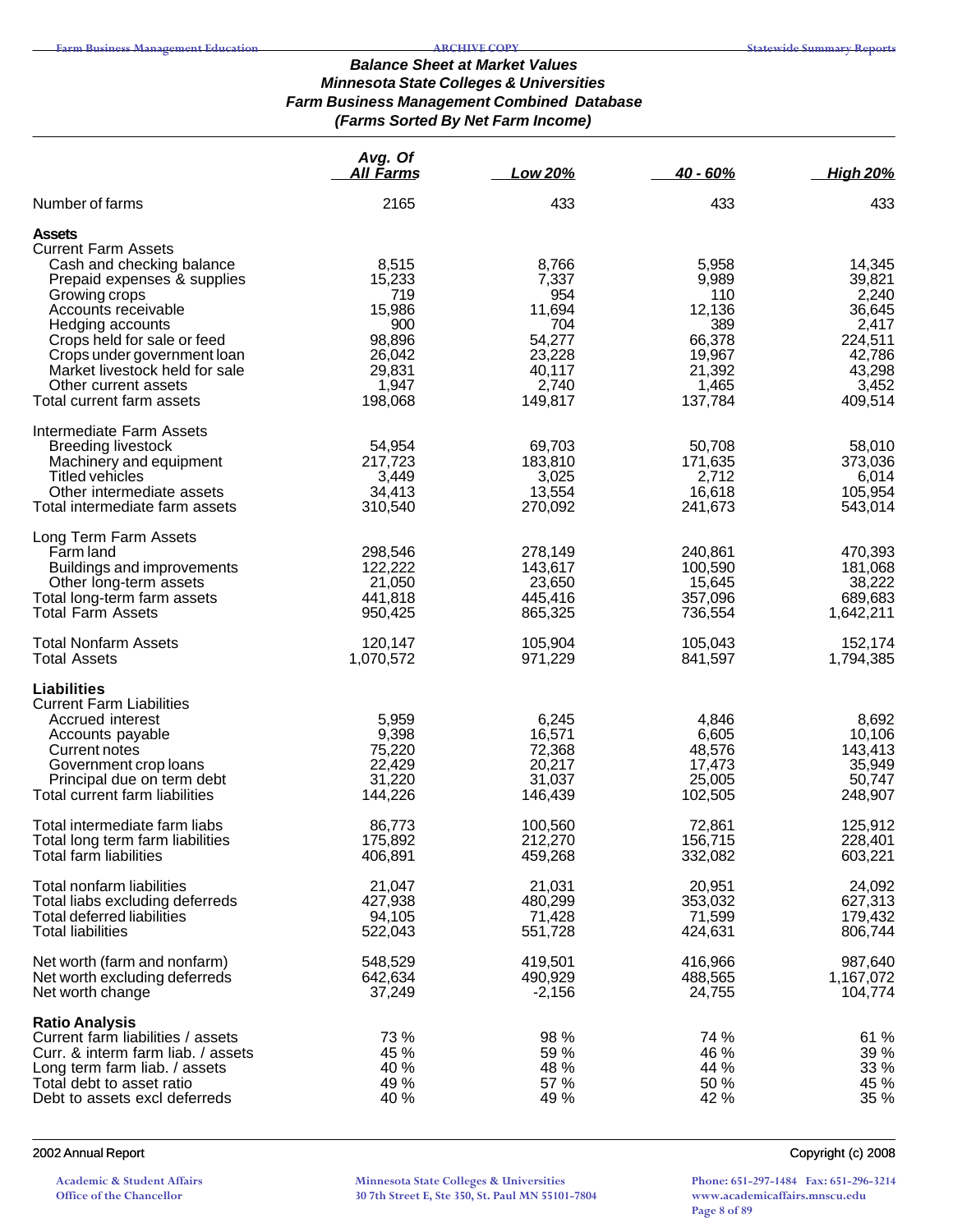## Balance Sheet at Market Values
### Minnesota State Colleges & Universities
### Farm Business Management Combined Database
### (Farms Sorted By Net Farm Income)

| | Avg. Of All Farms | Low 20% | 40 - 60% | High 20% |
|---|---|---|---|---|
| Number of farms | 2165 | 433 | 433 | 433 |
| **Assets** | | | | |
| Current Farm Assets | | | | |
| Cash and checking balance | 8,515 | 8,766 | 5,958 | 14,345 |
| Prepaid expenses & supplies | 15,233 | 7,337 | 9,989 | 39,821 |
| Growing crops | 719 | 954 | 110 | 2,240 |
| Accounts receivable | 15,986 | 11,694 | 12,136 | 36,645 |
| Hedging accounts | 900 | 704 | 389 | 2,417 |
| Crops held for sale or feed | 98,896 | 54,277 | 66,378 | 224,511 |
| Crops under government loan | 26,042 | 23,228 | 19,967 | 42,786 |
| Market livestock held for sale | 29,831 | 40,117 | 21,392 | 43,298 |
| Other current assets | 1,947 | 2,740 | 1,465 | 3,452 |
| Total current farm assets | 198,068 | 149,817 | 137,784 | 409,514 |
| Intermediate Farm Assets | | | | |
| Breeding livestock | 54,954 | 69,703 | 50,708 | 58,010 |
| Machinery and equipment | 217,723 | 183,810 | 171,635 | 373,036 |
| Titled vehicles | 3,449 | 3,025 | 2,712 | 6,014 |
| Other intermediate assets | 34,413 | 13,554 | 16,618 | 105,954 |
| Total intermediate farm assets | 310,540 | 270,092 | 241,673 | 543,014 |
| Long Term Farm Assets | | | | |
| Farm land | 298,546 | 278,149 | 240,861 | 470,393 |
| Buildings and improvements | 122,222 | 143,617 | 100,590 | 181,068 |
| Other long-term assets | 21,050 | 23,650 | 15,645 | 38,222 |
| Total long-term farm assets | 441,818 | 445,416 | 357,096 | 689,683 |
| Total Farm Assets | 950,425 | 865,325 | 736,554 | 1,642,211 |
| Total Nonfarm Assets | 120,147 | 105,904 | 105,043 | 152,174 |
| Total Assets | 1,070,572 | 971,229 | 841,597 | 1,794,385 |
| **Liabilities** | | | | |
| Current Farm Liabilities | | | | |
| Accrued interest | 5,959 | 6,245 | 4,846 | 8,692 |
| Accounts payable | 9,398 | 16,571 | 6,605 | 10,106 |
| Current notes | 75,220 | 72,368 | 48,576 | 143,413 |
| Government crop loans | 22,429 | 20,217 | 17,473 | 35,949 |
| Principal due on term debt | 31,220 | 31,037 | 25,005 | 50,747 |
| Total current farm liabilities | 144,226 | 146,439 | 102,505 | 248,907 |
| Total intermediate farm liabs | 86,773 | 100,560 | 72,861 | 125,912 |
| Total long term farm liabilities | 175,892 | 212,270 | 156,715 | 228,401 |
| Total farm liabilities | 406,891 | 459,268 | 332,082 | 603,221 |
| Total nonfarm liabilities | 21,047 | 21,031 | 20,951 | 24,092 |
| Total liabs excluding deferreds | 427,938 | 480,299 | 353,032 | 627,313 |
| Total deferred liabilities | 94,105 | 71,428 | 71,599 | 179,432 |
| Total liabilities | 522,043 | 551,728 | 424,631 | 806,744 |
| Net worth (farm and nonfarm) | 548,529 | 419,501 | 416,966 | 987,640 |
| Net worth excluding deferreds | 642,634 | 490,929 | 488,565 | 1,167,072 |
| Net worth change | 37,249 | -2,156 | 24,755 | 104,774 |
| **Ratio Analysis** | | | | |
| Current farm liabilities / assets | 73 % | 98 % | 74 % | 61 % |
| Curr. & interm farm liab. / assets | 45 % | 59 % | 46 % | 39 % |
| Long term farm liab. / assets | 40 % | 48 % | 44 % | 33 % |
| Total debt to asset ratio | 49 % | 57 % | 50 % | 45 % |
| Debt to assets excl deferreds | 40 % | 49 % | 42 % | 35 % |

2002 Annual Report — Copyright (c) 2008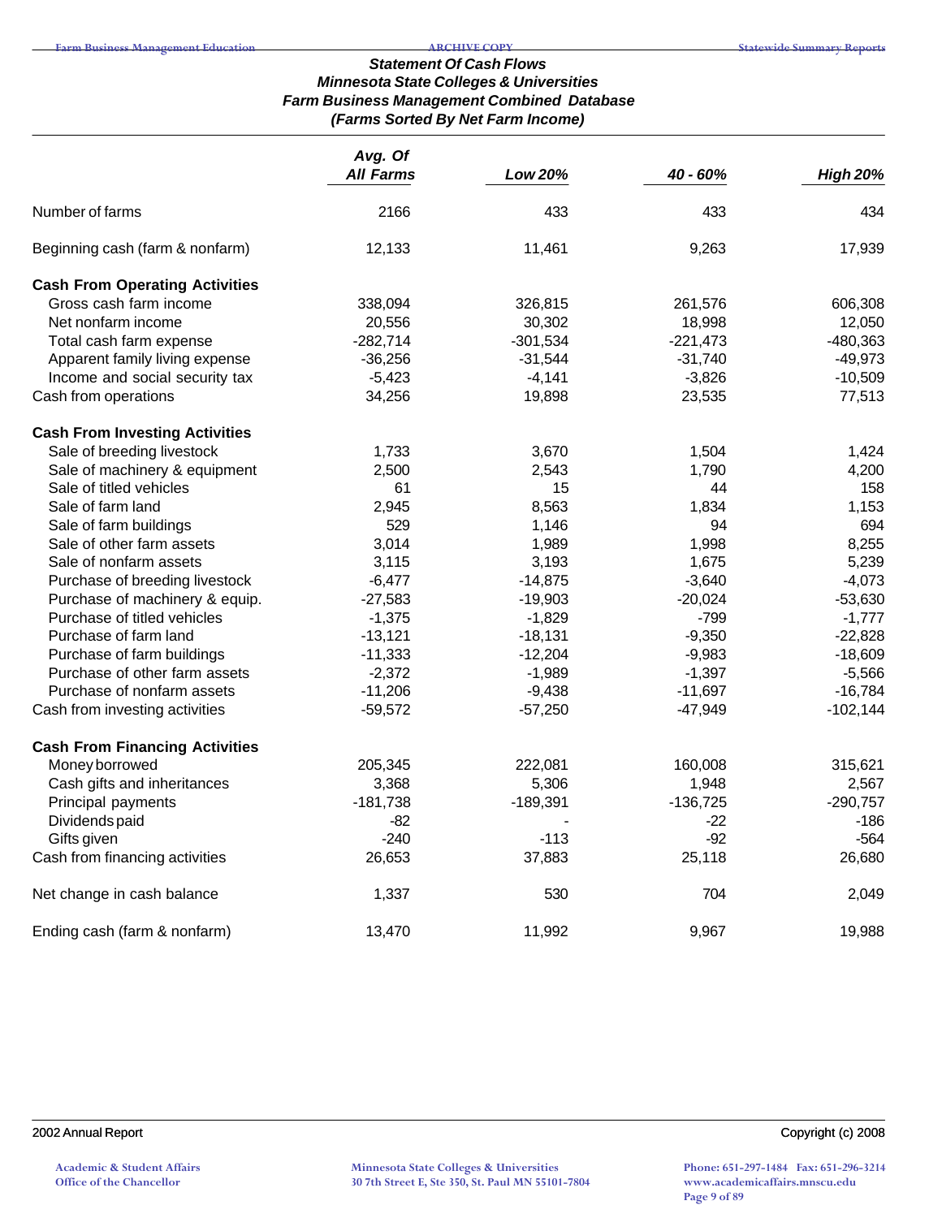### Statement Of Cash Flows
### Minnesota State Colleges & Universities
### Farm Business Management Combined Database
### (Farms Sorted By Net Farm Income)

| | Avg. Of All Farms | Low 20% | 40 - 60% | High 20% |
|---|---|---|---|---|
| Number of farms | 2166 | 433 | 433 | 434 |
| Beginning cash (farm & nonfarm) | 12,133 | 11,461 | 9,263 | 17,939 |
| **Cash From Operating Activities** | | | | |
| Gross cash farm income | 338,094 | 326,815 | 261,576 | 606,308 |
| Net nonfarm income | 20,556 | 30,302 | 18,998 | 12,050 |
| Total cash farm expense | -282,714 | -301,534 | -221,473 | -480,363 |
| Apparent family living expense | -36,256 | -31,544 | -31,740 | -49,973 |
| Income and social security tax | -5,423 | -4,141 | -3,826 | -10,509 |
| Cash from operations | 34,256 | 19,898 | 23,535 | 77,513 |
| **Cash From Investing Activities** | | | | |
| Sale of breeding livestock | 1,733 | 3,670 | 1,504 | 1,424 |
| Sale of machinery & equipment | 2,500 | 2,543 | 1,790 | 4,200 |
| Sale of titled vehicles | 61 | 15 | 44 | 158 |
| Sale of farm land | 2,945 | 8,563 | 1,834 | 1,153 |
| Sale of farm buildings | 529 | 1,146 | 94 | 694 |
| Sale of other farm assets | 3,014 | 1,989 | 1,998 | 8,255 |
| Sale of nonfarm assets | 3,115 | 3,193 | 1,675 | 5,239 |
| Purchase of breeding livestock | -6,477 | -14,875 | -3,640 | -4,073 |
| Purchase of machinery & equip. | -27,583 | -19,903 | -20,024 | -53,630 |
| Purchase of titled vehicles | -1,375 | -1,829 | -799 | -1,777 |
| Purchase of farm land | -13,121 | -18,131 | -9,350 | -22,828 |
| Purchase of farm buildings | -11,333 | -12,204 | -9,983 | -18,609 |
| Purchase of other farm assets | -2,372 | -1,989 | -1,397 | -5,566 |
| Purchase of nonfarm assets | -11,206 | -9,438 | -11,697 | -16,784 |
| Cash from investing activities | -59,572 | -57,250 | -47,949 | -102,144 |
| **Cash From Financing Activities** | | | | |
| Money borrowed | 205,345 | 222,081 | 160,008 | 315,621 |
| Cash gifts and inheritances | 3,368 | 5,306 | 1,948 | 2,567 |
| Principal payments | -181,738 | -189,391 | -136,725 | -290,757 |
| Dividends paid | -82 | - | -22 | -186 |
| Gifts given | -240 | -113 | -92 | -564 |
| Cash from financing activities | 26,653 | 37,883 | 25,118 | 26,680 |
| Net change in cash balance | 1,337 | 530 | 704 | 2,049 |
| Ending cash (farm & nonfarm) | 13,470 | 11,992 | 9,967 | 19,988 |

2002 Annual Report

Copyright (c) 2008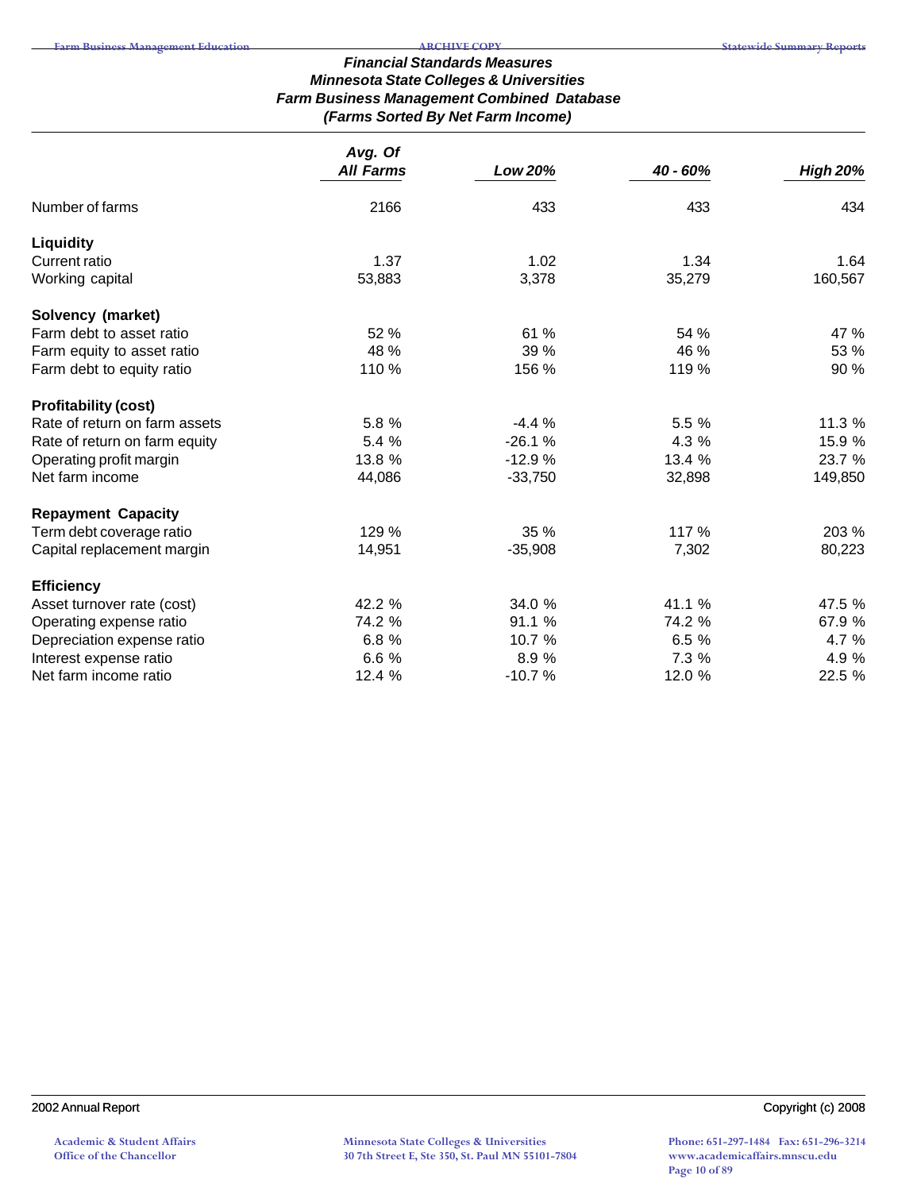### *Financial Standards Measures*
### *Minnesota State Colleges & Universities*
### *Farm Business Management Combined Database*
### *(Farms Sorted By Net Farm Income)*

| | *Avg. Of All Farms* | *Low 20%* | *40 - 60%* | *High 20%* |
|---|---|---|---|---|
| Number of farms | 2166 | 433 | 433 | 434 |
| **Liquidity** | | | | |
| Current ratio | 1.37 | 1.02 | 1.34 | 1.64 |
| Working capital | 53,883 | 3,378 | 35,279 | 160,567 |
| **Solvency (market)** | | | | |
| Farm debt to asset ratio | 52 % | 61 % | 54 % | 47 % |
| Farm equity to asset ratio | 48 % | 39 % | 46 % | 53 % |
| Farm debt to equity ratio | 110 % | 156 % | 119 % | 90 % |
| **Profitability (cost)** | | | | |
| Rate of return on farm assets | 5.8 % | -4.4 % | 5.5 % | 11.3 % |
| Rate of return on farm equity | 5.4 % | -26.1 % | 4.3 % | 15.9 % |
| Operating profit margin | 13.8 % | -12.9 % | 13.4 % | 23.7 % |
| Net farm income | 44,086 | -33,750 | 32,898 | 149,850 |
| **Repayment Capacity** | | | | |
| Term debt coverage ratio | 129 % | 35 % | 117 % | 203 % |
| Capital replacement margin | 14,951 | -35,908 | 7,302 | 80,223 |
| **Efficiency** | | | | |
| Asset turnover rate (cost) | 42.2 % | 34.0 % | 41.1 % | 47.5 % |
| Operating expense ratio | 74.2 % | 91.1 % | 74.2 % | 67.9 % |
| Depreciation expense ratio | 6.8 % | 10.7 % | 6.5 % | 4.7 % |
| Interest expense ratio | 6.6 % | 8.9 % | 7.3 % | 4.9 % |
| Net farm income ratio | 12.4 % | -10.7 % | 12.0 % | 22.5 % |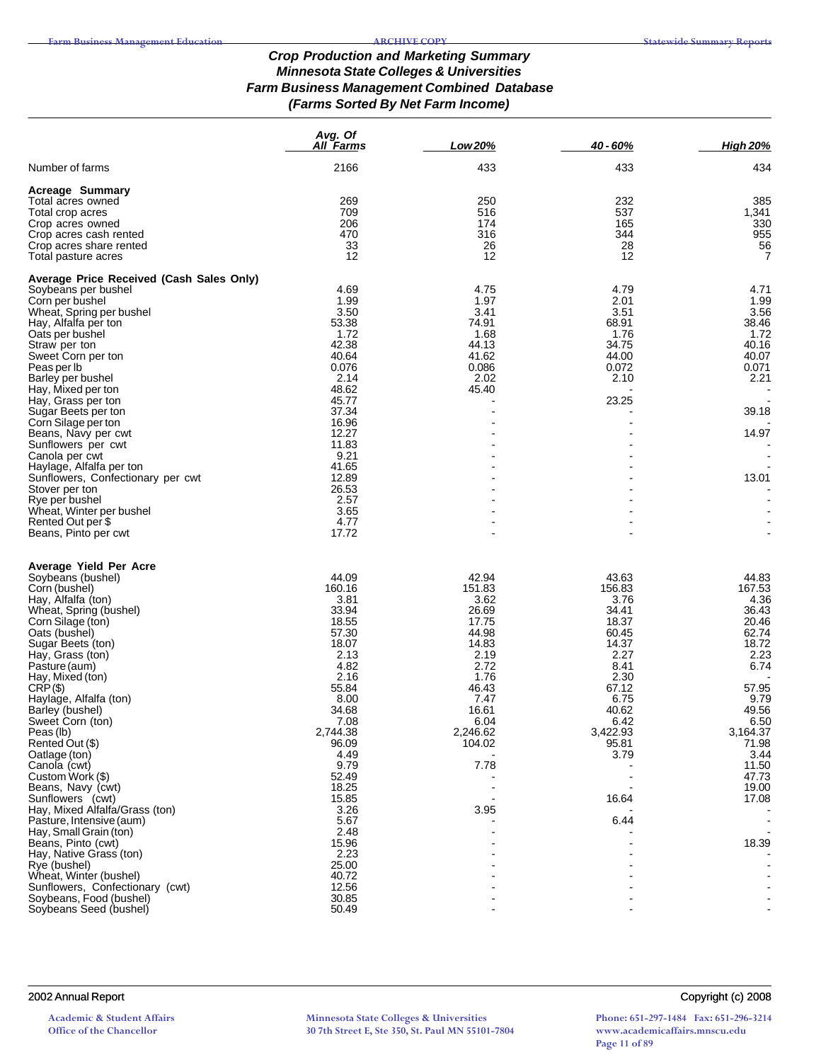# Crop Production and Marketing Summary
## Minnesota State Colleges & Universities
## Farm Business Management Combined Database
## (Farms Sorted By Net Farm Income)

| | Avg. Of All Farms | Low 20% | 40 - 60% | High 20% |
|---|---|---|---|---|
| Number of farms | 2166 | 433 | 433 | 434 |
| **Acreage Summary** | | | | |
| Total acres owned | 269 | 250 | 232 | 385 |
| Total crop acres | 709 | 516 | 537 | 1,341 |
| Crop acres owned | 206 | 174 | 165 | 330 |
| Crop acres cash rented | 470 | 316 | 344 | 955 |
| Crop acres share rented | 33 | 26 | 28 | 56 |
| Total pasture acres | 12 | 12 | 12 | 7 |
| **Average Price Received (Cash Sales Only)** | | | | |
| Soybeans per bushel | 4.69 | 4.75 | 4.79 | 4.71 |
| Corn per bushel | 1.99 | 1.97 | 2.01 | 1.99 |
| Wheat, Spring per bushel | 3.50 | 3.41 | 3.51 | 3.56 |
| Hay, Alfalfa per ton | 53.38 | 74.91 | 68.91 | 38.46 |
| Oats per bushel | 1.72 | 1.68 | 1.76 | 1.72 |
| Straw per ton | 42.38 | 44.13 | 34.75 | 40.16 |
| Sweet Corn per ton | 40.64 | 41.62 | 44.00 | 40.07 |
| Peas per lb | 0.076 | 0.086 | 0.072 | 0.071 |
| Barley per bushel | 2.14 | 2.02 | 2.10 | 2.21 |
| Hay, Mixed per ton | 48.62 | 45.40 | - | - |
| Hay, Grass per ton | 45.77 | - | 23.25 | - |
| Sugar Beets per ton | 37.34 | - | - | 39.18 |
| Corn Silage per ton | 16.96 | - | - | - |
| Beans, Navy per cwt | 12.27 | - | - | 14.97 |
| Sunflowers per cwt | 11.83 | - | - | - |
| Canola per cwt | 9.21 | - | - | - |
| Haylage, Alfalfa per ton | 41.65 | - | - | - |
| Sunflowers, Confectionary per cwt | 12.89 | - | - | 13.01 |
| Stover per ton | 26.53 | - | - | - |
| Rye per bushel | 2.57 | - | - | - |
| Wheat, Winter per bushel | 3.65 | - | - | - |
| Rented Out per $ | 4.77 | - | - | - |
| Beans, Pinto per cwt | 17.72 | - | - | - |
| **Average Yield Per Acre** | | | | |
| Soybeans (bushel) | 44.09 | 42.94 | 43.63 | 44.83 |
| Corn (bushel) | 160.16 | 151.83 | 156.83 | 167.53 |
| Hay, Alfalfa (ton) | 3.81 | 3.62 | 3.76 | 4.36 |
| Wheat, Spring (bushel) | 33.94 | 26.69 | 34.41 | 36.43 |
| Corn Silage (ton) | 18.55 | 17.75 | 18.37 | 20.46 |
| Oats (bushel) | 57.30 | 44.98 | 60.45 | 62.74 |
| Sugar Beets (ton) | 18.07 | 14.83 | 14.37 | 18.72 |
| Hay, Grass (ton) | 2.13 | 2.19 | 2.27 | 2.23 |
| Pasture (aum) | 4.82 | 2.72 | 8.41 | 6.74 |
| Hay, Mixed (ton) | 2.16 | 1.76 | 2.30 | - |
| CRP ($) | 55.84 | 46.43 | 67.12 | 57.95 |
| Haylage, Alfalfa (ton) | 8.00 | 7.47 | 6.75 | 9.79 |
| Barley (bushel) | 34.68 | 16.61 | 40.62 | 49.56 |
| Sweet Corn (ton) | 7.08 | 6.04 | 6.42 | 6.50 |
| Peas (lb) | 2,744.38 | 2,246.62 | 3,422.93 | 3,164.37 |
| Rented Out ($) | 96.09 | 104.02 | 95.81 | 71.98 |
| Oatlage (ton) | 4.49 | - | 3.79 | 3.44 |
| Canola (cwt) | 9.79 | 7.78 | - | 11.50 |
| Custom Work ($) | 52.49 | - | - | 47.73 |
| Beans, Navy (cwt) | 18.25 | - | - | 19.00 |
| Sunflowers (cwt) | 15.85 | - | 16.64 | 17.08 |
| Hay, Mixed Alfalfa/Grass (ton) | 3.26 | 3.95 | - | - |
| Pasture, Intensive (aum) | 5.67 | - | 6.44 | - |
| Hay, Small Grain (ton) | 2.48 | - | - | - |
| Beans, Pinto (cwt) | 15.96 | - | - | 18.39 |
| Hay, Native Grass (ton) | 2.23 | - | - | - |
| Rye (bushel) | 25.00 | - | - | - |
| Wheat, Winter (bushel) | 40.72 | - | - | - |
| Sunflowers, Confectionary (cwt) | 12.56 | - | - | - |
| Soybeans, Food (bushel) | 30.85 | - | - | - |
| Soybeans Seed (bushel) | 50.49 | - | - | - |

2002 Annual Report — Copyright (c) 2008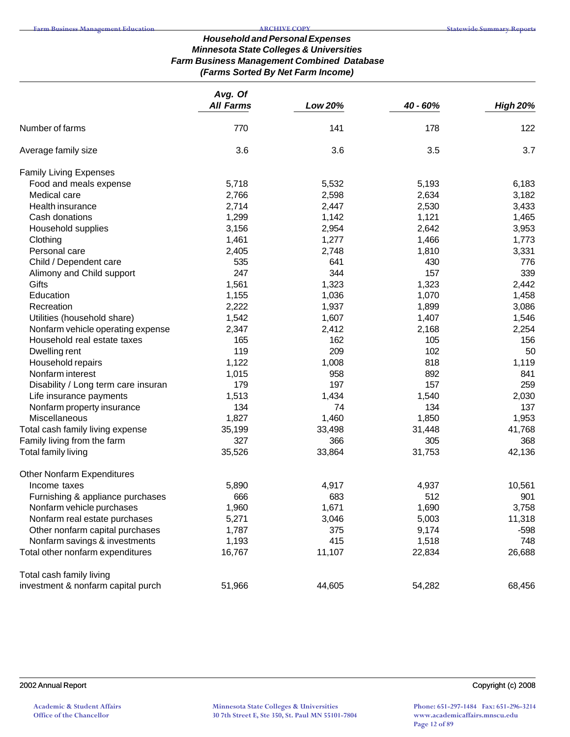### Household and Personal Expenses
### Minnesota State Colleges & Universities
### Farm Business Management Combined Database
### (Farms Sorted By Net Farm Income)

| | Avg. Of All Farms | Low 20% | 40 - 60% | High 20% |
|---|---|---|---|---|
| Number of farms | 770 | 141 | 178 | 122 |
| Average family size | 3.6 | 3.6 | 3.5 | 3.7 |
| **Family Living Expenses** | | | | |
| Food and meals expense | 5,718 | 5,532 | 5,193 | 6,183 |
| Medical care | 2,766 | 2,598 | 2,634 | 3,182 |
| Health insurance | 2,714 | 2,447 | 2,530 | 3,433 |
| Cash donations | 1,299 | 1,142 | 1,121 | 1,465 |
| Household supplies | 3,156 | 2,954 | 2,642 | 3,953 |
| Clothing | 1,461 | 1,277 | 1,466 | 1,773 |
| Personal care | 2,405 | 2,748 | 1,810 | 3,331 |
| Child / Dependent care | 535 | 641 | 430 | 776 |
| Alimony and Child support | 247 | 344 | 157 | 339 |
| Gifts | 1,561 | 1,323 | 1,323 | 2,442 |
| Education | 1,155 | 1,036 | 1,070 | 1,458 |
| Recreation | 2,222 | 1,937 | 1,899 | 3,086 |
| Utilities (household share) | 1,542 | 1,607 | 1,407 | 1,546 |
| Nonfarm vehicle operating expense | 2,347 | 2,412 | 2,168 | 2,254 |
| Household real estate taxes | 165 | 162 | 105 | 156 |
| Dwelling rent | 119 | 209 | 102 | 50 |
| Household repairs | 1,122 | 1,008 | 818 | 1,119 |
| Nonfarm interest | 1,015 | 958 | 892 | 841 |
| Disability / Long term care insuran | 179 | 197 | 157 | 259 |
| Life insurance payments | 1,513 | 1,434 | 1,540 | 2,030 |
| Nonfarm property insurance | 134 | 74 | 134 | 137 |
| Miscellaneous | 1,827 | 1,460 | 1,850 | 1,953 |
| Total cash family living expense | 35,199 | 33,498 | 31,448 | 41,768 |
| Family living from the farm | 327 | 366 | 305 | 368 |
| Total family living | 35,526 | 33,864 | 31,753 | 42,136 |
| **Other Nonfarm Expenditures** | | | | |
| Income taxes | 5,890 | 4,917 | 4,937 | 10,561 |
| Furnishing & appliance purchases | 666 | 683 | 512 | 901 |
| Nonfarm vehicle purchases | 1,960 | 1,671 | 1,690 | 3,758 |
| Nonfarm real estate purchases | 5,271 | 3,046 | 5,003 | 11,318 |
| Other nonfarm capital purchases | 1,787 | 375 | 9,174 | -598 |
| Nonfarm savings & investments | 1,193 | 415 | 1,518 | 748 |
| Total other nonfarm expenditures | 16,767 | 11,107 | 22,834 | 26,688 |
| Total cash family living investment & nonfarm capital purch | 51,966 | 44,605 | 54,282 | 68,456 |

2002 Annual Report — Copyright (c) 2008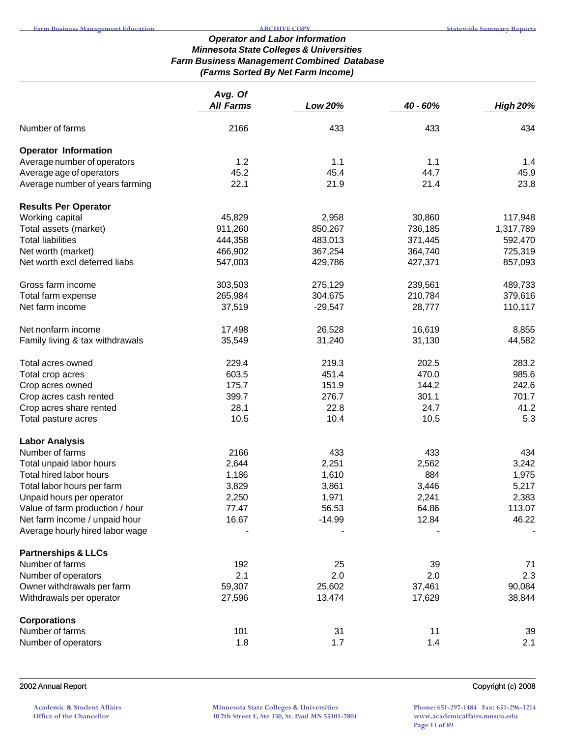## Operator and Labor Information
### Minnesota State Colleges & Universities
### Farm Business Management Combined Database
### (Farms Sorted By Net Farm Income)

| | Avg. Of All Farms | Low 20% | 40 - 60% | High 20% |
|---|---|---|---|---|
| Number of farms | 2166 | 433 | 433 | 434 |
| **Operator Information** | | | | |
| Average number of operators | 1.2 | 1.1 | 1.1 | 1.4 |
| Average age of operators | 45.2 | 45.4 | 44.7 | 45.9 |
| Average number of years farming | 22.1 | 21.9 | 21.4 | 23.8 |
| **Results Per Operator** | | | | |
| Working capital | 45,829 | 2,958 | 30,860 | 117,948 |
| Total assets (market) | 911,260 | 850,267 | 736,185 | 1,317,789 |
| Total liabilities | 444,358 | 483,013 | 371,445 | 592,470 |
| Net worth (market) | 466,902 | 367,254 | 364,740 | 725,319 |
| Net worth excl deferred liabs | 547,003 | 429,786 | 427,371 | 857,093 |
| Gross farm income | 303,503 | 275,129 | 239,561 | 489,733 |
| Total farm expense | 265,984 | 304,675 | 210,784 | 379,616 |
| Net farm income | 37,519 | -29,547 | 28,777 | 110,117 |
| Net nonfarm income | 17,498 | 26,528 | 16,619 | 8,855 |
| Family living & tax withdrawals | 35,549 | 31,240 | 31,130 | 44,582 |
| Total acres owned | 229.4 | 219.3 | 202.5 | 283.2 |
| Total crop acres | 603.5 | 451.4 | 470.0 | 985.6 |
| Crop acres owned | 175.7 | 151.9 | 144.2 | 242.6 |
| Crop acres cash rented | 399.7 | 276.7 | 301.1 | 701.7 |
| Crop acres share rented | 28.1 | 22.8 | 24.7 | 41.2 |
| Total pasture acres | 10.5 | 10.4 | 10.5 | 5.3 |
| **Labor Analysis** | | | | |
| Number of farms | 2166 | 433 | 433 | 434 |
| Total unpaid labor hours | 2,644 | 2,251 | 2,562 | 3,242 |
| Total hired labor hours | 1,186 | 1,610 | 884 | 1,975 |
| Total labor hours per farm | 3,829 | 3,861 | 3,446 | 5,217 |
| Unpaid hours per operator | 2,250 | 1,971 | 2,241 | 2,383 |
| Value of farm production / hour | 77.47 | 56.53 | 64.86 | 113.07 |
| Net farm income / unpaid hour | 16.67 | -14.99 | 12.84 | 46.22 |
| Average hourly hired labor wage | - | - | - | - |
| **Partnerships & LLCs** | | | | |
| Number of farms | 192 | 25 | 39 | 71 |
| Number of operators | 2.1 | 2.0 | 2.0 | 2.3 |
| Owner withdrawals per farm | 59,307 | 25,602 | 37,461 | 90,084 |
| Withdrawals per operator | 27,596 | 13,474 | 17,629 | 38,844 |
| **Corporations** | | | | |
| Number of farms | 101 | 31 | 11 | 39 |
| Number of operators | 1.8 | 1.7 | 1.4 | 2.1 |

2002 Annual Report Copyright (c) 2008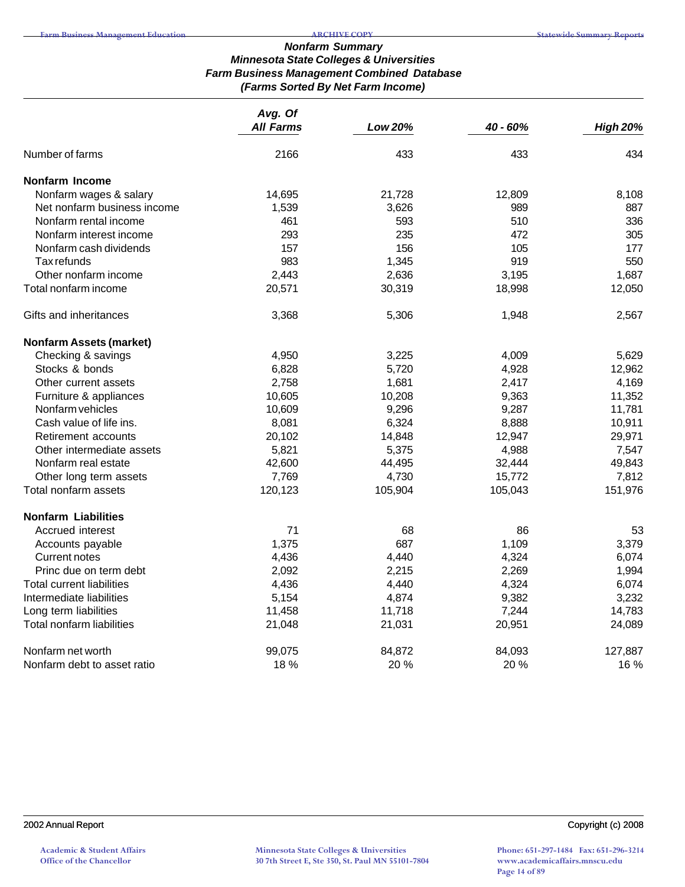## *Nonfarm Summary*
## *Minnesota State Colleges & Universities*
## *Farm Business Management Combined Database*
## *(Farms Sorted By Net Farm Income)*

| | *Avg. Of All Farms* | *Low 20%* | *40 - 60%* | *High 20%* |
|---|---|---|---|---|
| Number of farms | 2166 | 433 | 433 | 434 |
| **Nonfarm Income** | | | | |
| Nonfarm wages & salary | 14,695 | 21,728 | 12,809 | 8,108 |
| Net nonfarm business income | 1,539 | 3,626 | 989 | 887 |
| Nonfarm rental income | 461 | 593 | 510 | 336 |
| Nonfarm interest income | 293 | 235 | 472 | 305 |
| Nonfarm cash dividends | 157 | 156 | 105 | 177 |
| Tax refunds | 983 | 1,345 | 919 | 550 |
| Other nonfarm income | 2,443 | 2,636 | 3,195 | 1,687 |
| Total nonfarm income | 20,571 | 30,319 | 18,998 | 12,050 |
| Gifts and inheritances | 3,368 | 5,306 | 1,948 | 2,567 |
| **Nonfarm Assets (market)** | | | | |
| Checking & savings | 4,950 | 3,225 | 4,009 | 5,629 |
| Stocks & bonds | 6,828 | 5,720 | 4,928 | 12,962 |
| Other current assets | 2,758 | 1,681 | 2,417 | 4,169 |
| Furniture & appliances | 10,605 | 10,208 | 9,363 | 11,352 |
| Nonfarm vehicles | 10,609 | 9,296 | 9,287 | 11,781 |
| Cash value of life ins. | 8,081 | 6,324 | 8,888 | 10,911 |
| Retirement accounts | 20,102 | 14,848 | 12,947 | 29,971 |
| Other intermediate assets | 5,821 | 5,375 | 4,988 | 7,547 |
| Nonfarm real estate | 42,600 | 44,495 | 32,444 | 49,843 |
| Other long term assets | 7,769 | 4,730 | 15,772 | 7,812 |
| Total nonfarm assets | 120,123 | 105,904 | 105,043 | 151,976 |
| **Nonfarm Liabilities** | | | | |
| Accrued interest | 71 | 68 | 86 | 53 |
| Accounts payable | 1,375 | 687 | 1,109 | 3,379 |
| Current notes | 4,436 | 4,440 | 4,324 | 6,074 |
| Princ due on term debt | 2,092 | 2,215 | 2,269 | 1,994 |
| Total current liabilities | 4,436 | 4,440 | 4,324 | 6,074 |
| Intermediate liabilities | 5,154 | 4,874 | 9,382 | 3,232 |
| Long term liabilities | 11,458 | 11,718 | 7,244 | 14,783 |
| Total nonfarm liabilities | 21,048 | 21,031 | 20,951 | 24,089 |
| Nonfarm net worth | 99,075 | 84,872 | 84,093 | 127,887 |
| Nonfarm debt to asset ratio | 18 % | 20 % | 20 % | 16 % |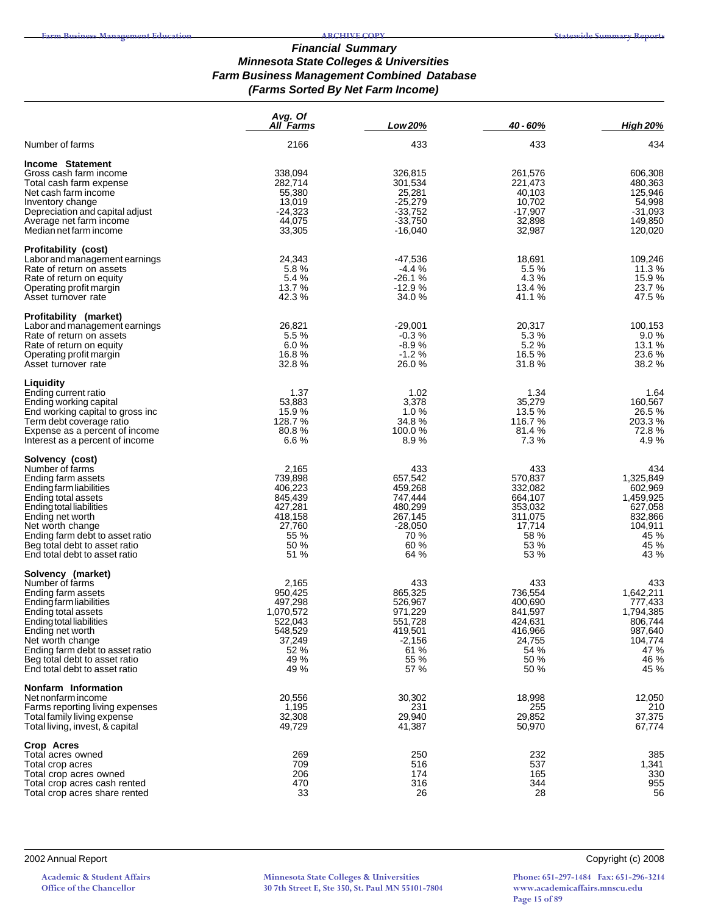## *Financial Summary*
## *Minnesota State Colleges & Universities*
## *Farm Business Management Combined Database*
## *(Farms Sorted By Net Farm Income)*

| | Avg. Of All Farms | Low 20% | 40 - 60% | High 20% |
|---|---|---|---|---|
| Number of farms | 2166 | 433 | 433 | 434 |
| **Income Statement** | | | | |
| Gross cash farm income | 338,094 | 326,815 | 261,576 | 606,308 |
| Total cash farm expense | 282,714 | 301,534 | 221,473 | 480,363 |
| Net cash farm income | 55,380 | 25,281 | 40,103 | 125,946 |
| Inventory change | 13,019 | -25,279 | 10,702 | 54,998 |
| Depreciation and capital adjust | -24,323 | -33,752 | -17,907 | -31,093 |
| Average net farm income | 44,075 | -33,750 | 32,898 | 149,850 |
| Median net farm income | 33,305 | -16,040 | 32,987 | 120,020 |
| **Profitability (cost)** | | | | |
| Labor and management earnings | 24,343 | -47,536 | 18,691 | 109,246 |
| Rate of return on assets | 5.8 % | -4.4 % | 5.5 % | 11.3 % |
| Rate of return on equity | 5.4 % | -26.1 % | 4.3 % | 15.9 % |
| Operating profit margin | 13.7 % | -12.9 % | 13.4 % | 23.7 % |
| Asset turnover rate | 42.3 % | 34.0 % | 41.1 % | 47.5 % |
| **Profitability (market)** | | | | |
| Labor and management earnings | 26,821 | -29,001 | 20,317 | 100,153 |
| Rate of return on assets | 5.5 % | -0.3 % | 5.3 % | 9.0 % |
| Rate of return on equity | 6.0 % | -8.9 % | 5.2 % | 13.1 % |
| Operating profit margin | 16.8 % | -1.2 % | 16.5 % | 23.6 % |
| Asset turnover rate | 32.8 % | 26.0 % | 31.8 % | 38.2 % |
| **Liquidity** | | | | |
| Ending current ratio | 1.37 | 1.02 | 1.34 | 1.64 |
| Ending working capital | 53,883 | 3,378 | 35,279 | 160,567 |
| End working capital to gross inc | 15.9 % | 1.0 % | 13.5 % | 26.5 % |
| Term debt coverage ratio | 128.7 % | 34.8 % | 116.7 % | 203.3 % |
| Expense as a percent of income | 80.8 % | 100.0 % | 81.4 % | 72.8 % |
| Interest as a percent of income | 6.6 % | 8.9 % | 7.3 % | 4.9 % |
| **Solvency (cost)** | | | | |
| Number of farms | 2,165 | 433 | 433 | 434 |
| Ending farm assets | 739,898 | 657,542 | 570,837 | 1,325,849 |
| Ending farm liabilities | 406,223 | 459,268 | 332,082 | 602,969 |
| Ending total assets | 845,439 | 747,444 | 664,107 | 1,459,925 |
| Ending total liabilities | 427,281 | 480,299 | 353,032 | 627,058 |
| Ending net worth | 418,158 | 267,145 | 311,075 | 832,866 |
| Net worth change | 27,760 | -28,050 | 17,714 | 104,911 |
| Ending farm debt to asset ratio | 55 % | 70 % | 58 % | 45 % |
| Beg total debt to asset ratio | 50 % | 60 % | 53 % | 45 % |
| End total debt to asset ratio | 51 % | 64 % | 53 % | 43 % |
| **Solvency (market)** | | | | |
| Number of farms | 2,165 | 433 | 433 | 433 |
| Ending farm assets | 950,425 | 865,325 | 736,554 | 1,642,211 |
| Ending farm liabilities | 497,298 | 526,967 | 400,690 | 777,433 |
| Ending total assets | 1,070,572 | 971,229 | 841,597 | 1,794,385 |
| Ending total liabilities | 522,043 | 551,728 | 424,631 | 806,744 |
| Ending net worth | 548,529 | 419,501 | 416,966 | 987,640 |
| Net worth change | 37,249 | -2,156 | 24,755 | 104,774 |
| Ending farm debt to asset ratio | 52 % | 61 % | 54 % | 47 % |
| Beg total debt to asset ratio | 49 % | 55 % | 50 % | 46 % |
| End total debt to asset ratio | 49 % | 57 % | 50 % | 45 % |
| **Nonfarm Information** | | | | |
| Net nonfarm income | 20,556 | 30,302 | 18,998 | 12,050 |
| Farms reporting living expenses | 1,195 | 231 | 255 | 210 |
| Total family living expense | 32,308 | 29,940 | 29,852 | 37,375 |
| Total living, invest, & capital | 49,729 | 41,387 | 50,970 | 67,774 |
| **Crop Acres** | | | | |
| Total acres owned | 269 | 250 | 232 | 385 |
| Total crop acres | 709 | 516 | 537 | 1,341 |
| Total crop acres owned | 206 | 174 | 165 | 330 |
| Total crop acres cash rented | 470 | 316 | 344 | 955 |
| Total crop acres share rented | 33 | 26 | 28 | 56 |

2002 Annual Report Copyright (c) 2008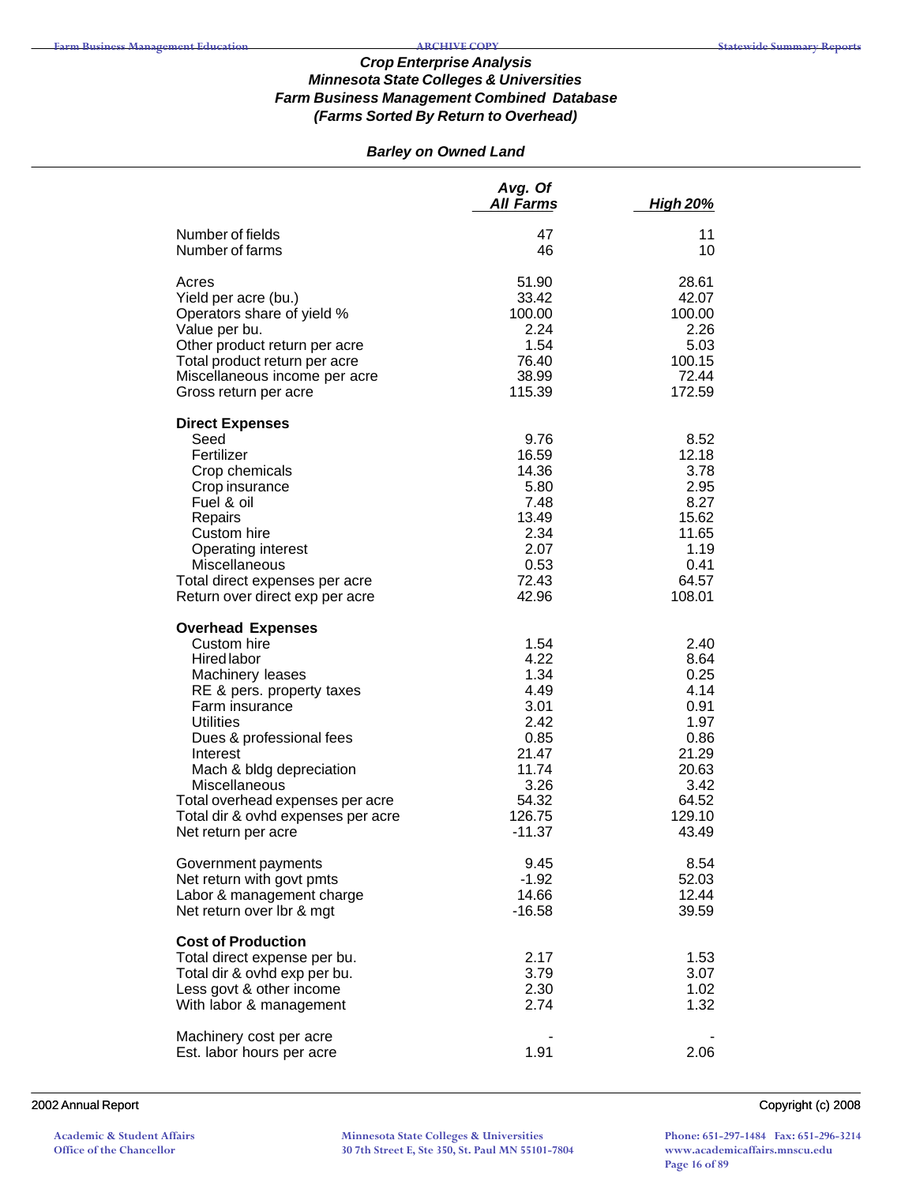### *Crop Enterprise Analysis*
### *Minnesota State Colleges & Universities*
### *Farm Business Management Combined Database*
### *(Farms Sorted By Return to Overhead)*

#### *Barley on Owned Land*

| | Avg. Of All Farms | High 20% |
|---|---|---|
| Number of fields | 47 | 11 |
| Number of farms | 46 | 10 |
| Acres | 51.90 | 28.61 |
| Yield per acre (bu.) | 33.42 | 42.07 |
| Operators share of yield % | 100.00 | 100.00 |
| Value per bu. | 2.24 | 2.26 |
| Other product return per acre | 1.54 | 5.03 |
| Total product return per acre | 76.40 | 100.15 |
| Miscellaneous income per acre | 38.99 | 72.44 |
| Gross return per acre | 115.39 | 172.59 |
| **Direct Expenses** | | |
| Seed | 9.76 | 8.52 |
| Fertilizer | 16.59 | 12.18 |
| Crop chemicals | 14.36 | 3.78 |
| Crop insurance | 5.80 | 2.95 |
| Fuel & oil | 7.48 | 8.27 |
| Repairs | 13.49 | 15.62 |
| Custom hire | 2.34 | 11.65 |
| Operating interest | 2.07 | 1.19 |
| Miscellaneous | 0.53 | 0.41 |
| Total direct expenses per acre | 72.43 | 64.57 |
| Return over direct exp per acre | 42.96 | 108.01 |
| **Overhead Expenses** | | |
| Custom hire | 1.54 | 2.40 |
| Hired labor | 4.22 | 8.64 |
| Machinery leases | 1.34 | 0.25 |
| RE & pers. property taxes | 4.49 | 4.14 |
| Farm insurance | 3.01 | 0.91 |
| Utilities | 2.42 | 1.97 |
| Dues & professional fees | 0.85 | 0.86 |
| Interest | 21.47 | 21.29 |
| Mach & bldg depreciation | 11.74 | 20.63 |
| Miscellaneous | 3.26 | 3.42 |
| Total overhead expenses per acre | 54.32 | 64.52 |
| Total dir & ovhd expenses per acre | 126.75 | 129.10 |
| Net return per acre | -11.37 | 43.49 |
| Government payments | 9.45 | 8.54 |
| Net return with govt pmts | -1.92 | 52.03 |
| Labor & management charge | 14.66 | 12.44 |
| Net return over lbr & mgt | -16.58 | 39.59 |
| **Cost of Production** | | |
| Total direct expense per bu. | 2.17 | 1.53 |
| Total dir & ovhd exp per bu. | 3.79 | 3.07 |
| Less govt & other income | 2.30 | 1.02 |
| With labor & management | 2.74 | 1.32 |
| Machinery cost per acre | - | - |
| Est. labor hours per acre | 1.91 | 2.06 |

2002 Annual Report — Copyright (c) 2008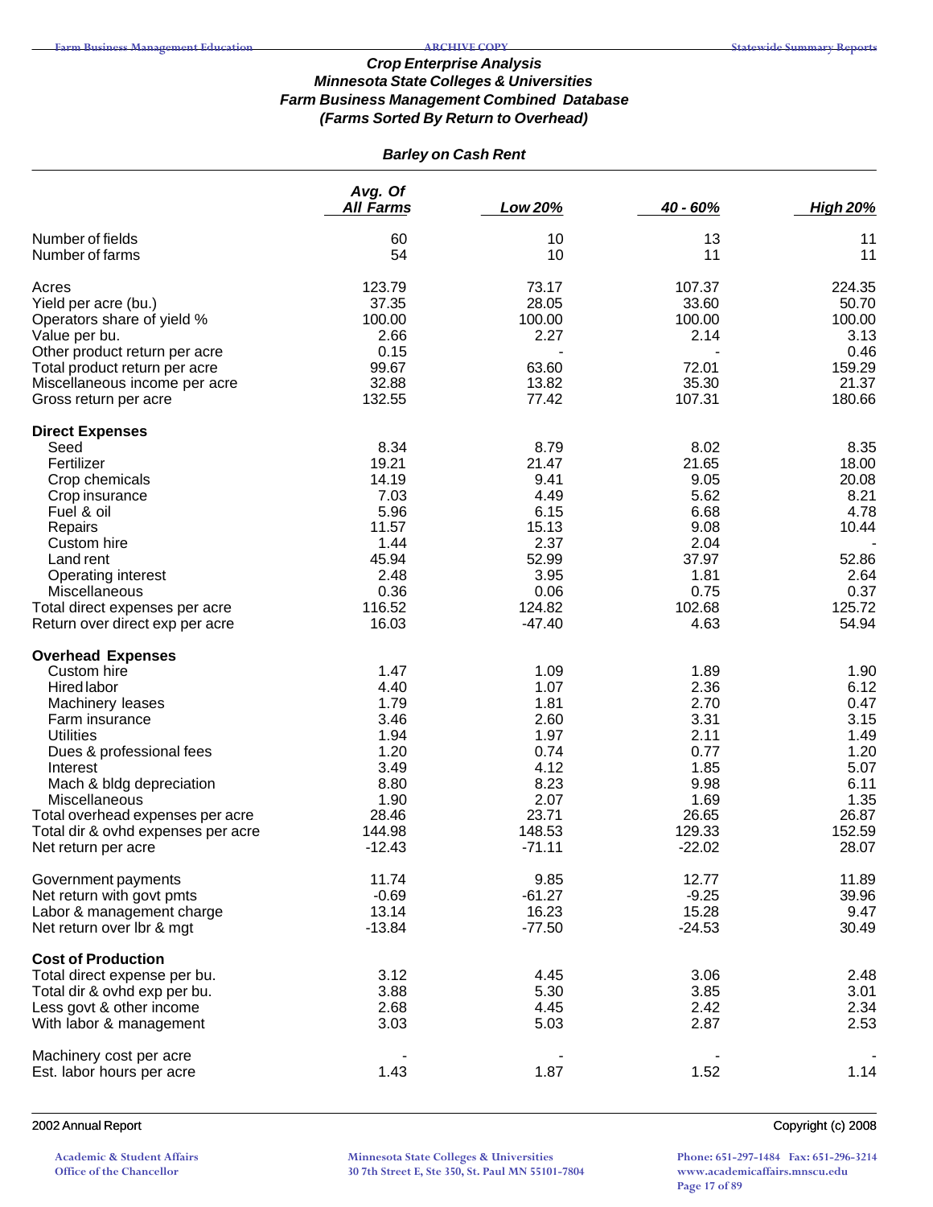### *Crop Enterprise Analysis*
### *Minnesota State Colleges & Universities*
### *Farm Business Management Combined Database*
### *(Farms Sorted By Return to Overhead)*

***Barley on Cash Rent***

| | *Avg. Of All Farms* | *Low 20%* | *40 - 60%* | *High 20%* |
|---|---|---|---|---|
| Number of fields | 60 | 10 | 13 | 11 |
| Number of farms | 54 | 10 | 11 | 11 |
| | | | | |
| Acres | 123.79 | 73.17 | 107.37 | 224.35 |
| Yield per acre (bu.) | 37.35 | 28.05 | 33.60 | 50.70 |
| Operators share of yield % | 100.00 | 100.00 | 100.00 | 100.00 |
| Value per bu. | 2.66 | 2.27 | 2.14 | 3.13 |
| Other product return per acre | 0.15 | - | - | 0.46 |
| Total product return per acre | 99.67 | 63.60 | 72.01 | 159.29 |
| Miscellaneous income per acre | 32.88 | 13.82 | 35.30 | 21.37 |
| Gross return per acre | 132.55 | 77.42 | 107.31 | 180.66 |
| | | | | |
| **Direct Expenses** | | | | |
| Seed | 8.34 | 8.79 | 8.02 | 8.35 |
| Fertilizer | 19.21 | 21.47 | 21.65 | 18.00 |
| Crop chemicals | 14.19 | 9.41 | 9.05 | 20.08 |
| Crop insurance | 7.03 | 4.49 | 5.62 | 8.21 |
| Fuel & oil | 5.96 | 6.15 | 6.68 | 4.78 |
| Repairs | 11.57 | 15.13 | 9.08 | 10.44 |
| Custom hire | 1.44 | 2.37 | 2.04 | - |
| Land rent | 45.94 | 52.99 | 37.97 | 52.86 |
| Operating interest | 2.48 | 3.95 | 1.81 | 2.64 |
| Miscellaneous | 0.36 | 0.06 | 0.75 | 0.37 |
| Total direct expenses per acre | 116.52 | 124.82 | 102.68 | 125.72 |
| Return over direct exp per acre | 16.03 | -47.40 | 4.63 | 54.94 |
| | | | | |
| **Overhead Expenses** | | | | |
| Custom hire | 1.47 | 1.09 | 1.89 | 1.90 |
| Hired labor | 4.40 | 1.07 | 2.36 | 6.12 |
| Machinery leases | 1.79 | 1.81 | 2.70 | 0.47 |
| Farm insurance | 3.46 | 2.60 | 3.31 | 3.15 |
| Utilities | 1.94 | 1.97 | 2.11 | 1.49 |
| Dues & professional fees | 1.20 | 0.74 | 0.77 | 1.20 |
| Interest | 3.49 | 4.12 | 1.85 | 5.07 |
| Mach & bldg depreciation | 8.80 | 8.23 | 9.98 | 6.11 |
| Miscellaneous | 1.90 | 2.07 | 1.69 | 1.35 |
| Total overhead expenses per acre | 28.46 | 23.71 | 26.65 | 26.87 |
| Total dir & ovhd expenses per acre | 144.98 | 148.53 | 129.33 | 152.59 |
| Net return per acre | -12.43 | -71.11 | -22.02 | 28.07 |
| | | | | |
| Government payments | 11.74 | 9.85 | 12.77 | 11.89 |
| Net return with govt pmts | -0.69 | -61.27 | -9.25 | 39.96 |
| Labor & management charge | 13.14 | 16.23 | 15.28 | 9.47 |
| Net return over lbr & mgt | -13.84 | -77.50 | -24.53 | 30.49 |
| | | | | |
| **Cost of Production** | | | | |
| Total direct expense per bu. | 3.12 | 4.45 | 3.06 | 2.48 |
| Total dir & ovhd exp per bu. | 3.88 | 5.30 | 3.85 | 3.01 |
| Less govt & other income | 2.68 | 4.45 | 2.42 | 2.34 |
| With labor & management | 3.03 | 5.03 | 2.87 | 2.53 |
| | | | | |
| Machinery cost per acre | - | - | - | - |
| Est. labor hours per acre | 1.43 | 1.87 | 1.52 | 1.14 |

2002 Annual Report

Copyright (c) 2008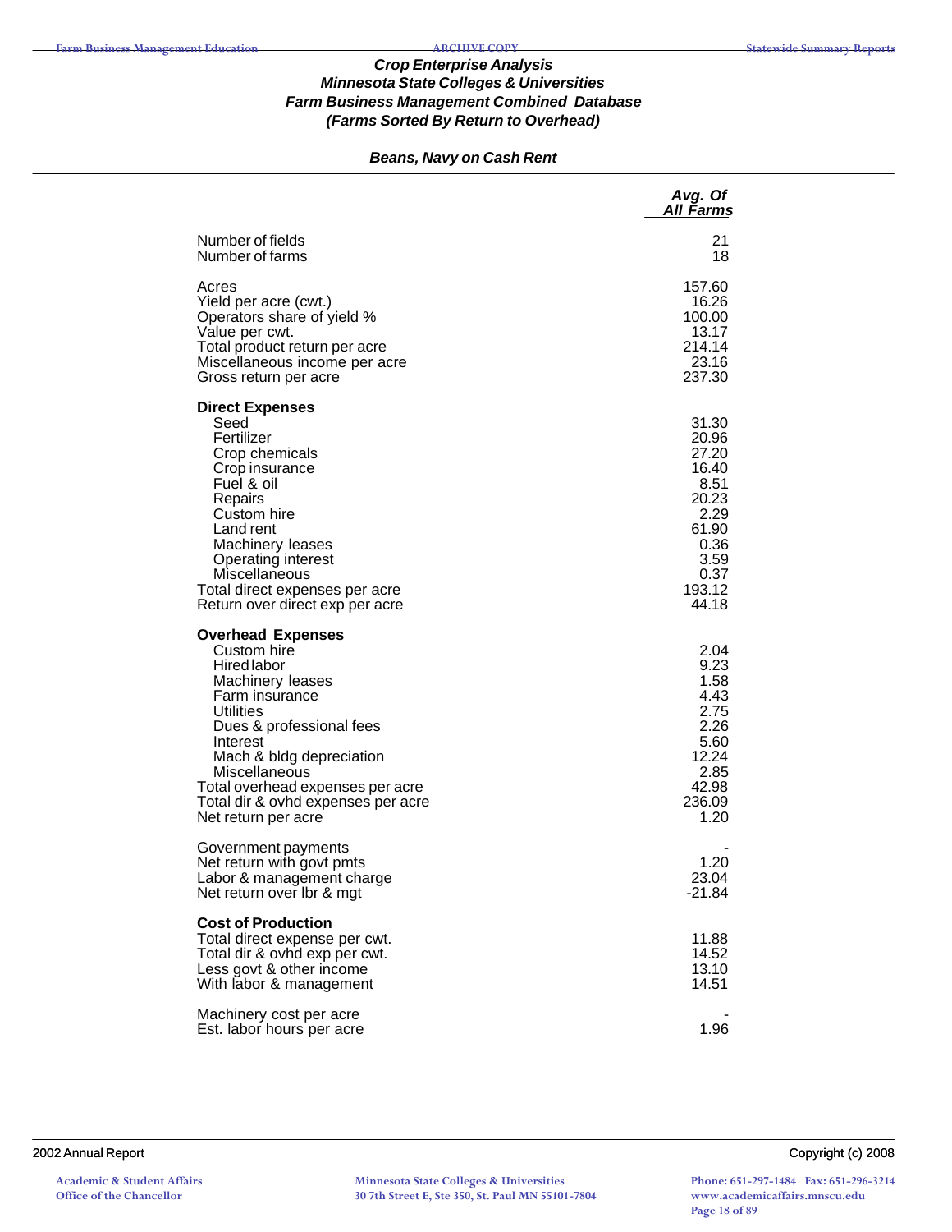### *Crop Enterprise Analysis*
### *Minnesota State Colleges & Universities*
### *Farm Business Management Combined Database*
### *(Farms Sorted By Return to Overhead)*

#### *Beans, Navy on Cash Rent*

| | *Avg. Of All Farms* |
|---|---:|
| Number of fields | 21 |
| Number of farms | 18 |
| | |
| Acres | 157.60 |
| Yield per acre (cwt.) | 16.26 |
| Operators share of yield % | 100.00 |
| Value per cwt. | 13.17 |
| Total product return per acre | 214.14 |
| Miscellaneous income per acre | 23.16 |
| Gross return per acre | 237.30 |
| | |
| **Direct Expenses** | |
| Seed | 31.30 |
| Fertilizer | 20.96 |
| Crop chemicals | 27.20 |
| Crop insurance | 16.40 |
| Fuel & oil | 8.51 |
| Repairs | 20.23 |
| Custom hire | 2.29 |
| Land rent | 61.90 |
| Machinery leases | 0.36 |
| Operating interest | 3.59 |
| Miscellaneous | 0.37 |
| Total direct expenses per acre | 193.12 |
| Return over direct exp per acre | 44.18 |
| | |
| **Overhead Expenses** | |
| Custom hire | 2.04 |
| Hired labor | 9.23 |
| Machinery leases | 1.58 |
| Farm insurance | 4.43 |
| Utilities | 2.75 |
| Dues & professional fees | 2.26 |
| Interest | 5.60 |
| Mach & bldg depreciation | 12.24 |
| Miscellaneous | 2.85 |
| Total overhead expenses per acre | 42.98 |
| Total dir & ovhd expenses per acre | 236.09 |
| Net return per acre | 1.20 |
| | |
| Government payments | - |
| Net return with govt pmts | 1.20 |
| Labor & management charge | 23.04 |
| Net return over lbr & mgt | -21.84 |
| | |
| **Cost of Production** | |
| Total direct expense per cwt. | 11.88 |
| Total dir & ovhd exp per cwt. | 14.52 |
| Less govt & other income | 13.10 |
| With labor & management | 14.51 |
| | |
| Machinery cost per acre | - |
| Est. labor hours per acre | 1.96 |

2002 Annual Report

Copyright (c) 2008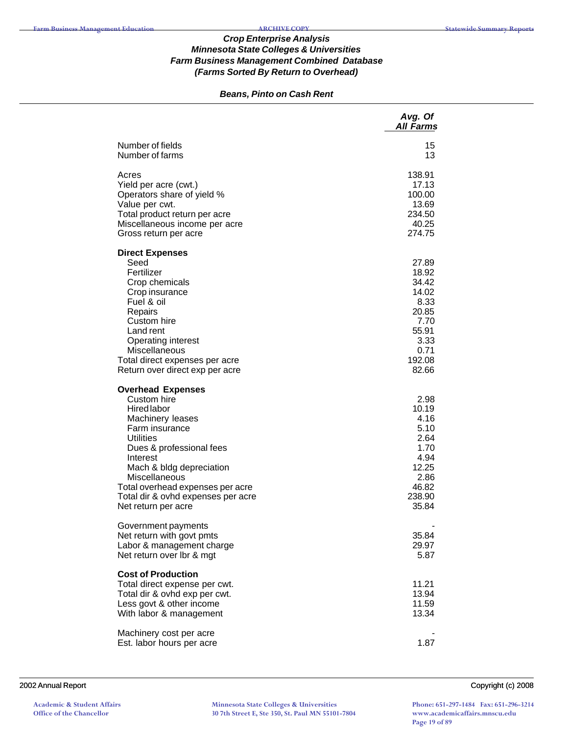### *Crop Enterprise Analysis*
### *Minnesota State Colleges & Universities*
### *Farm Business Management Combined Database*
### *(Farms Sorted By Return to Overhead)*

#### *Beans, Pinto on Cash Rent*

| | *Avg. Of All Farms* |
|---|---|
| Number of fields | 15 |
| Number of farms | 13 |
| | |
| Acres | 138.91 |
| Yield per acre (cwt.) | 17.13 |
| Operators share of yield % | 100.00 |
| Value per cwt. | 13.69 |
| Total product return per acre | 234.50 |
| Miscellaneous income per acre | 40.25 |
| Gross return per acre | 274.75 |
| | |
| **Direct Expenses** | |
| Seed | 27.89 |
| Fertilizer | 18.92 |
| Crop chemicals | 34.42 |
| Crop insurance | 14.02 |
| Fuel & oil | 8.33 |
| Repairs | 20.85 |
| Custom hire | 7.70 |
| Land rent | 55.91 |
| Operating interest | 3.33 |
| Miscellaneous | 0.71 |
| Total direct expenses per acre | 192.08 |
| Return over direct exp per acre | 82.66 |
| | |
| **Overhead Expenses** | |
| Custom hire | 2.98 |
| Hired labor | 10.19 |
| Machinery leases | 4.16 |
| Farm insurance | 5.10 |
| Utilities | 2.64 |
| Dues & professional fees | 1.70 |
| Interest | 4.94 |
| Mach & bldg depreciation | 12.25 |
| Miscellaneous | 2.86 |
| Total overhead expenses per acre | 46.82 |
| Total dir & ovhd expenses per acre | 238.90 |
| Net return per acre | 35.84 |
| | |
| Government payments | - |
| Net return with govt pmts | 35.84 |
| Labor & management charge | 29.97 |
| Net return over lbr & mgt | 5.87 |
| | |
| **Cost of Production** | |
| Total direct expense per cwt. | 11.21 |
| Total dir & ovhd exp per cwt. | 13.94 |
| Less govt & other income | 11.59 |
| With labor & management | 13.34 |
| | |
| Machinery cost per acre | - |
| Est. labor hours per acre | 1.87 |

2002 Annual Report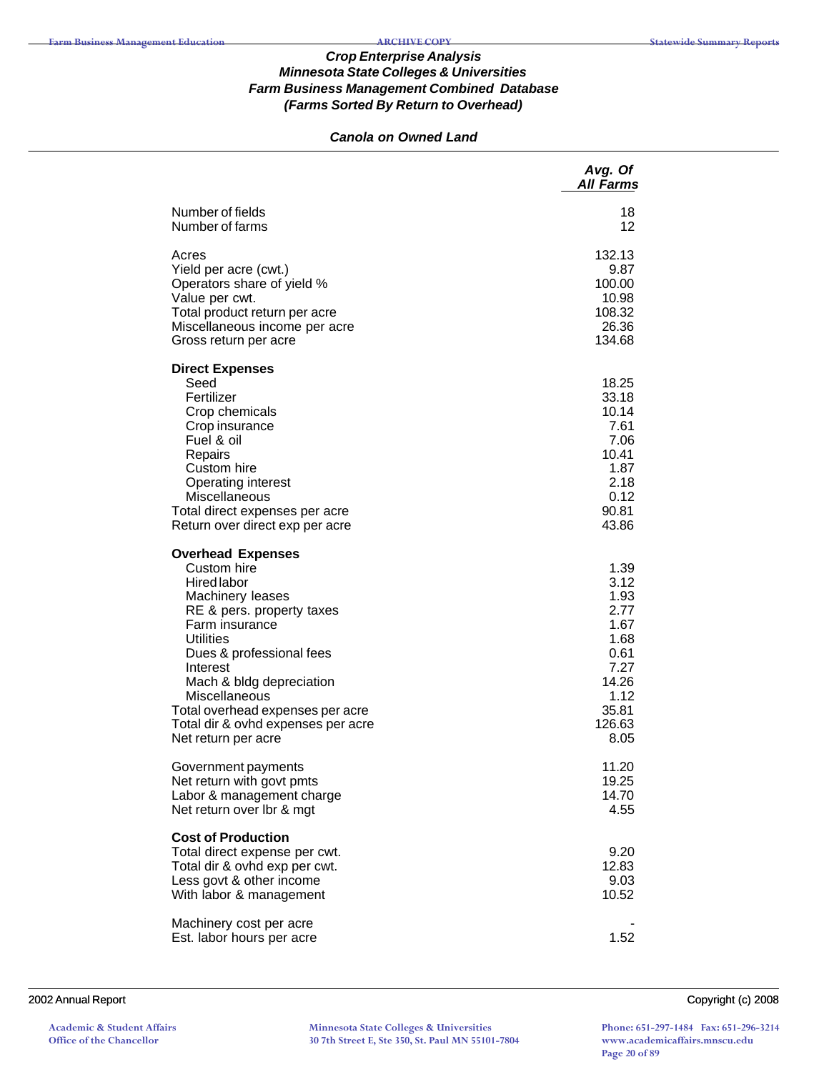### *Crop Enterprise Analysis*
### *Minnesota State Colleges & Universities*
### *Farm Business Management Combined Database*
### *(Farms Sorted By Return to Overhead)*

#### *Canola on Owned Land*

| | *Avg. Of All Farms* |
|---|---|
| Number of fields | 18 |
| Number of farms | 12 |
| | |
| Acres | 132.13 |
| Yield per acre (cwt.) | 9.87 |
| Operators share of yield % | 100.00 |
| Value per cwt. | 10.98 |
| Total product return per acre | 108.32 |
| Miscellaneous income per acre | 26.36 |
| Gross return per acre | 134.68 |
| | |
| **Direct Expenses** | |
| Seed | 18.25 |
| Fertilizer | 33.18 |
| Crop chemicals | 10.14 |
| Crop insurance | 7.61 |
| Fuel & oil | 7.06 |
| Repairs | 10.41 |
| Custom hire | 1.87 |
| Operating interest | 2.18 |
| Miscellaneous | 0.12 |
| Total direct expenses per acre | 90.81 |
| Return over direct exp per acre | 43.86 |
| | |
| **Overhead Expenses** | |
| Custom hire | 1.39 |
| Hired labor | 3.12 |
| Machinery leases | 1.93 |
| RE & pers. property taxes | 2.77 |
| Farm insurance | 1.67 |
| Utilities | 1.68 |
| Dues & professional fees | 0.61 |
| Interest | 7.27 |
| Mach & bldg depreciation | 14.26 |
| Miscellaneous | 1.12 |
| Total overhead expenses per acre | 35.81 |
| Total dir & ovhd expenses per acre | 126.63 |
| Net return per acre | 8.05 |
| | |
| Government payments | 11.20 |
| Net return with govt pmts | 19.25 |
| Labor & management charge | 14.70 |
| Net return over lbr & mgt | 4.55 |
| | |
| **Cost of Production** | |
| Total direct expense per cwt. | 9.20 |
| Total dir & ovhd exp per cwt. | 12.83 |
| Less govt & other income | 9.03 |
| With labor & management | 10.52 |
| | |
| Machinery cost per acre | - |
| Est. labor hours per acre | 1.52 |

2002 Annual Report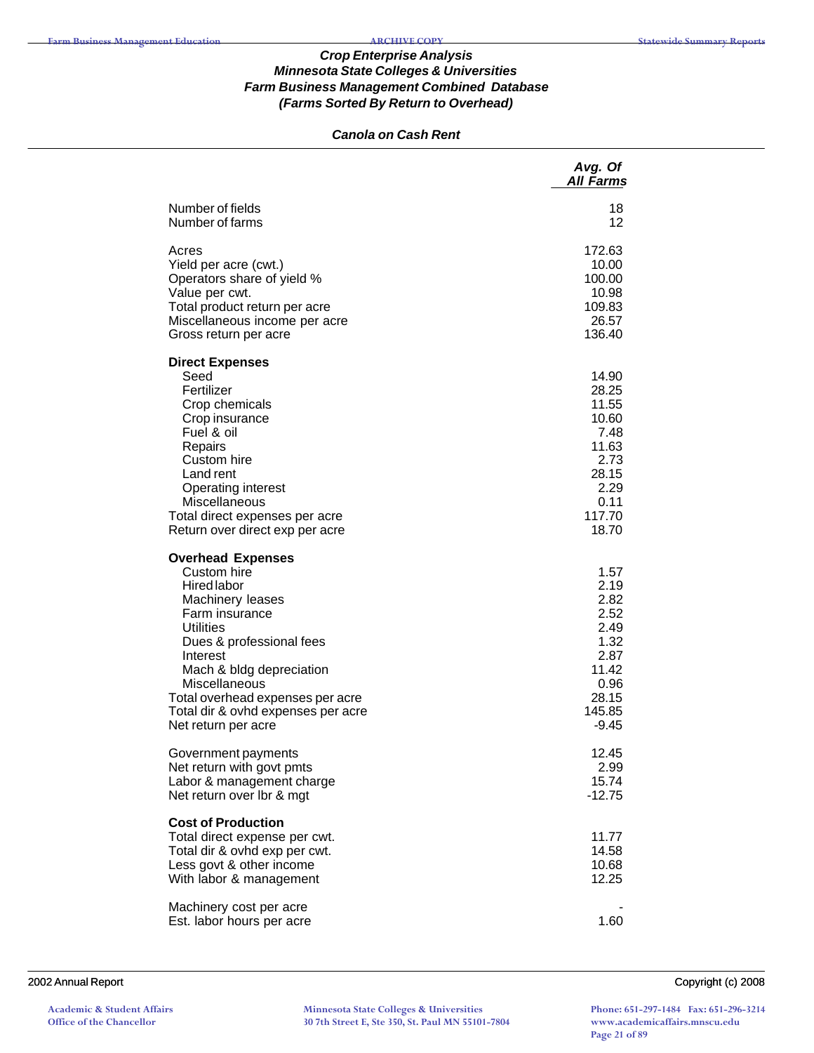### *Crop Enterprise Analysis*
### *Minnesota State Colleges & Universities*
### *Farm Business Management Combined Database*
### *(Farms Sorted By Return to Overhead)*

#### *Canola on Cash Rent*

| | *Avg. Of All Farms* |
|---|---|
| Number of fields | 18 |
| Number of farms | 12 |
| | |
| Acres | 172.63 |
| Yield per acre (cwt.) | 10.00 |
| Operators share of yield % | 100.00 |
| Value per cwt. | 10.98 |
| Total product return per acre | 109.83 |
| Miscellaneous income per acre | 26.57 |
| Gross return per acre | 136.40 |
| | |
| **Direct Expenses** | |
| Seed | 14.90 |
| Fertilizer | 28.25 |
| Crop chemicals | 11.55 |
| Crop insurance | 10.60 |
| Fuel & oil | 7.48 |
| Repairs | 11.63 |
| Custom hire | 2.73 |
| Land rent | 28.15 |
| Operating interest | 2.29 |
| Miscellaneous | 0.11 |
| Total direct expenses per acre | 117.70 |
| Return over direct exp per acre | 18.70 |
| | |
| **Overhead Expenses** | |
| Custom hire | 1.57 |
| Hired labor | 2.19 |
| Machinery leases | 2.82 |
| Farm insurance | 2.52 |
| Utilities | 2.49 |
| Dues & professional fees | 1.32 |
| Interest | 2.87 |
| Mach & bldg depreciation | 11.42 |
| Miscellaneous | 0.96 |
| Total overhead expenses per acre | 28.15 |
| Total dir & ovhd expenses per acre | 145.85 |
| Net return per acre | -9.45 |
| | |
| Government payments | 12.45 |
| Net return with govt pmts | 2.99 |
| Labor & management charge | 15.74 |
| Net return over lbr & mgt | -12.75 |
| | |
| **Cost of Production** | |
| Total direct expense per cwt. | 11.77 |
| Total dir & ovhd exp per cwt. | 14.58 |
| Less govt & other income | 10.68 |
| With labor & management | 12.25 |
| | |
| Machinery cost per acre | - |
| Est. labor hours per acre | 1.60 |

2002 Annual Report — Copyright (c) 2008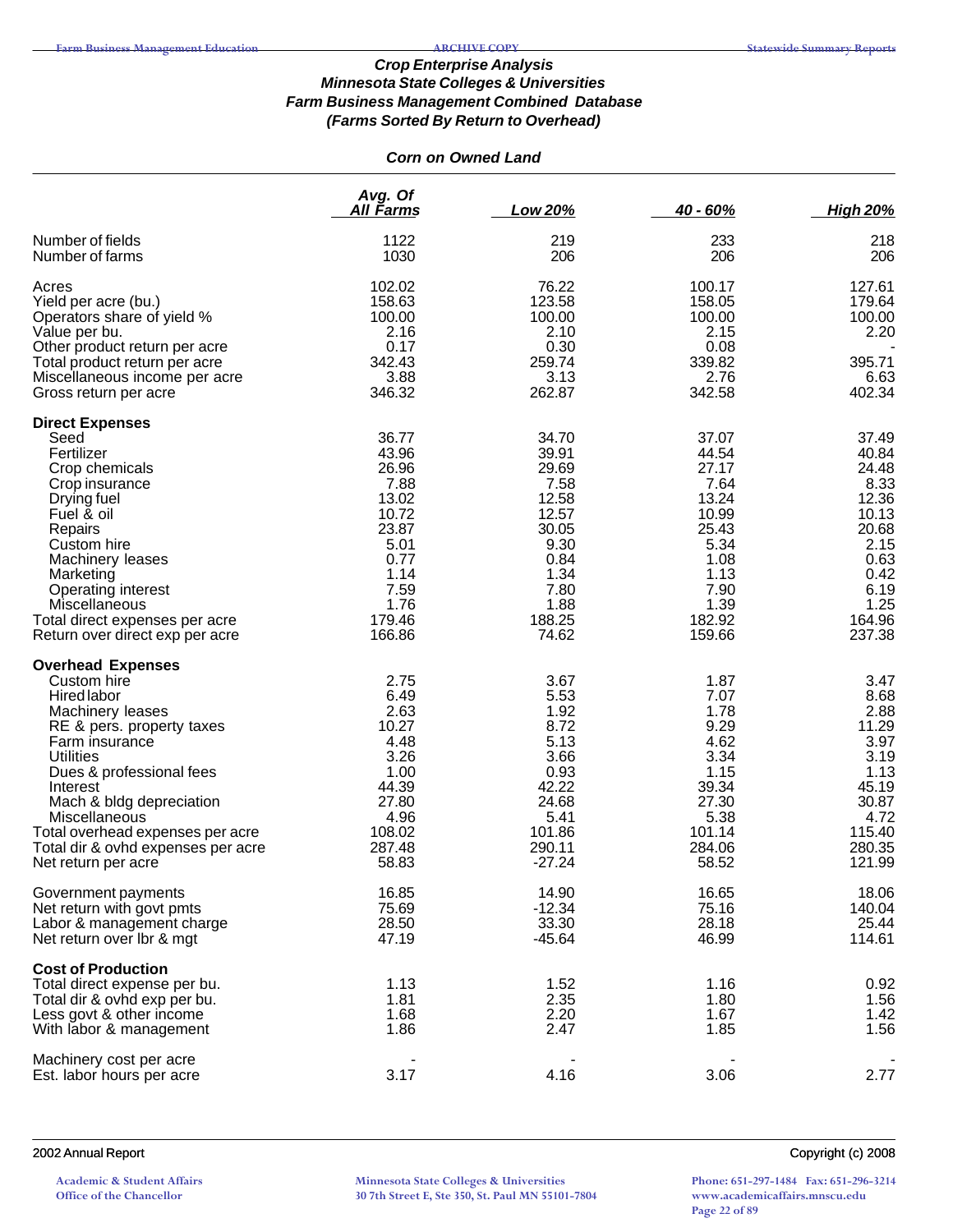### *Crop Enterprise Analysis*
### *Minnesota State Colleges & Universities*
### *Farm Business Management Combined Database*
### *(Farms Sorted By Return to Overhead)*

#### *Corn on Owned Land*

| | Avg. Of All Farms | Low 20% | 40 - 60% | High 20% |
|---|---|---|---|---|
| Number of fields | 1122 | 219 | 233 | 218 |
| Number of farms | 1030 | 206 | 206 | 206 |
| Acres | 102.02 | 76.22 | 100.17 | 127.61 |
| Yield per acre (bu.) | 158.63 | 123.58 | 158.05 | 179.64 |
| Operators share of yield % | 100.00 | 100.00 | 100.00 | 100.00 |
| Value per bu. | 2.16 | 2.10 | 2.15 | 2.20 |
| Other product return per acre | 0.17 | 0.30 | 0.08 | - |
| Total product return per acre | 342.43 | 259.74 | 339.82 | 395.71 |
| Miscellaneous income per acre | 3.88 | 3.13 | 2.76 | 6.63 |
| Gross return per acre | 346.32 | 262.87 | 342.58 | 402.34 |
| **Direct Expenses** | | | | |
| Seed | 36.77 | 34.70 | 37.07 | 37.49 |
| Fertilizer | 43.96 | 39.91 | 44.54 | 40.84 |
| Crop chemicals | 26.96 | 29.69 | 27.17 | 24.48 |
| Crop insurance | 7.88 | 7.58 | 7.64 | 8.33 |
| Drying fuel | 13.02 | 12.58 | 13.24 | 12.36 |
| Fuel & oil | 10.72 | 12.57 | 10.99 | 10.13 |
| Repairs | 23.87 | 30.05 | 25.43 | 20.68 |
| Custom hire | 5.01 | 9.30 | 5.34 | 2.15 |
| Machinery leases | 0.77 | 0.84 | 1.08 | 0.63 |
| Marketing | 1.14 | 1.34 | 1.13 | 0.42 |
| Operating interest | 7.59 | 7.80 | 7.90 | 6.19 |
| Miscellaneous | 1.76 | 1.88 | 1.39 | 1.25 |
| Total direct expenses per acre | 179.46 | 188.25 | 182.92 | 164.96 |
| Return over direct exp per acre | 166.86 | 74.62 | 159.66 | 237.38 |
| **Overhead Expenses** | | | | |
| Custom hire | 2.75 | 3.67 | 1.87 | 3.47 |
| Hired labor | 6.49 | 5.53 | 7.07 | 8.68 |
| Machinery leases | 2.63 | 1.92 | 1.78 | 2.88 |
| RE & pers. property taxes | 10.27 | 8.72 | 9.29 | 11.29 |
| Farm insurance | 4.48 | 5.13 | 4.62 | 3.97 |
| Utilities | 3.26 | 3.66 | 3.34 | 3.19 |
| Dues & professional fees | 1.00 | 0.93 | 1.15 | 1.13 |
| Interest | 44.39 | 42.22 | 39.34 | 45.19 |
| Mach & bldg depreciation | 27.80 | 24.68 | 27.30 | 30.87 |
| Miscellaneous | 4.96 | 5.41 | 5.38 | 4.72 |
| Total overhead expenses per acre | 108.02 | 101.86 | 101.14 | 115.40 |
| Total dir & ovhd expenses per acre | 287.48 | 290.11 | 284.06 | 280.35 |
| Net return per acre | 58.83 | -27.24 | 58.52 | 121.99 |
| Government payments | 16.85 | 14.90 | 16.65 | 18.06 |
| Net return with govt pmts | 75.69 | -12.34 | 75.16 | 140.04 |
| Labor & management charge | 28.50 | 33.30 | 28.18 | 25.44 |
| Net return over lbr & mgt | 47.19 | -45.64 | 46.99 | 114.61 |
| **Cost of Production** | | | | |
| Total direct expense per bu. | 1.13 | 1.52 | 1.16 | 0.92 |
| Total dir & ovhd exp per bu. | 1.81 | 2.35 | 1.80 | 1.56 |
| Less govt & other income | 1.68 | 2.20 | 1.67 | 1.42 |
| With labor & management | 1.86 | 2.47 | 1.85 | 1.56 |
| Machinery cost per acre | - | - | - | - |
| Est. labor hours per acre | 3.17 | 4.16 | 3.06 | 2.77 |

2002 Annual Report | Copyright (c) 2008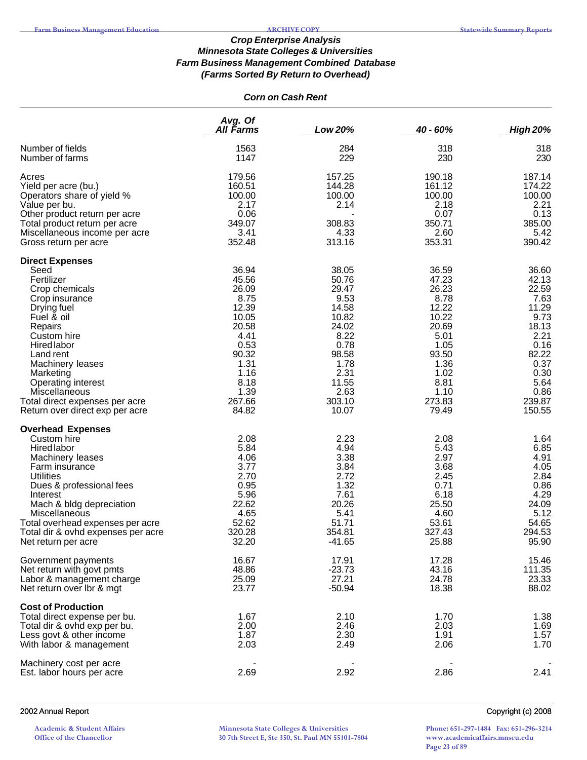### *Crop Enterprise Analysis*
### *Minnesota State Colleges & Universities*
### *Farm Business Management Combined Database*
### *(Farms Sorted By Return to Overhead)*

#### *Corn on Cash Rent*

| | Avg. Of All Farms | Low 20% | 40 - 60% | High 20% |
|---|---|---|---|---|
| Number of fields | 1563 | 284 | 318 | 318 |
| Number of farms | 1147 | 229 | 230 | 230 |
| | | | | |
| Acres | 179.56 | 157.25 | 190.18 | 187.14 |
| Yield per acre (bu.) | 160.51 | 144.28 | 161.12 | 174.22 |
| Operators share of yield % | 100.00 | 100.00 | 100.00 | 100.00 |
| Value per bu. | 2.17 | 2.14 | 2.18 | 2.21 |
| Other product return per acre | 0.06 | - | 0.07 | 0.13 |
| Total product return per acre | 349.07 | 308.83 | 350.71 | 385.00 |
| Miscellaneous income per acre | 3.41 | 4.33 | 2.60 | 5.42 |
| Gross return per acre | 352.48 | 313.16 | 353.31 | 390.42 |
| **Direct Expenses** | | | | |
| Seed | 36.94 | 38.05 | 36.59 | 36.60 |
| Fertilizer | 45.56 | 50.76 | 47.23 | 42.13 |
| Crop chemicals | 26.09 | 29.47 | 26.23 | 22.59 |
| Crop insurance | 8.75 | 9.53 | 8.78 | 7.63 |
| Drying fuel | 12.39 | 14.58 | 12.22 | 11.29 |
| Fuel & oil | 10.05 | 10.82 | 10.22 | 9.73 |
| Repairs | 20.58 | 24.02 | 20.69 | 18.13 |
| Custom hire | 4.41 | 8.22 | 5.01 | 2.21 |
| Hired labor | 0.53 | 0.78 | 1.05 | 0.16 |
| Land rent | 90.32 | 98.58 | 93.50 | 82.22 |
| Machinery leases | 1.31 | 1.78 | 1.36 | 0.37 |
| Marketing | 1.16 | 2.31 | 1.02 | 0.30 |
| Operating interest | 8.18 | 11.55 | 8.81 | 5.64 |
| Miscellaneous | 1.39 | 2.63 | 1.10 | 0.86 |
| Total direct expenses per acre | 267.66 | 303.10 | 273.83 | 239.87 |
| Return over direct exp per acre | 84.82 | 10.07 | 79.49 | 150.55 |
| **Overhead Expenses** | | | | |
| Custom hire | 2.08 | 2.23 | 2.08 | 1.64 |
| Hired labor | 5.84 | 4.94 | 5.43 | 6.85 |
| Machinery leases | 4.06 | 3.38 | 2.97 | 4.91 |
| Farm insurance | 3.77 | 3.84 | 3.68 | 4.05 |
| Utilities | 2.70 | 2.72 | 2.45 | 2.84 |
| Dues & professional fees | 0.95 | 1.32 | 0.71 | 0.86 |
| Interest | 5.96 | 7.61 | 6.18 | 4.29 |
| Mach & bldg depreciation | 22.62 | 20.26 | 25.50 | 24.09 |
| Miscellaneous | 4.65 | 5.41 | 4.60 | 5.12 |
| Total overhead expenses per acre | 52.62 | 51.71 | 53.61 | 54.65 |
| Total dir & ovhd expenses per acre | 320.28 | 354.81 | 327.43 | 294.53 |
| Net return per acre | 32.20 | -41.65 | 25.88 | 95.90 |
| | | | | |
| Government payments | 16.67 | 17.91 | 17.28 | 15.46 |
| Net return with govt pmts | 48.86 | -23.73 | 43.16 | 111.35 |
| Labor & management charge | 25.09 | 27.21 | 24.78 | 23.33 |
| Net return over lbr & mgt | 23.77 | -50.94 | 18.38 | 88.02 |
| **Cost of Production** | | | | |
| Total direct expense per bu. | 1.67 | 2.10 | 1.70 | 1.38 |
| Total dir & ovhd exp per bu. | 2.00 | 2.46 | 2.03 | 1.69 |
| Less govt & other income | 1.87 | 2.30 | 1.91 | 1.57 |
| With labor & management | 2.03 | 2.49 | 2.06 | 1.70 |
| | | | | |
| Machinery cost per acre | - | - | - | - |
| Est. labor hours per acre | 2.69 | 2.92 | 2.86 | 2.41 |

2002 Annual Report — Copyright (c) 2008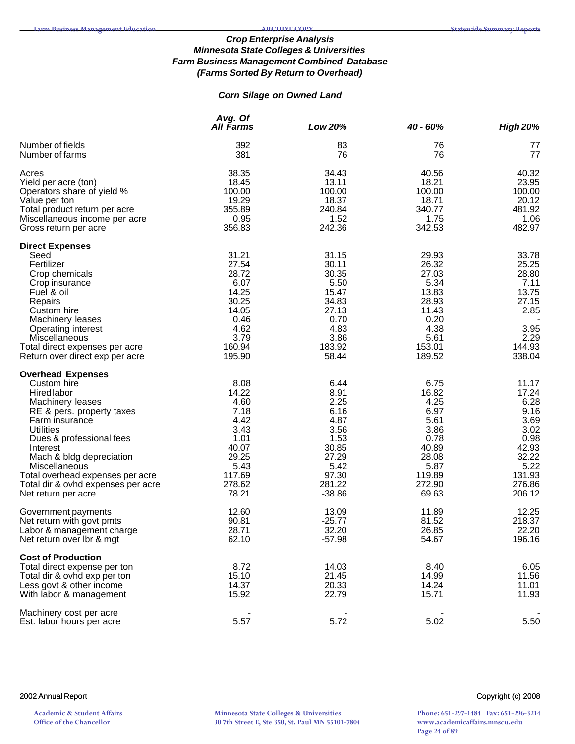### *Crop Enterprise Analysis*
### *Minnesota State Colleges & Universities*
### *Farm Business Management Combined Database*
### *(Farms Sorted By Return to Overhead)*

#### *Corn Silage on Owned Land*

| | Avg. Of All Farms | Low 20% | 40 - 60% | High 20% |
|---|---|---|---|---|
| Number of fields | 392 | 83 | 76 | 77 |
| Number of farms | 381 | 76 | 76 | 77 |
| Acres | 38.35 | 34.43 | 40.56 | 40.32 |
| Yield per acre (ton) | 18.45 | 13.11 | 18.21 | 23.95 |
| Operators share of yield % | 100.00 | 100.00 | 100.00 | 100.00 |
| Value per ton | 19.29 | 18.37 | 18.71 | 20.12 |
| Total product return per acre | 355.89 | 240.84 | 340.77 | 481.92 |
| Miscellaneous income per acre | 0.95 | 1.52 | 1.75 | 1.06 |
| Gross return per acre | 356.83 | 242.36 | 342.53 | 482.97 |
| **Direct Expenses** | | | | |
| Seed | 31.21 | 31.15 | 29.93 | 33.78 |
| Fertilizer | 27.54 | 30.11 | 26.32 | 25.25 |
| Crop chemicals | 28.72 | 30.35 | 27.03 | 28.80 |
| Crop insurance | 6.07 | 5.50 | 5.34 | 7.11 |
| Fuel & oil | 14.25 | 15.47 | 13.83 | 13.75 |
| Repairs | 30.25 | 34.83 | 28.93 | 27.15 |
| Custom hire | 14.05 | 27.13 | 11.43 | 2.85 |
| Machinery leases | 0.46 | 0.70 | 0.20 | - |
| Operating interest | 4.62 | 4.83 | 4.38 | 3.95 |
| Miscellaneous | 3.79 | 3.86 | 5.61 | 2.29 |
| Total direct expenses per acre | 160.94 | 183.92 | 153.01 | 144.93 |
| Return over direct exp per acre | 195.90 | 58.44 | 189.52 | 338.04 |
| **Overhead Expenses** | | | | |
| Custom hire | 8.08 | 6.44 | 6.75 | 11.17 |
| Hired labor | 14.22 | 8.91 | 16.82 | 17.24 |
| Machinery leases | 4.60 | 2.25 | 4.25 | 6.28 |
| RE & pers. property taxes | 7.18 | 6.16 | 6.97 | 9.16 |
| Farm insurance | 4.42 | 4.87 | 5.61 | 3.69 |
| Utilities | 3.43 | 3.56 | 3.86 | 3.02 |
| Dues & professional fees | 1.01 | 1.53 | 0.78 | 0.98 |
| Interest | 40.07 | 30.85 | 40.89 | 42.93 |
| Mach & bldg depreciation | 29.25 | 27.29 | 28.08 | 32.22 |
| Miscellaneous | 5.43 | 5.42 | 5.87 | 5.22 |
| Total overhead expenses per acre | 117.69 | 97.30 | 119.89 | 131.93 |
| Total dir & ovhd expenses per acre | 278.62 | 281.22 | 272.90 | 276.86 |
| Net return per acre | 78.21 | -38.86 | 69.63 | 206.12 |
| Government payments | 12.60 | 13.09 | 11.89 | 12.25 |
| Net return with govt pmts | 90.81 | -25.77 | 81.52 | 218.37 |
| Labor & management charge | 28.71 | 32.20 | 26.85 | 22.20 |
| Net return over lbr & mgt | 62.10 | -57.98 | 54.67 | 196.16 |
| **Cost of Production** | | | | |
| Total direct expense per ton | 8.72 | 14.03 | 8.40 | 6.05 |
| Total dir & ovhd exp per ton | 15.10 | 21.45 | 14.99 | 11.56 |
| Less govt & other income | 14.37 | 20.33 | 14.24 | 11.01 |
| With labor & management | 15.92 | 22.79 | 15.71 | 11.93 |
| Machinery cost per acre | - | - | - | - |
| Est. labor hours per acre | 5.57 | 5.72 | 5.02 | 5.50 |

2002 Annual Report — Copyright (c) 2008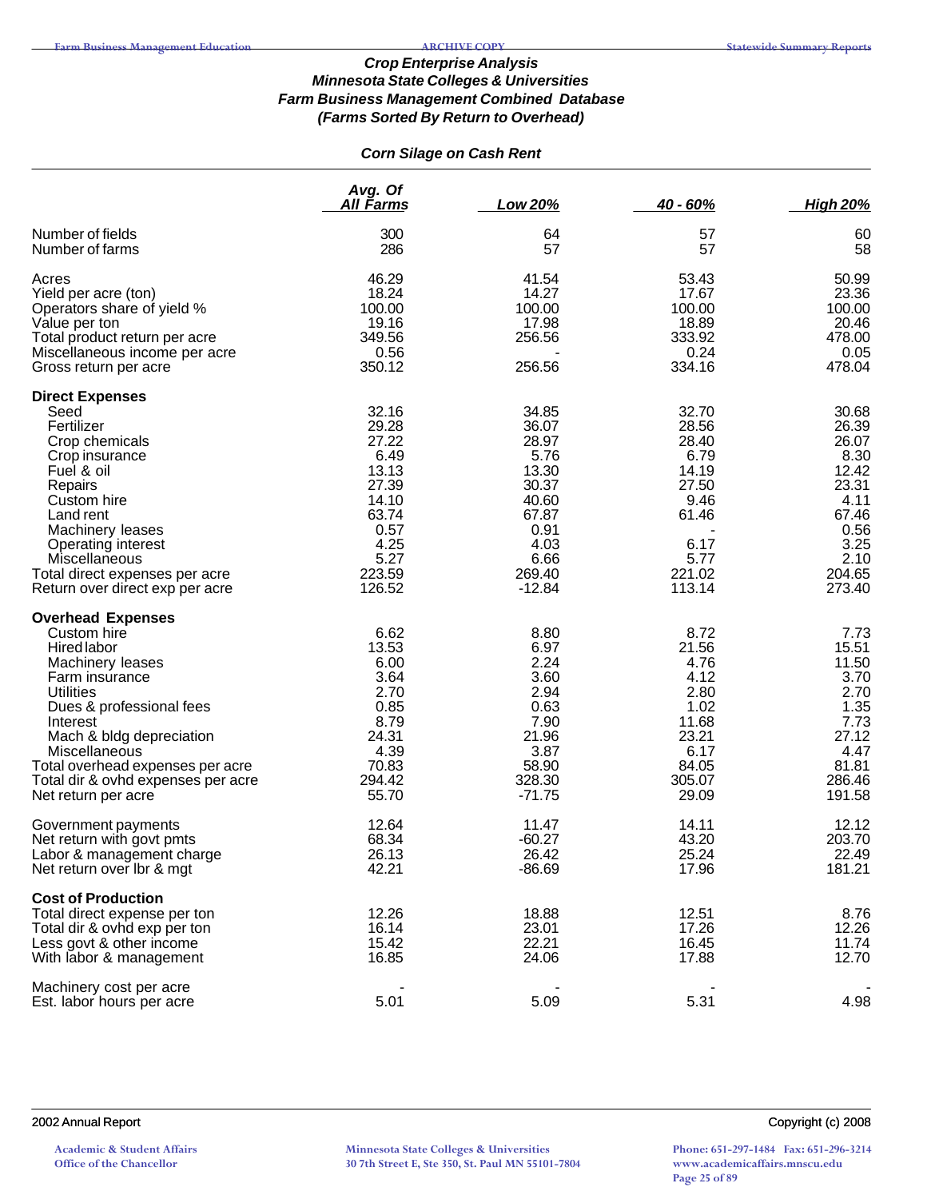### *Crop Enterprise Analysis*
### *Minnesota State Colleges & Universities*
### *Farm Business Management Combined Database*
### *(Farms Sorted By Return to Overhead)*

#### *Corn Silage on Cash Rent*

| | Avg. Of All Farms | Low 20% | 40 - 60% | High 20% |
|---|---|---|---|---|
| Number of fields | 300 | 64 | 57 | 60 |
| Number of farms | 286 | 57 | 57 | 58 |
| | | | | |
| Acres | 46.29 | 41.54 | 53.43 | 50.99 |
| Yield per acre (ton) | 18.24 | 14.27 | 17.67 | 23.36 |
| Operators share of yield % | 100.00 | 100.00 | 100.00 | 100.00 |
| Value per ton | 19.16 | 17.98 | 18.89 | 20.46 |
| Total product return per acre | 349.56 | 256.56 | 333.92 | 478.00 |
| Miscellaneous income per acre | 0.56 | - | 0.24 | 0.05 |
| Gross return per acre | 350.12 | 256.56 | 334.16 | 478.04 |
| **Direct Expenses** | | | | |
| Seed | 32.16 | 34.85 | 32.70 | 30.68 |
| Fertilizer | 29.28 | 36.07 | 28.56 | 26.39 |
| Crop chemicals | 27.22 | 28.97 | 28.40 | 26.07 |
| Crop insurance | 6.49 | 5.76 | 6.79 | 8.30 |
| Fuel & oil | 13.13 | 13.30 | 14.19 | 12.42 |
| Repairs | 27.39 | 30.37 | 27.50 | 23.31 |
| Custom hire | 14.10 | 40.60 | 9.46 | 4.11 |
| Land rent | 63.74 | 67.87 | 61.46 | 67.46 |
| Machinery leases | 0.57 | 0.91 | - | 0.56 |
| Operating interest | 4.25 | 4.03 | 6.17 | 3.25 |
| Miscellaneous | 5.27 | 6.66 | 5.77 | 2.10 |
| Total direct expenses per acre | 223.59 | 269.40 | 221.02 | 204.65 |
| Return over direct exp per acre | 126.52 | -12.84 | 113.14 | 273.40 |
| **Overhead Expenses** | | | | |
| Custom hire | 6.62 | 8.80 | 8.72 | 7.73 |
| Hired labor | 13.53 | 6.97 | 21.56 | 15.51 |
| Machinery leases | 6.00 | 2.24 | 4.76 | 11.50 |
| Farm insurance | 3.64 | 3.60 | 4.12 | 3.70 |
| Utilities | 2.70 | 2.94 | 2.80 | 2.70 |
| Dues & professional fees | 0.85 | 0.63 | 1.02 | 1.35 |
| Interest | 8.79 | 7.90 | 11.68 | 7.73 |
| Mach & bldg depreciation | 24.31 | 21.96 | 23.21 | 27.12 |
| Miscellaneous | 4.39 | 3.87 | 6.17 | 4.47 |
| Total overhead expenses per acre | 70.83 | 58.90 | 84.05 | 81.81 |
| Total dir & ovhd expenses per acre | 294.42 | 328.30 | 305.07 | 286.46 |
| Net return per acre | 55.70 | -71.75 | 29.09 | 191.58 |
| | | | | |
| Government payments | 12.64 | 11.47 | 14.11 | 12.12 |
| Net return with govt pmts | 68.34 | -60.27 | 43.20 | 203.70 |
| Labor & management charge | 26.13 | 26.42 | 25.24 | 22.49 |
| Net return over lbr & mgt | 42.21 | -86.69 | 17.96 | 181.21 |
| **Cost of Production** | | | | |
| Total direct expense per ton | 12.26 | 18.88 | 12.51 | 8.76 |
| Total dir & ovhd exp per ton | 16.14 | 23.01 | 17.26 | 12.26 |
| Less govt & other income | 15.42 | 22.21 | 16.45 | 11.74 |
| With labor & management | 16.85 | 24.06 | 17.88 | 12.70 |
| | | | | |
| Machinery cost per acre | - | - | - | - |
| Est. labor hours per acre | 5.01 | 5.09 | 5.31 | 4.98 |

2002 Annual Report — Copyright (c) 2008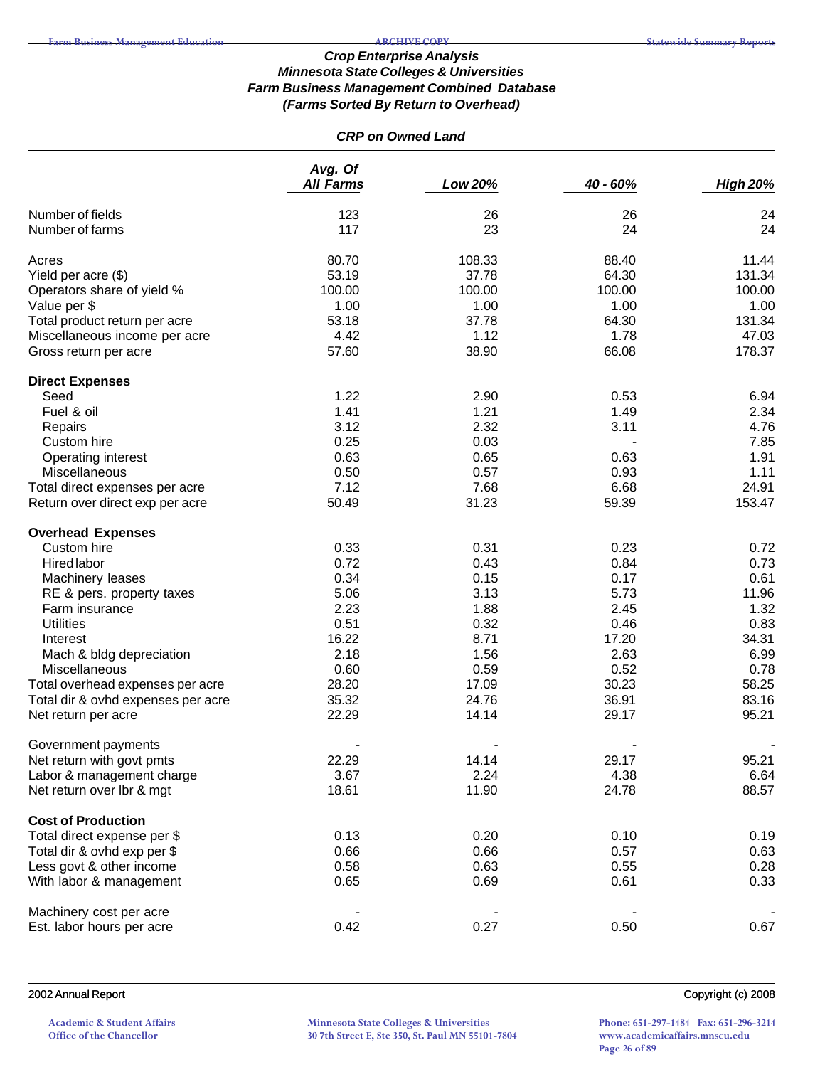### *Crop Enterprise Analysis*
### *Minnesota State Colleges & Universities*
### *Farm Business Management Combined Database*
### *(Farms Sorted By Return to Overhead)*

#### *CRP on Owned Land*

| | *Avg. Of All Farms* | *Low 20%* | *40 - 60%* | *High 20%* |
|---|---|---|---|---|
| Number of fields | 123 | 26 | 26 | 24 |
| Number of farms | 117 | 23 | 24 | 24 |
| Acres | 80.70 | 108.33 | 88.40 | 11.44 |
| Yield per acre ($) | 53.19 | 37.78 | 64.30 | 131.34 |
| Operators share of yield % | 100.00 | 100.00 | 100.00 | 100.00 |
| Value per $ | 1.00 | 1.00 | 1.00 | 1.00 |
| Total product return per acre | 53.18 | 37.78 | 64.30 | 131.34 |
| Miscellaneous income per acre | 4.42 | 1.12 | 1.78 | 47.03 |
| Gross return per acre | 57.60 | 38.90 | 66.08 | 178.37 |
| **Direct Expenses** | | | | |
| Seed | 1.22 | 2.90 | 0.53 | 6.94 |
| Fuel & oil | 1.41 | 1.21 | 1.49 | 2.34 |
| Repairs | 3.12 | 2.32 | 3.11 | 4.76 |
| Custom hire | 0.25 | 0.03 | - | 7.85 |
| Operating interest | 0.63 | 0.65 | 0.63 | 1.91 |
| Miscellaneous | 0.50 | 0.57 | 0.93 | 1.11 |
| Total direct expenses per acre | 7.12 | 7.68 | 6.68 | 24.91 |
| Return over direct exp per acre | 50.49 | 31.23 | 59.39 | 153.47 |
| **Overhead Expenses** | | | | |
| Custom hire | 0.33 | 0.31 | 0.23 | 0.72 |
| Hired labor | 0.72 | 0.43 | 0.84 | 0.73 |
| Machinery leases | 0.34 | 0.15 | 0.17 | 0.61 |
| RE & pers. property taxes | 5.06 | 3.13 | 5.73 | 11.96 |
| Farm insurance | 2.23 | 1.88 | 2.45 | 1.32 |
| Utilities | 0.51 | 0.32 | 0.46 | 0.83 |
| Interest | 16.22 | 8.71 | 17.20 | 34.31 |
| Mach & bldg depreciation | 2.18 | 1.56 | 2.63 | 6.99 |
| Miscellaneous | 0.60 | 0.59 | 0.52 | 0.78 |
| Total overhead expenses per acre | 28.20 | 17.09 | 30.23 | 58.25 |
| Total dir & ovhd expenses per acre | 35.32 | 24.76 | 36.91 | 83.16 |
| Net return per acre | 22.29 | 14.14 | 29.17 | 95.21 |
| Government payments | - | - | - | - |
| Net return with govt pmts | 22.29 | 14.14 | 29.17 | 95.21 |
| Labor & management charge | 3.67 | 2.24 | 4.38 | 6.64 |
| Net return over lbr & mgt | 18.61 | 11.90 | 24.78 | 88.57 |
| **Cost of Production** | | | | |
| Total direct expense per $ | 0.13 | 0.20 | 0.10 | 0.19 |
| Total dir & ovhd exp per $ | 0.66 | 0.66 | 0.57 | 0.63 |
| Less govt & other income | 0.58 | 0.63 | 0.55 | 0.28 |
| With labor & management | 0.65 | 0.69 | 0.61 | 0.33 |
| Machinery cost per acre | - | - | - | - |
| Est. labor hours per acre | 0.42 | 0.27 | 0.50 | 0.67 |

2002 Annual Report — Copyright (c) 2008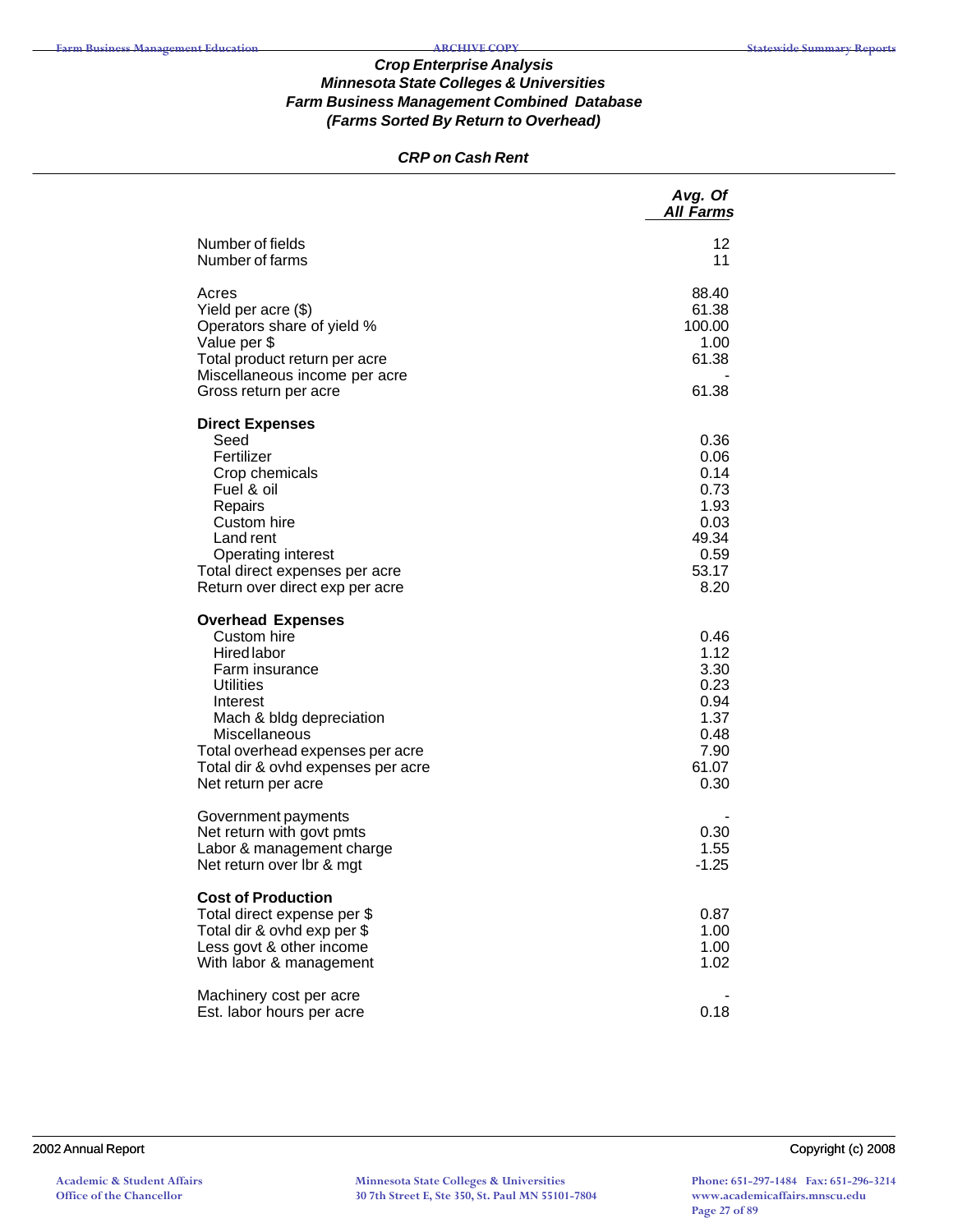### *Crop Enterprise Analysis*
### *Minnesota State Colleges & Universities*
### *Farm Business Management Combined Database*
### *(Farms Sorted By Return to Overhead)*

#### *CRP on Cash Rent*

| | *Avg. Of All Farms* |
|---|---|
| Number of fields | 12 |
| Number of farms | 11 |
| | |
| Acres | 88.40 |
| Yield per acre ($) | 61.38 |
| Operators share of yield % | 100.00 |
| Value per $ | 1.00 |
| Total product return per acre | 61.38 |
| Miscellaneous income per acre | - |
| Gross return per acre | 61.38 |
| | |
| **Direct Expenses** | |
| Seed | 0.36 |
| Fertilizer | 0.06 |
| Crop chemicals | 0.14 |
| Fuel & oil | 0.73 |
| Repairs | 1.93 |
| Custom hire | 0.03 |
| Land rent | 49.34 |
| Operating interest | 0.59 |
| Total direct expenses per acre | 53.17 |
| Return over direct exp per acre | 8.20 |
| | |
| **Overhead Expenses** | |
| Custom hire | 0.46 |
| Hired labor | 1.12 |
| Farm insurance | 3.30 |
| Utilities | 0.23 |
| Interest | 0.94 |
| Mach & bldg depreciation | 1.37 |
| Miscellaneous | 0.48 |
| Total overhead expenses per acre | 7.90 |
| Total dir & ovhd expenses per acre | 61.07 |
| Net return per acre | 0.30 |
| | |
| Government payments | - |
| Net return with govt pmts | 0.30 |
| Labor & management charge | 1.55 |
| Net return over lbr & mgt | -1.25 |
| | |
| **Cost of Production** | |
| Total direct expense per $ | 0.87 |
| Total dir & ovhd exp per $ | 1.00 |
| Less govt & other income | 1.00 |
| With labor & management | 1.02 |
| | |
| Machinery cost per acre | - |
| Est. labor hours per acre | 0.18 |

2002 Annual Report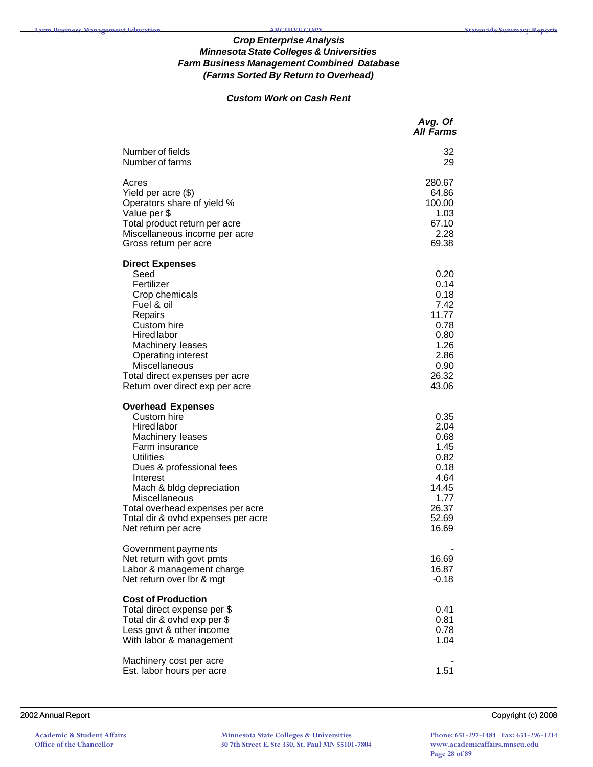### *Crop Enterprise Analysis*
### *Minnesota State Colleges & Universities*
### *Farm Business Management Combined Database*
### *(Farms Sorted By Return to Overhead)*

#### *Custom Work on Cash Rent*

| | *Avg. Of All Farms* |
|---|---|
| Number of fields | 32 |
| Number of farms | 29 |
| | |
| Acres | 280.67 |
| Yield per acre ($) | 64.86 |
| Operators share of yield % | 100.00 |
| Value per $ | 1.03 |
| Total product return per acre | 67.10 |
| Miscellaneous income per acre | 2.28 |
| Gross return per acre | 69.38 |
| | |
| **Direct Expenses** | |
| Seed | 0.20 |
| Fertilizer | 0.14 |
| Crop chemicals | 0.18 |
| Fuel & oil | 7.42 |
| Repairs | 11.77 |
| Custom hire | 0.78 |
| Hired labor | 0.80 |
| Machinery leases | 1.26 |
| Operating interest | 2.86 |
| Miscellaneous | 0.90 |
| Total direct expenses per acre | 26.32 |
| Return over direct exp per acre | 43.06 |
| | |
| **Overhead Expenses** | |
| Custom hire | 0.35 |
| Hired labor | 2.04 |
| Machinery leases | 0.68 |
| Farm insurance | 1.45 |
| Utilities | 0.82 |
| Dues & professional fees | 0.18 |
| Interest | 4.64 |
| Mach & bldg depreciation | 14.45 |
| Miscellaneous | 1.77 |
| Total overhead expenses per acre | 26.37 |
| Total dir & ovhd expenses per acre | 52.69 |
| Net return per acre | 16.69 |
| | |
| Government payments | - |
| Net return with govt pmts | 16.69 |
| Labor & management charge | 16.87 |
| Net return over lbr & mgt | -0.18 |
| | |
| **Cost of Production** | |
| Total direct expense per $ | 0.41 |
| Total dir & ovhd exp per $ | 0.81 |
| Less govt & other income | 0.78 |
| With labor & management | 1.04 |
| | |
| Machinery cost per acre | - |
| Est. labor hours per acre | 1.51 |

2002 Annual Report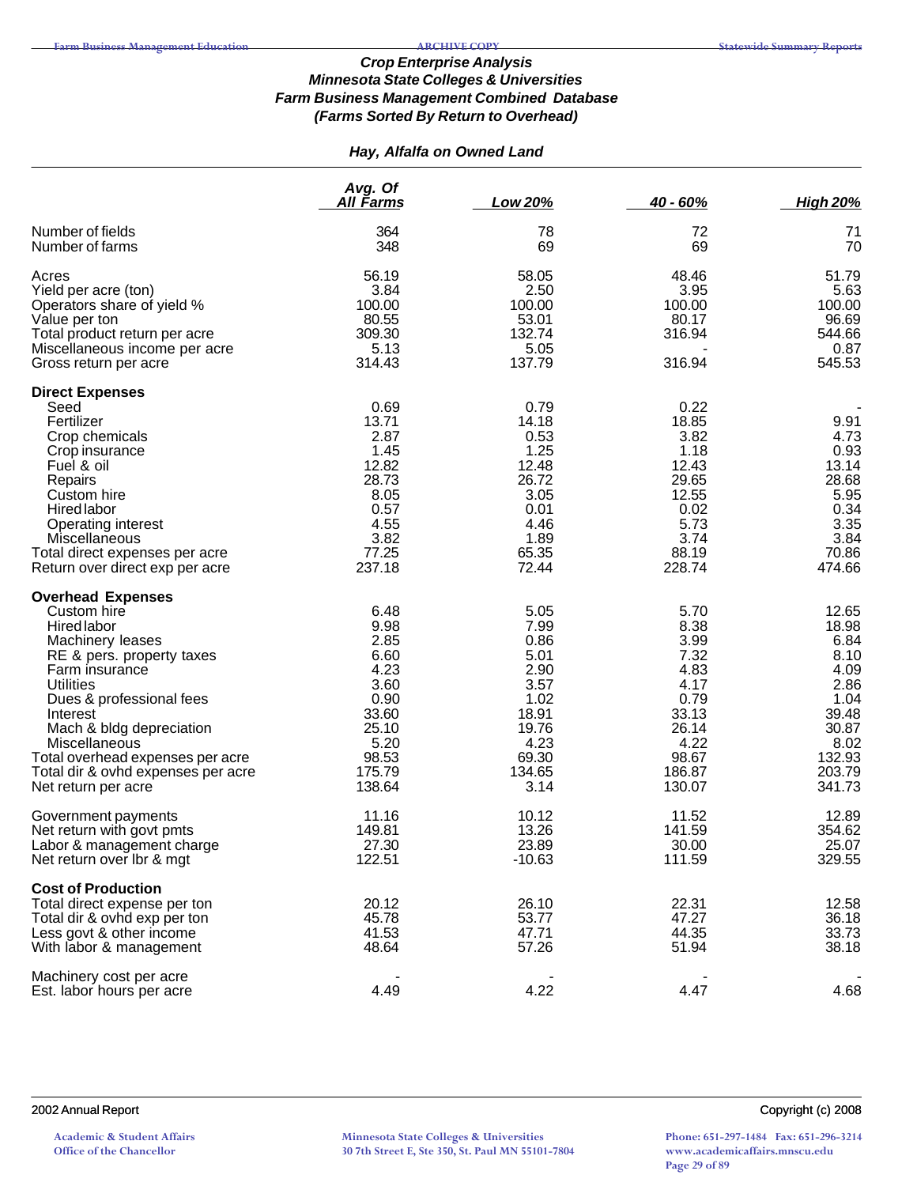### *Crop Enterprise Analysis*
### *Minnesota State Colleges & Universities*
### *Farm Business Management Combined Database*
### *(Farms Sorted By Return to Overhead)*

#### *Hay, Alfalfa on Owned Land*

| | Avg. Of All Farms | Low 20% | 40 - 60% | High 20% |
|---|---|---|---|---|
| Number of fields | 364 | 78 | 72 | 71 |
| Number of farms | 348 | 69 | 69 | 70 |
| | | | | |
| Acres | 56.19 | 58.05 | 48.46 | 51.79 |
| Yield per acre (ton) | 3.84 | 2.50 | 3.95 | 5.63 |
| Operators share of yield % | 100.00 | 100.00 | 100.00 | 100.00 |
| Value per ton | 80.55 | 53.01 | 80.17 | 96.69 |
| Total product return per acre | 309.30 | 132.74 | 316.94 | 544.66 |
| Miscellaneous income per acre | 5.13 | 5.05 | - | 0.87 |
| Gross return per acre | 314.43 | 137.79 | 316.94 | 545.53 |
| **Direct Expenses** | | | | |
| Seed | 0.69 | 0.79 | 0.22 | - |
| Fertilizer | 13.71 | 14.18 | 18.85 | 9.91 |
| Crop chemicals | 2.87 | 0.53 | 3.82 | 4.73 |
| Crop insurance | 1.45 | 1.25 | 1.18 | 0.93 |
| Fuel & oil | 12.82 | 12.48 | 12.43 | 13.14 |
| Repairs | 28.73 | 26.72 | 29.65 | 28.68 |
| Custom hire | 8.05 | 3.05 | 12.55 | 5.95 |
| Hired labor | 0.57 | 0.01 | 0.02 | 0.34 |
| Operating interest | 4.55 | 4.46 | 5.73 | 3.35 |
| Miscellaneous | 3.82 | 1.89 | 3.74 | 3.84 |
| Total direct expenses per acre | 77.25 | 65.35 | 88.19 | 70.86 |
| Return over direct exp per acre | 237.18 | 72.44 | 228.74 | 474.66 |
| **Overhead Expenses** | | | | |
| Custom hire | 6.48 | 5.05 | 5.70 | 12.65 |
| Hired labor | 9.98 | 7.99 | 8.38 | 18.98 |
| Machinery leases | 2.85 | 0.86 | 3.99 | 6.84 |
| RE & pers. property taxes | 6.60 | 5.01 | 7.32 | 8.10 |
| Farm insurance | 4.23 | 2.90 | 4.83 | 4.09 |
| Utilities | 3.60 | 3.57 | 4.17 | 2.86 |
| Dues & professional fees | 0.90 | 1.02 | 0.79 | 1.04 |
| Interest | 33.60 | 18.91 | 33.13 | 39.48 |
| Mach & bldg depreciation | 25.10 | 19.76 | 26.14 | 30.87 |
| Miscellaneous | 5.20 | 4.23 | 4.22 | 8.02 |
| Total overhead expenses per acre | 98.53 | 69.30 | 98.67 | 132.93 |
| Total dir & ovhd expenses per acre | 175.79 | 134.65 | 186.87 | 203.79 |
| Net return per acre | 138.64 | 3.14 | 130.07 | 341.73 |
| | | | | |
| Government payments | 11.16 | 10.12 | 11.52 | 12.89 |
| Net return with govt pmts | 149.81 | 13.26 | 141.59 | 354.62 |
| Labor & management charge | 27.30 | 23.89 | 30.00 | 25.07 |
| Net return over lbr & mgt | 122.51 | -10.63 | 111.59 | 329.55 |
| **Cost of Production** | | | | |
| Total direct expense per ton | 20.12 | 26.10 | 22.31 | 12.58 |
| Total dir & ovhd exp per ton | 45.78 | 53.77 | 47.27 | 36.18 |
| Less govt & other income | 41.53 | 47.71 | 44.35 | 33.73 |
| With labor & management | 48.64 | 57.26 | 51.94 | 38.18 |
| | | | | |
| Machinery cost per acre | - | - | - | - |
| Est. labor hours per acre | 4.49 | 4.22 | 4.47 | 4.68 |

2002 Annual Report | Copyright (c) 2008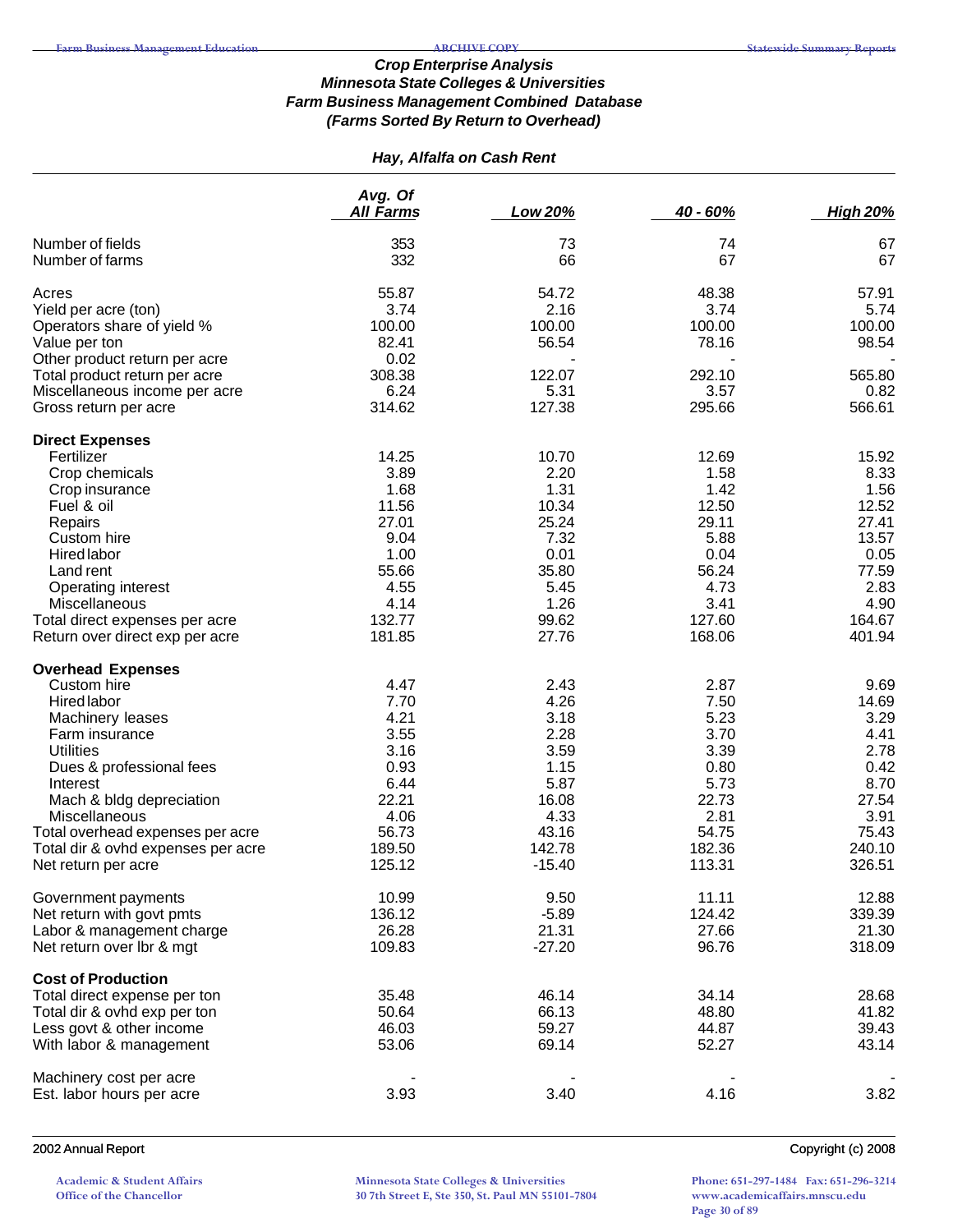### Crop Enterprise Analysis
### Minnesota State Colleges & Universities
### Farm Business Management Combined Database
### (Farms Sorted By Return to Overhead)

#### Hay, Alfalfa on Cash Rent

| | Avg. Of All Farms | Low 20% | 40 - 60% | High 20% |
|---|---|---|---|---|
| Number of fields | 353 | 73 | 74 | 67 |
| Number of farms | 332 | 66 | 67 | 67 |
| Acres | 55.87 | 54.72 | 48.38 | 57.91 |
| Yield per acre (ton) | 3.74 | 2.16 | 3.74 | 5.74 |
| Operators share of yield % | 100.00 | 100.00 | 100.00 | 100.00 |
| Value per ton | 82.41 | 56.54 | 78.16 | 98.54 |
| Other product return per acre | 0.02 | - | - | - |
| Total product return per acre | 308.38 | 122.07 | 292.10 | 565.80 |
| Miscellaneous income per acre | 6.24 | 5.31 | 3.57 | 0.82 |
| Gross return per acre | 314.62 | 127.38 | 295.66 | 566.61 |
| **Direct Expenses** | | | | |
| Fertilizer | 14.25 | 10.70 | 12.69 | 15.92 |
| Crop chemicals | 3.89 | 2.20 | 1.58 | 8.33 |
| Crop insurance | 1.68 | 1.31 | 1.42 | 1.56 |
| Fuel & oil | 11.56 | 10.34 | 12.50 | 12.52 |
| Repairs | 27.01 | 25.24 | 29.11 | 27.41 |
| Custom hire | 9.04 | 7.32 | 5.88 | 13.57 |
| Hired labor | 1.00 | 0.01 | 0.04 | 0.05 |
| Land rent | 55.66 | 35.80 | 56.24 | 77.59 |
| Operating interest | 4.55 | 5.45 | 4.73 | 2.83 |
| Miscellaneous | 4.14 | 1.26 | 3.41 | 4.90 |
| Total direct expenses per acre | 132.77 | 99.62 | 127.60 | 164.67 |
| Return over direct exp per acre | 181.85 | 27.76 | 168.06 | 401.94 |
| **Overhead Expenses** | | | | |
| Custom hire | 4.47 | 2.43 | 2.87 | 9.69 |
| Hired labor | 7.70 | 4.26 | 7.50 | 14.69 |
| Machinery leases | 4.21 | 3.18 | 5.23 | 3.29 |
| Farm insurance | 3.55 | 2.28 | 3.70 | 4.41 |
| Utilities | 3.16 | 3.59 | 3.39 | 2.78 |
| Dues & professional fees | 0.93 | 1.15 | 0.80 | 0.42 |
| Interest | 6.44 | 5.87 | 5.73 | 8.70 |
| Mach & bldg depreciation | 22.21 | 16.08 | 22.73 | 27.54 |
| Miscellaneous | 4.06 | 4.33 | 2.81 | 3.91 |
| Total overhead expenses per acre | 56.73 | 43.16 | 54.75 | 75.43 |
| Total dir & ovhd expenses per acre | 189.50 | 142.78 | 182.36 | 240.10 |
| Net return per acre | 125.12 | -15.40 | 113.31 | 326.51 |
| Government payments | 10.99 | 9.50 | 11.11 | 12.88 |
| Net return with govt pmts | 136.12 | -5.89 | 124.42 | 339.39 |
| Labor & management charge | 26.28 | 21.31 | 27.66 | 21.30 |
| Net return over lbr & mgt | 109.83 | -27.20 | 96.76 | 318.09 |
| **Cost of Production** | | | | |
| Total direct expense per ton | 35.48 | 46.14 | 34.14 | 28.68 |
| Total dir & ovhd exp per ton | 50.64 | 66.13 | 48.80 | 41.82 |
| Less govt & other income | 46.03 | 59.27 | 44.87 | 39.43 |
| With labor & management | 53.06 | 69.14 | 52.27 | 43.14 |
| Machinery cost per acre | - | - | - | - |
| Est. labor hours per acre | 3.93 | 3.40 | 4.16 | 3.82 |

2002 Annual Report Copyright (c) 2008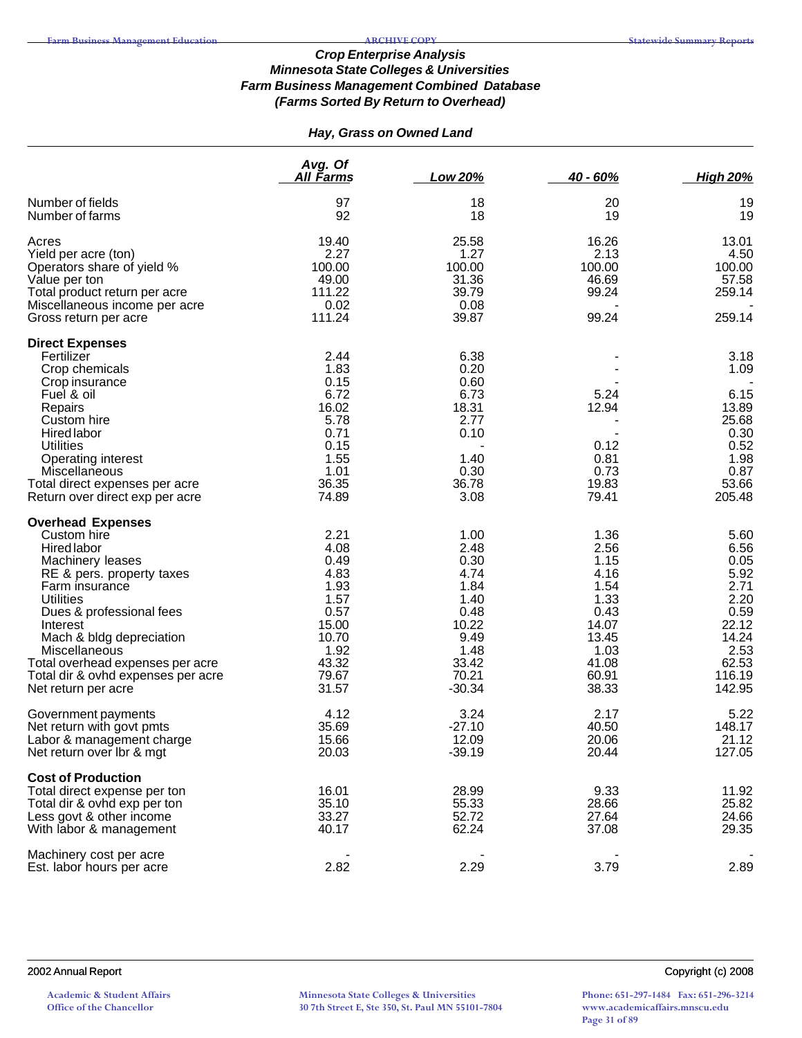### *Crop Enterprise Analysis*
### *Minnesota State Colleges & Universities*
### *Farm Business Management Combined Database*
### *(Farms Sorted By Return to Overhead)*

#### *Hay, Grass on Owned Land*

| | Avg. Of All Farms | Low 20% | 40 - 60% | High 20% |
|---|---|---|---|---|
| Number of fields | 97 | 18 | 20 | 19 |
| Number of farms | 92 | 18 | 19 | 19 |
| Acres | 19.40 | 25.58 | 16.26 | 13.01 |
| Yield per acre (ton) | 2.27 | 1.27 | 2.13 | 4.50 |
| Operators share of yield % | 100.00 | 100.00 | 100.00 | 100.00 |
| Value per ton | 49.00 | 31.36 | 46.69 | 57.58 |
| Total product return per acre | 111.22 | 39.79 | 99.24 | 259.14 |
| Miscellaneous income per acre | 0.02 | 0.08 | - | - |
| Gross return per acre | 111.24 | 39.87 | 99.24 | 259.14 |
| **Direct Expenses** | | | | |
| Fertilizer | 2.44 | 6.38 | - | 3.18 |
| Crop chemicals | 1.83 | 0.20 | - | 1.09 |
| Crop insurance | 0.15 | 0.60 | - | - |
| Fuel & oil | 6.72 | 6.73 | 5.24 | 6.15 |
| Repairs | 16.02 | 18.31 | 12.94 | 13.89 |
| Custom hire | 5.78 | 2.77 | - | 25.68 |
| Hired labor | 0.71 | 0.10 | - | 0.30 |
| Utilities | 0.15 | - | 0.12 | 0.52 |
| Operating interest | 1.55 | 1.40 | 0.81 | 1.98 |
| Miscellaneous | 1.01 | 0.30 | 0.73 | 0.87 |
| Total direct expenses per acre | 36.35 | 36.78 | 19.83 | 53.66 |
| Return over direct exp per acre | 74.89 | 3.08 | 79.41 | 205.48 |
| **Overhead Expenses** | | | | |
| Custom hire | 2.21 | 1.00 | 1.36 | 5.60 |
| Hired labor | 4.08 | 2.48 | 2.56 | 6.56 |
| Machinery leases | 0.49 | 0.30 | 1.15 | 0.05 |
| RE & pers. property taxes | 4.83 | 4.74 | 4.16 | 5.92 |
| Farm insurance | 1.93 | 1.84 | 1.54 | 2.71 |
| Utilities | 1.57 | 1.40 | 1.33 | 2.20 |
| Dues & professional fees | 0.57 | 0.48 | 0.43 | 0.59 |
| Interest | 15.00 | 10.22 | 14.07 | 22.12 |
| Mach & bldg depreciation | 10.70 | 9.49 | 13.45 | 14.24 |
| Miscellaneous | 1.92 | 1.48 | 1.03 | 2.53 |
| Total overhead expenses per acre | 43.32 | 33.42 | 41.08 | 62.53 |
| Total dir & ovhd expenses per acre | 79.67 | 70.21 | 60.91 | 116.19 |
| Net return per acre | 31.57 | -30.34 | 38.33 | 142.95 |
| Government payments | 4.12 | 3.24 | 2.17 | 5.22 |
| Net return with govt pmts | 35.69 | -27.10 | 40.50 | 148.17 |
| Labor & management charge | 15.66 | 12.09 | 20.06 | 21.12 |
| Net return over lbr & mgt | 20.03 | -39.19 | 20.44 | 127.05 |
| **Cost of Production** | | | | |
| Total direct expense per ton | 16.01 | 28.99 | 9.33 | 11.92 |
| Total dir & ovhd exp per ton | 35.10 | 55.33 | 28.66 | 25.82 |
| Less govt & other income | 33.27 | 52.72 | 27.64 | 24.66 |
| With labor & management | 40.17 | 62.24 | 37.08 | 29.35 |
| Machinery cost per acre | - | - | - | - |
| Est. labor hours per acre | 2.82 | 2.29 | 3.79 | 2.89 |

2002 Annual Report | Copyright (c) 2008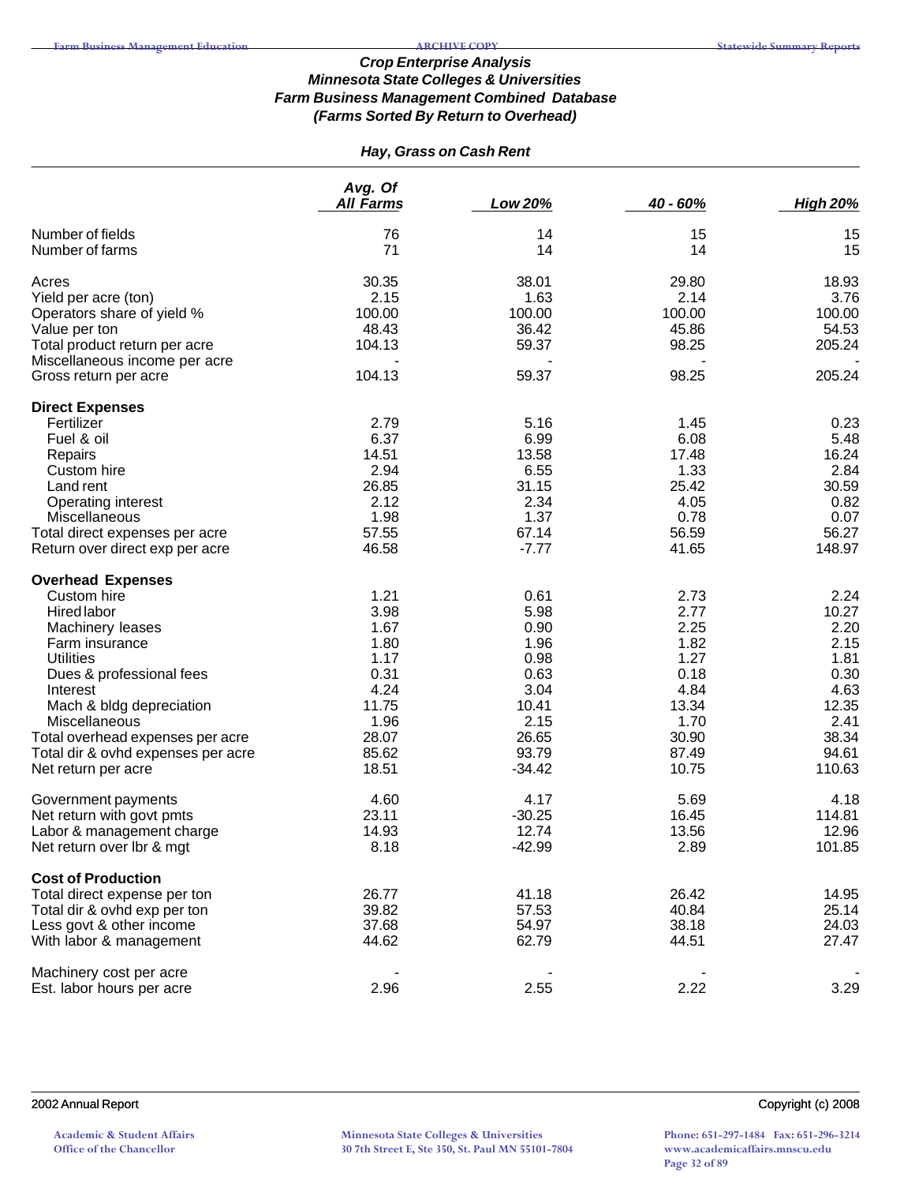## Crop Enterprise Analysis
## Minnesota State Colleges & Universities
## Farm Business Management Combined Database
## (Farms Sorted By Return to Overhead)

### Hay, Grass on Cash Rent

| | Avg. Of All Farms | Low 20% | 40 - 60% | High 20% |
|---|---|---|---|---|
| Number of fields | 76 | 14 | 15 | 15 |
| Number of farms | 71 | 14 | 14 | 15 |
| Acres | 30.35 | 38.01 | 29.80 | 18.93 |
| Yield per acre (ton) | 2.15 | 1.63 | 2.14 | 3.76 |
| Operators share of yield % | 100.00 | 100.00 | 100.00 | 100.00 |
| Value per ton | 48.43 | 36.42 | 45.86 | 54.53 |
| Total product return per acre | 104.13 | 59.37 | 98.25 | 205.24 |
| Miscellaneous income per acre | - | - | - | - |
| Gross return per acre | 104.13 | 59.37 | 98.25 | 205.24 |
| **Direct Expenses** | | | | |
| Fertilizer | 2.79 | 5.16 | 1.45 | 0.23 |
| Fuel & oil | 6.37 | 6.99 | 6.08 | 5.48 |
| Repairs | 14.51 | 13.58 | 17.48 | 16.24 |
| Custom hire | 2.94 | 6.55 | 1.33 | 2.84 |
| Land rent | 26.85 | 31.15 | 25.42 | 30.59 |
| Operating interest | 2.12 | 2.34 | 4.05 | 0.82 |
| Miscellaneous | 1.98 | 1.37 | 0.78 | 0.07 |
| Total direct expenses per acre | 57.55 | 67.14 | 56.59 | 56.27 |
| Return over direct exp per acre | 46.58 | -7.77 | 41.65 | 148.97 |
| **Overhead Expenses** | | | | |
| Custom hire | 1.21 | 0.61 | 2.73 | 2.24 |
| Hired labor | 3.98 | 5.98 | 2.77 | 10.27 |
| Machinery leases | 1.67 | 0.90 | 2.25 | 2.20 |
| Farm insurance | 1.80 | 1.96 | 1.82 | 2.15 |
| Utilities | 1.17 | 0.98 | 1.27 | 1.81 |
| Dues & professional fees | 0.31 | 0.63 | 0.18 | 0.30 |
| Interest | 4.24 | 3.04 | 4.84 | 4.63 |
| Mach & bldg depreciation | 11.75 | 10.41 | 13.34 | 12.35 |
| Miscellaneous | 1.96 | 2.15 | 1.70 | 2.41 |
| Total overhead expenses per acre | 28.07 | 26.65 | 30.90 | 38.34 |
| Total dir & ovhd expenses per acre | 85.62 | 93.79 | 87.49 | 94.61 |
| Net return per acre | 18.51 | -34.42 | 10.75 | 110.63 |
| Government payments | 4.60 | 4.17 | 5.69 | 4.18 |
| Net return with govt pmts | 23.11 | -30.25 | 16.45 | 114.81 |
| Labor & management charge | 14.93 | 12.74 | 13.56 | 12.96 |
| Net return over lbr & mgt | 8.18 | -42.99 | 2.89 | 101.85 |
| **Cost of Production** | | | | |
| Total direct expense per ton | 26.77 | 41.18 | 26.42 | 14.95 |
| Total dir & ovhd exp per ton | 39.82 | 57.53 | 40.84 | 25.14 |
| Less govt & other income | 37.68 | 54.97 | 38.18 | 24.03 |
| With labor & management | 44.62 | 62.79 | 44.51 | 27.47 |
| Machinery cost per acre | - | - | - | - |
| Est. labor hours per acre | 2.96 | 2.55 | 2.22 | 3.29 |

2002 Annual Report — Copyright (c) 2008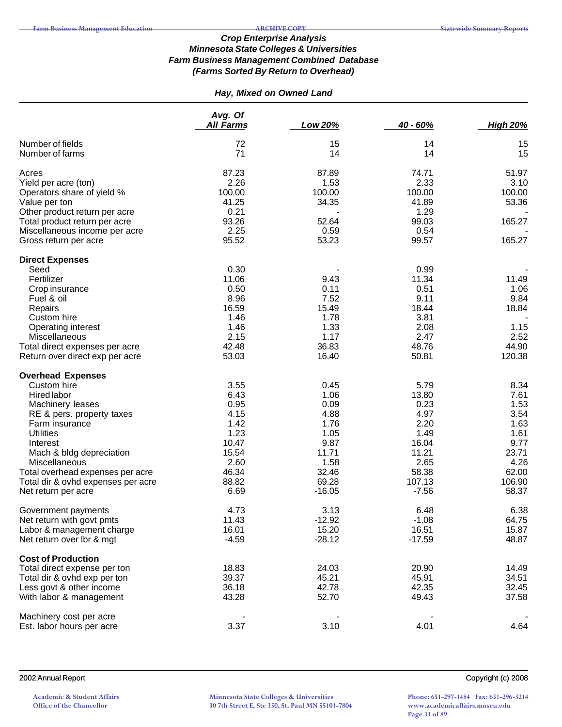### *Crop Enterprise Analysis*
### *Minnesota State Colleges & Universities*
### *Farm Business Management Combined Database*
### *(Farms Sorted By Return to Overhead)*

#### *Hay, Mixed on Owned Land*

| | Avg. Of All Farms | Low 20% | 40 - 60% | High 20% |
|---|---|---|---|---|
| Number of fields | 72 | 15 | 14 | 15 |
| Number of farms | 71 | 14 | 14 | 15 |
| | | | | |
| Acres | 87.23 | 87.89 | 74.71 | 51.97 |
| Yield per acre (ton) | 2.26 | 1.53 | 2.33 | 3.10 |
| Operators share of yield % | 100.00 | 100.00 | 100.00 | 100.00 |
| Value per ton | 41.25 | 34.35 | 41.89 | 53.36 |
| Other product return per acre | 0.21 | - | 1.29 | - |
| Total product return per acre | 93.26 | 52.64 | 99.03 | 165.27 |
| Miscellaneous income per acre | 2.25 | 0.59 | 0.54 | - |
| Gross return per acre | 95.52 | 53.23 | 99.57 | 165.27 |
| | | | | |
| **Direct Expenses** | | | | |
| Seed | 0.30 | - | 0.99 | - |
| Fertilizer | 11.06 | 9.43 | 11.34 | 11.49 |
| Crop insurance | 0.50 | 0.11 | 0.51 | 1.06 |
| Fuel & oil | 8.96 | 7.52 | 9.11 | 9.84 |
| Repairs | 16.59 | 15.49 | 18.44 | 18.84 |
| Custom hire | 1.46 | 1.78 | 3.81 | - |
| Operating interest | 1.46 | 1.33 | 2.08 | 1.15 |
| Miscellaneous | 2.15 | 1.17 | 2.47 | 2.52 |
| Total direct expenses per acre | 42.48 | 36.83 | 48.76 | 44.90 |
| Return over direct exp per acre | 53.03 | 16.40 | 50.81 | 120.38 |
| | | | | |
| **Overhead Expenses** | | | | |
| Custom hire | 3.55 | 0.45 | 5.79 | 8.34 |
| Hired labor | 6.43 | 1.06 | 13.80 | 7.61 |
| Machinery leases | 0.95 | 0.09 | 0.23 | 1.53 |
| RE & pers. property taxes | 4.15 | 4.88 | 4.97 | 3.54 |
| Farm insurance | 1.42 | 1.76 | 2.20 | 1.63 |
| Utilities | 1.23 | 1.05 | 1.49 | 1.61 |
| Interest | 10.47 | 9.87 | 16.04 | 9.77 |
| Mach & bldg depreciation | 15.54 | 11.71 | 11.21 | 23.71 |
| Miscellaneous | 2.60 | 1.58 | 2.65 | 4.26 |
| Total overhead expenses per acre | 46.34 | 32.46 | 58.38 | 62.00 |
| Total dir & ovhd expenses per acre | 88.82 | 69.28 | 107.13 | 106.90 |
| Net return per acre | 6.69 | -16.05 | -7.56 | 58.37 |
| | | | | |
| Government payments | 4.73 | 3.13 | 6.48 | 6.38 |
| Net return with govt pmts | 11.43 | -12.92 | -1.08 | 64.75 |
| Labor & management charge | 16.01 | 15.20 | 16.51 | 15.87 |
| Net return over lbr & mgt | -4.59 | -28.12 | -17.59 | 48.87 |
| | | | | |
| **Cost of Production** | | | | |
| Total direct expense per ton | 18.83 | 24.03 | 20.90 | 14.49 |
| Total dir & ovhd exp per ton | 39.37 | 45.21 | 45.91 | 34.51 |
| Less govt & other income | 36.18 | 42.78 | 42.35 | 32.45 |
| With labor & management | 43.28 | 52.70 | 49.43 | 37.58 |
| | | | | |
| Machinery cost per acre | - | - | - | - |
| Est. labor hours per acre | 3.37 | 3.10 | 4.01 | 4.64 |

2002 Annual Report

Copyright (c) 2008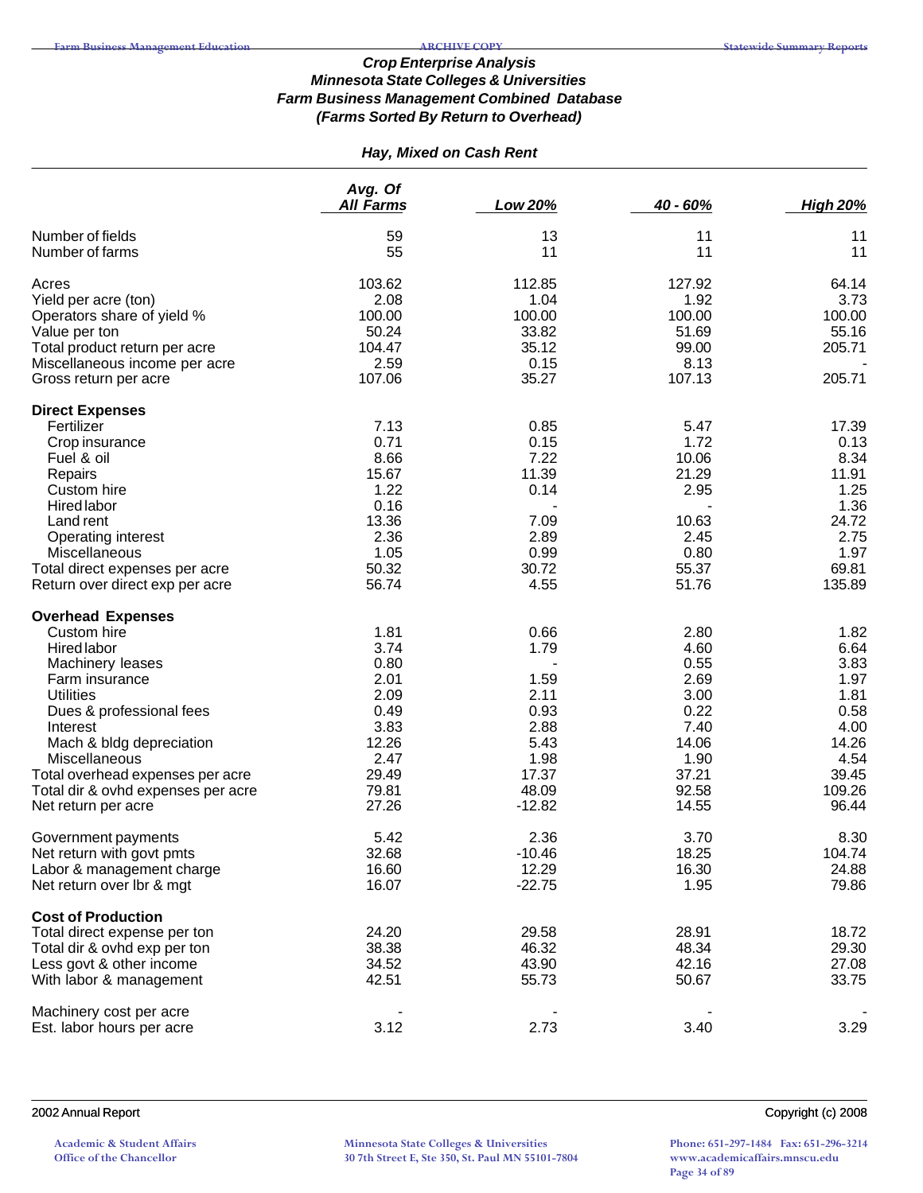### *Crop Enterprise Analysis*
### *Minnesota State Colleges & Universities*
### *Farm Business Management Combined Database*
### *(Farms Sorted By Return to Overhead)*

#### *Hay, Mixed on Cash Rent*

| | Avg. Of All Farms | Low 20% | 40 - 60% | High 20% |
|---|---|---|---|---|
| Number of fields | 59 | 13 | 11 | 11 |
| Number of farms | 55 | 11 | 11 | 11 |
| | | | | |
| Acres | 103.62 | 112.85 | 127.92 | 64.14 |
| Yield per acre (ton) | 2.08 | 1.04 | 1.92 | 3.73 |
| Operators share of yield % | 100.00 | 100.00 | 100.00 | 100.00 |
| Value per ton | 50.24 | 33.82 | 51.69 | 55.16 |
| Total product return per acre | 104.47 | 35.12 | 99.00 | 205.71 |
| Miscellaneous income per acre | 2.59 | 0.15 | 8.13 | - |
| Gross return per acre | 107.06 | 35.27 | 107.13 | 205.71 |
| | | | | |
| **Direct Expenses** | | | | |
| Fertilizer | 7.13 | 0.85 | 5.47 | 17.39 |
| Crop insurance | 0.71 | 0.15 | 1.72 | 0.13 |
| Fuel & oil | 8.66 | 7.22 | 10.06 | 8.34 |
| Repairs | 15.67 | 11.39 | 21.29 | 11.91 |
| Custom hire | 1.22 | 0.14 | 2.95 | 1.25 |
| Hired labor | 0.16 | - | - | 1.36 |
| Land rent | 13.36 | 7.09 | 10.63 | 24.72 |
| Operating interest | 2.36 | 2.89 | 2.45 | 2.75 |
| Miscellaneous | 1.05 | 0.99 | 0.80 | 1.97 |
| Total direct expenses per acre | 50.32 | 30.72 | 55.37 | 69.81 |
| Return over direct exp per acre | 56.74 | 4.55 | 51.76 | 135.89 |
| | | | | |
| **Overhead Expenses** | | | | |
| Custom hire | 1.81 | 0.66 | 2.80 | 1.82 |
| Hired labor | 3.74 | 1.79 | 4.60 | 6.64 |
| Machinery leases | 0.80 | - | 0.55 | 3.83 |
| Farm insurance | 2.01 | 1.59 | 2.69 | 1.97 |
| Utilities | 2.09 | 2.11 | 3.00 | 1.81 |
| Dues & professional fees | 0.49 | 0.93 | 0.22 | 0.58 |
| Interest | 3.83 | 2.88 | 7.40 | 4.00 |
| Mach & bldg depreciation | 12.26 | 5.43 | 14.06 | 14.26 |
| Miscellaneous | 2.47 | 1.98 | 1.90 | 4.54 |
| Total overhead expenses per acre | 29.49 | 17.37 | 37.21 | 39.45 |
| Total dir & ovhd expenses per acre | 79.81 | 48.09 | 92.58 | 109.26 |
| Net return per acre | 27.26 | -12.82 | 14.55 | 96.44 |
| | | | | |
| Government payments | 5.42 | 2.36 | 3.70 | 8.30 |
| Net return with govt pmts | 32.68 | -10.46 | 18.25 | 104.74 |
| Labor & management charge | 16.60 | 12.29 | 16.30 | 24.88 |
| Net return over lbr & mgt | 16.07 | -22.75 | 1.95 | 79.86 |
| | | | | |
| **Cost of Production** | | | | |
| Total direct expense per ton | 24.20 | 29.58 | 28.91 | 18.72 |
| Total dir & ovhd exp per ton | 38.38 | 46.32 | 48.34 | 29.30 |
| Less govt & other income | 34.52 | 43.90 | 42.16 | 27.08 |
| With labor & management | 42.51 | 55.73 | 50.67 | 33.75 |
| | | | | |
| Machinery cost per acre | - | - | - | - |
| Est. labor hours per acre | 3.12 | 2.73 | 3.40 | 3.29 |

2002 Annual Report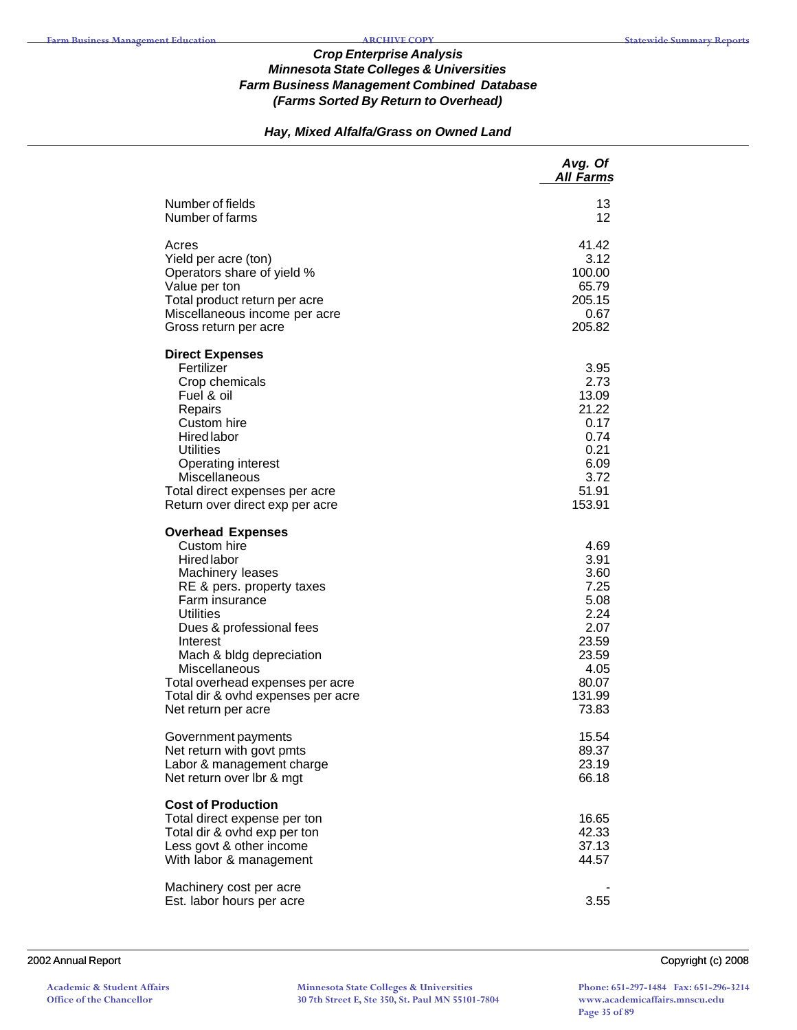## Crop Enterprise Analysis
## Minnesota State Colleges & Universities
## Farm Business Management Combined Database
## (Farms Sorted By Return to Overhead)

### Hay, Mixed Alfalfa/Grass on Owned Land

| | Avg. Of All Farms |
|---|---|
| Number of fields | 13 |
| Number of farms | 12 |
| | |
| Acres | 41.42 |
| Yield per acre (ton) | 3.12 |
| Operators share of yield % | 100.00 |
| Value per ton | 65.79 |
| Total product return per acre | 205.15 |
| Miscellaneous income per acre | 0.67 |
| Gross return per acre | 205.82 |
| | |
| **Direct Expenses** | |
| Fertilizer | 3.95 |
| Crop chemicals | 2.73 |
| Fuel & oil | 13.09 |
| Repairs | 21.22 |
| Custom hire | 0.17 |
| Hired labor | 0.74 |
| Utilities | 0.21 |
| Operating interest | 6.09 |
| Miscellaneous | 3.72 |
| Total direct expenses per acre | 51.91 |
| Return over direct exp per acre | 153.91 |
| | |
| **Overhead Expenses** | |
| Custom hire | 4.69 |
| Hired labor | 3.91 |
| Machinery leases | 3.60 |
| RE & pers. property taxes | 7.25 |
| Farm insurance | 5.08 |
| Utilities | 2.24 |
| Dues & professional fees | 2.07 |
| Interest | 23.59 |
| Mach & bldg depreciation | 23.59 |
| Miscellaneous | 4.05 |
| Total overhead expenses per acre | 80.07 |
| Total dir & ovhd expenses per acre | 131.99 |
| Net return per acre | 73.83 |
| | |
| Government payments | 15.54 |
| Net return with govt pmts | 89.37 |
| Labor & management charge | 23.19 |
| Net return over lbr & mgt | 66.18 |
| | |
| **Cost of Production** | |
| Total direct expense per ton | 16.65 |
| Total dir & ovhd exp per ton | 42.33 |
| Less govt & other income | 37.13 |
| With labor & management | 44.57 |
| | |
| Machinery cost per acre | - |
| Est. labor hours per acre | 3.55 |

2002 Annual Report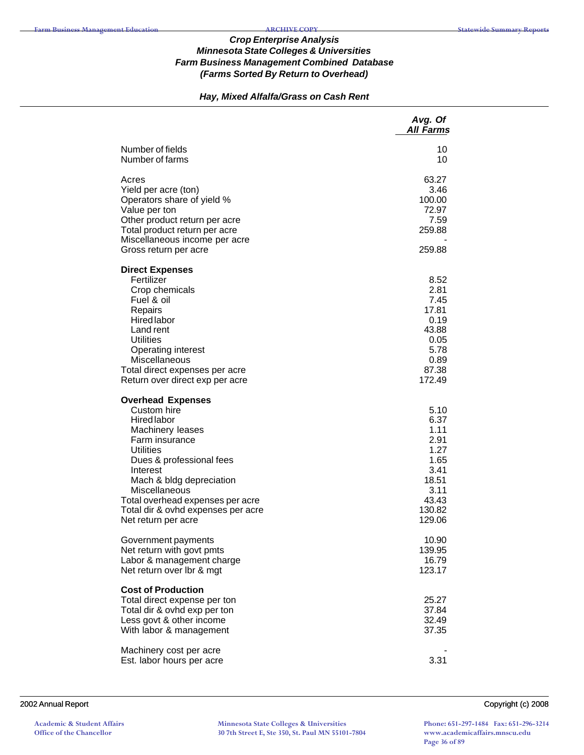### *Crop Enterprise Analysis*
### *Minnesota State Colleges & Universities*
### *Farm Business Management Combined Database*
### *(Farms Sorted By Return to Overhead)*

#### *Hay, Mixed Alfalfa/Grass on Cash Rent*

| | *Avg. Of All Farms* |
|---|---|
| Number of fields | 10 |
| Number of farms | 10 |
| | |
| Acres | 63.27 |
| Yield per acre (ton) | 3.46 |
| Operators share of yield % | 100.00 |
| Value per ton | 72.97 |
| Other product return per acre | 7.59 |
| Total product return per acre | 259.88 |
| Miscellaneous income per acre | - |
| Gross return per acre | 259.88 |
| | |
| **Direct Expenses** | |
| Fertilizer | 8.52 |
| Crop chemicals | 2.81 |
| Fuel & oil | 7.45 |
| Repairs | 17.81 |
| Hired labor | 0.19 |
| Land rent | 43.88 |
| Utilities | 0.05 |
| Operating interest | 5.78 |
| Miscellaneous | 0.89 |
| Total direct expenses per acre | 87.38 |
| Return over direct exp per acre | 172.49 |
| | |
| **Overhead Expenses** | |
| Custom hire | 5.10 |
| Hired labor | 6.37 |
| Machinery leases | 1.11 |
| Farm insurance | 2.91 |
| Utilities | 1.27 |
| Dues & professional fees | 1.65 |
| Interest | 3.41 |
| Mach & bldg depreciation | 18.51 |
| Miscellaneous | 3.11 |
| Total overhead expenses per acre | 43.43 |
| Total dir & ovhd expenses per acre | 130.82 |
| Net return per acre | 129.06 |
| | |
| Government payments | 10.90 |
| Net return with govt pmts | 139.95 |
| Labor & management charge | 16.79 |
| Net return over lbr & mgt | 123.17 |
| | |
| **Cost of Production** | |
| Total direct expense per ton | 25.27 |
| Total dir & ovhd exp per ton | 37.84 |
| Less govt & other income | 32.49 |
| With labor & management | 37.35 |
| | |
| Machinery cost per acre | - |
| Est. labor hours per acre | 3.31 |

2002 Annual Report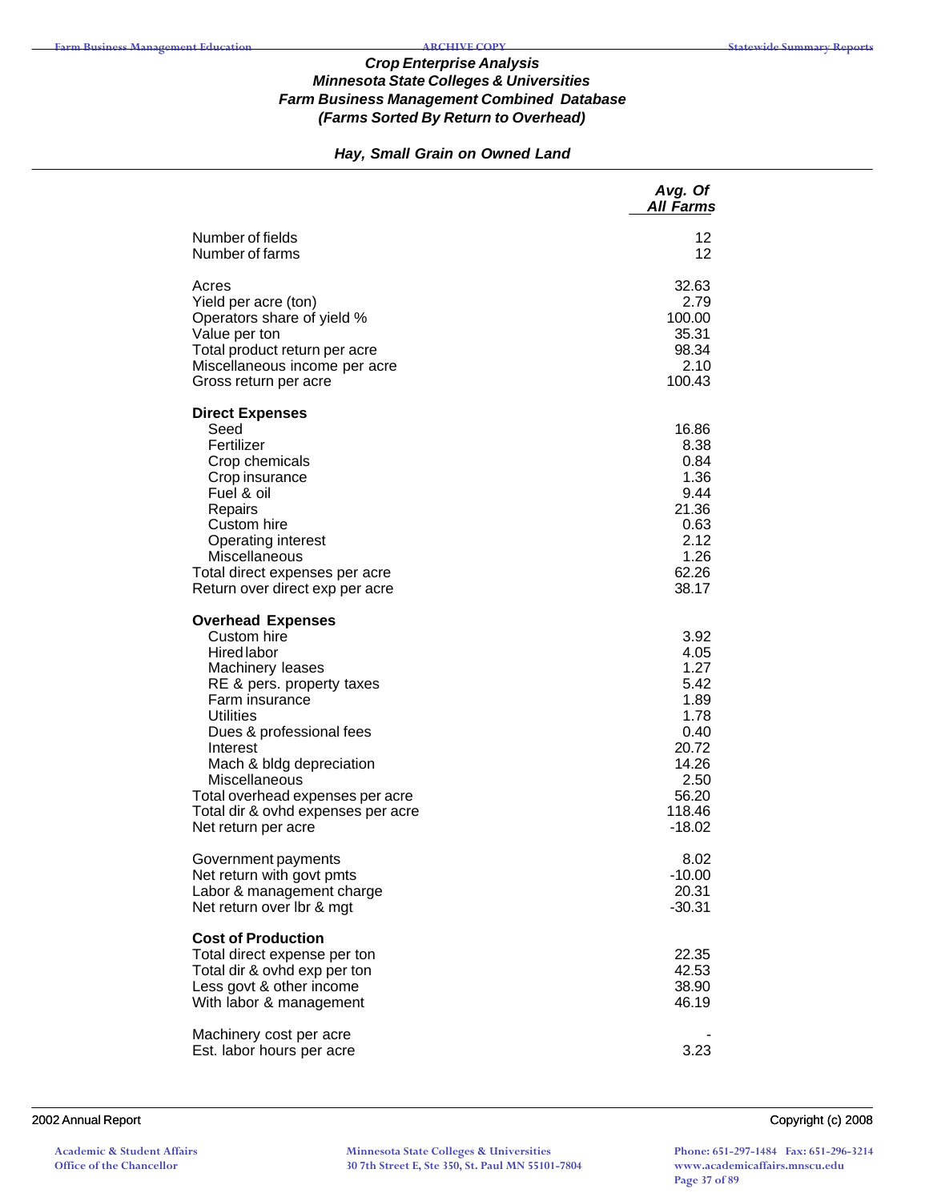# Crop Enterprise Analysis
## Minnesota State Colleges & Universities
## Farm Business Management Combined Database
## (Farms Sorted By Return to Overhead)

### Hay, Small Grain on Owned Land

| | Avg. Of All Farms |
|---|---|
| Number of fields | 12 |
| Number of farms | 12 |
| | |
| Acres | 32.63 |
| Yield per acre (ton) | 2.79 |
| Operators share of yield % | 100.00 |
| Value per ton | 35.31 |
| Total product return per acre | 98.34 |
| Miscellaneous income per acre | 2.10 |
| Gross return per acre | 100.43 |
| | |
| **Direct Expenses** | |
| Seed | 16.86 |
| Fertilizer | 8.38 |
| Crop chemicals | 0.84 |
| Crop insurance | 1.36 |
| Fuel & oil | 9.44 |
| Repairs | 21.36 |
| Custom hire | 0.63 |
| Operating interest | 2.12 |
| Miscellaneous | 1.26 |
| Total direct expenses per acre | 62.26 |
| Return over direct exp per acre | 38.17 |
| | |
| **Overhead Expenses** | |
| Custom hire | 3.92 |
| Hired labor | 4.05 |
| Machinery leases | 1.27 |
| RE & pers. property taxes | 5.42 |
| Farm insurance | 1.89 |
| Utilities | 1.78 |
| Dues & professional fees | 0.40 |
| Interest | 20.72 |
| Mach & bldg depreciation | 14.26 |
| Miscellaneous | 2.50 |
| Total overhead expenses per acre | 56.20 |
| Total dir & ovhd expenses per acre | 118.46 |
| Net return per acre | -18.02 |
| | |
| Government payments | 8.02 |
| Net return with govt pmts | -10.00 |
| Labor & management charge | 20.31 |
| Net return over lbr & mgt | -30.31 |
| | |
| **Cost of Production** | |
| Total direct expense per ton | 22.35 |
| Total dir & ovhd exp per ton | 42.53 |
| Less govt & other income | 38.90 |
| With labor & management | 46.19 |
| | |
| Machinery cost per acre | - |
| Est. labor hours per acre | 3.23 |

2002 Annual Report

Copyright (c) 2008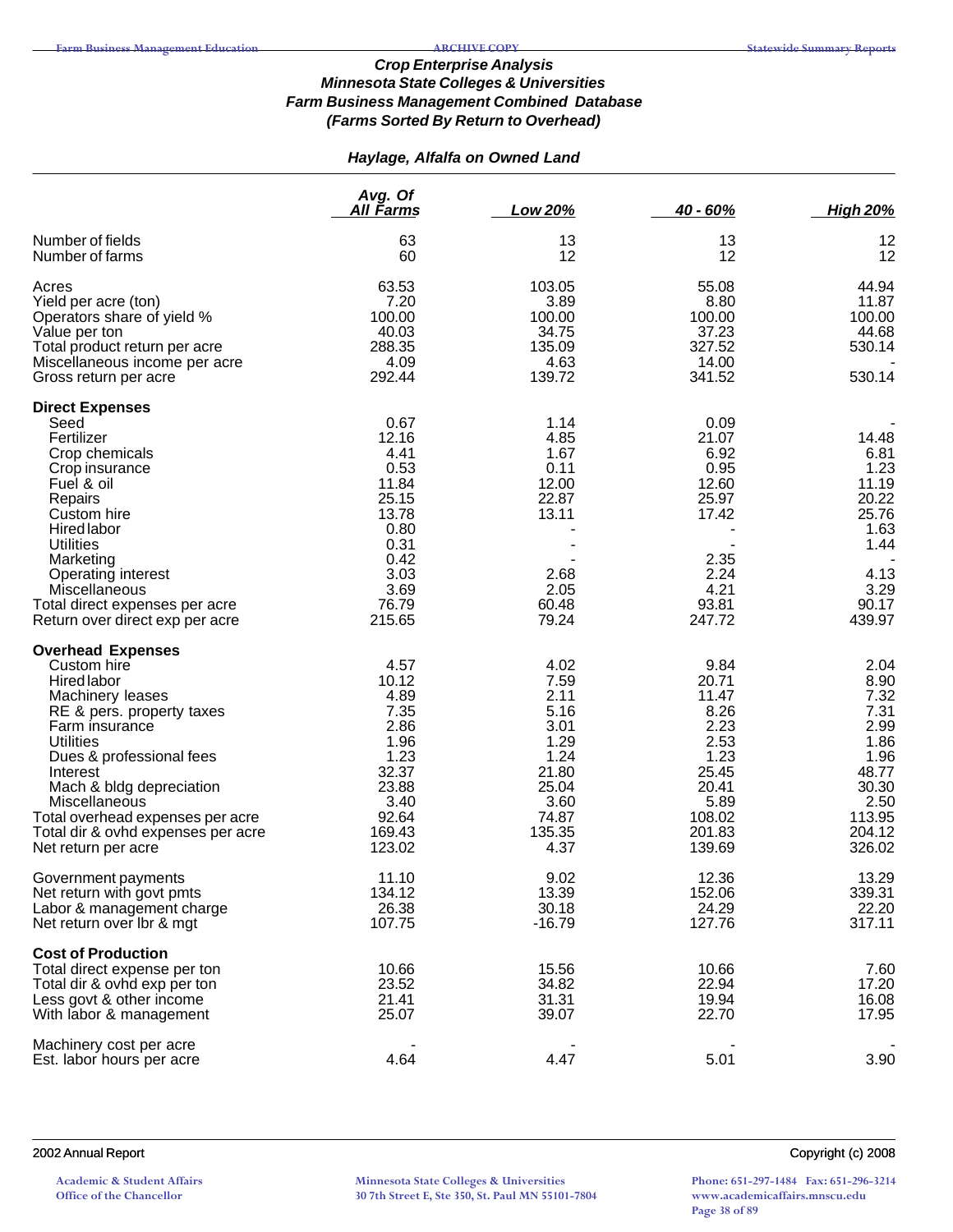### *Crop Enterprise Analysis*
### *Minnesota State Colleges & Universities*
### *Farm Business Management Combined Database*
### *(Farms Sorted By Return to Overhead)*

#### *Haylage, Alfalfa on Owned Land*

| | Avg. Of All Farms | Low 20% | 40 - 60% | High 20% |
|---|---|---|---|---|
| Number of fields | 63 | 13 | 13 | 12 |
| Number of farms | 60 | 12 | 12 | 12 |
| Acres | 63.53 | 103.05 | 55.08 | 44.94 |
| Yield per acre (ton) | 7.20 | 3.89 | 8.80 | 11.87 |
| Operators share of yield % | 100.00 | 100.00 | 100.00 | 100.00 |
| Value per ton | 40.03 | 34.75 | 37.23 | 44.68 |
| Total product return per acre | 288.35 | 135.09 | 327.52 | 530.14 |
| Miscellaneous income per acre | 4.09 | 4.63 | 14.00 | - |
| Gross return per acre | 292.44 | 139.72 | 341.52 | 530.14 |
| **Direct Expenses** | | | | |
| Seed | 0.67 | 1.14 | 0.09 | - |
| Fertilizer | 12.16 | 4.85 | 21.07 | 14.48 |
| Crop chemicals | 4.41 | 1.67 | 6.92 | 6.81 |
| Crop insurance | 0.53 | 0.11 | 0.95 | 1.23 |
| Fuel & oil | 11.84 | 12.00 | 12.60 | 11.19 |
| Repairs | 25.15 | 22.87 | 25.97 | 20.22 |
| Custom hire | 13.78 | 13.11 | 17.42 | 25.76 |
| Hired labor | 0.80 | - | - | 1.63 |
| Utilities | 0.31 | - | - | 1.44 |
| Marketing | 0.42 | - | 2.35 | - |
| Operating interest | 3.03 | 2.68 | 2.24 | 4.13 |
| Miscellaneous | 3.69 | 2.05 | 4.21 | 3.29 |
| Total direct expenses per acre | 76.79 | 60.48 | 93.81 | 90.17 |
| Return over direct exp per acre | 215.65 | 79.24 | 247.72 | 439.97 |
| **Overhead Expenses** | | | | |
| Custom hire | 4.57 | 4.02 | 9.84 | 2.04 |
| Hired labor | 10.12 | 7.59 | 20.71 | 8.90 |
| Machinery leases | 4.89 | 2.11 | 11.47 | 7.32 |
| RE & pers. property taxes | 7.35 | 5.16 | 8.26 | 7.31 |
| Farm insurance | 2.86 | 3.01 | 2.23 | 2.99 |
| Utilities | 1.96 | 1.29 | 2.53 | 1.86 |
| Dues & professional fees | 1.23 | 1.24 | 1.23 | 1.96 |
| Interest | 32.37 | 21.80 | 25.45 | 48.77 |
| Mach & bldg depreciation | 23.88 | 25.04 | 20.41 | 30.30 |
| Miscellaneous | 3.40 | 3.60 | 5.89 | 2.50 |
| Total overhead expenses per acre | 92.64 | 74.87 | 108.02 | 113.95 |
| Total dir & ovhd expenses per acre | 169.43 | 135.35 | 201.83 | 204.12 |
| Net return per acre | 123.02 | 4.37 | 139.69 | 326.02 |
| Government payments | 11.10 | 9.02 | 12.36 | 13.29 |
| Net return with govt pmts | 134.12 | 13.39 | 152.06 | 339.31 |
| Labor & management charge | 26.38 | 30.18 | 24.29 | 22.20 |
| Net return over lbr & mgt | 107.75 | -16.79 | 127.76 | 317.11 |
| **Cost of Production** | | | | |
| Total direct expense per ton | 10.66 | 15.56 | 10.66 | 7.60 |
| Total dir & ovhd exp per ton | 23.52 | 34.82 | 22.94 | 17.20 |
| Less govt & other income | 21.41 | 31.31 | 19.94 | 16.08 |
| With labor & management | 25.07 | 39.07 | 22.70 | 17.95 |
| Machinery cost per acre | - | - | - | - |
| Est. labor hours per acre | 4.64 | 4.47 | 5.01 | 3.90 |

2002 Annual Report — Copyright (c) 2008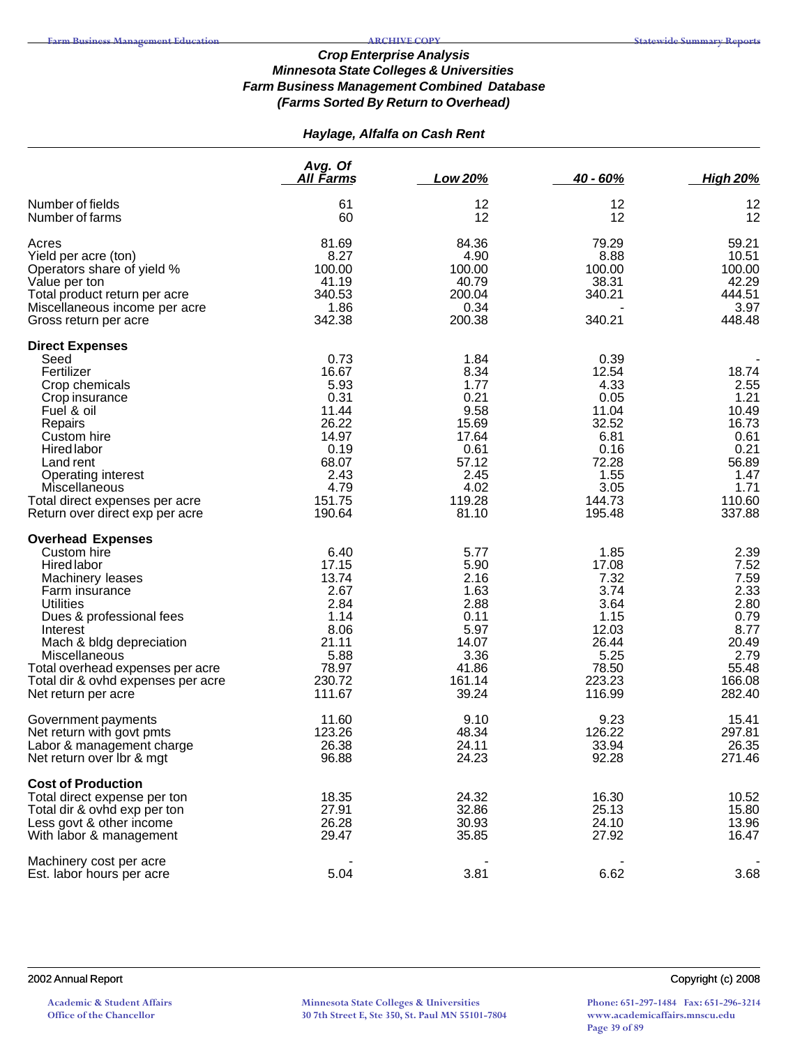### *Crop Enterprise Analysis*
### *Minnesota State Colleges & Universities*
### *Farm Business Management Combined Database*
### *(Farms Sorted By Return to Overhead)*

#### *Haylage, Alfalfa on Cash Rent*

| | Avg. Of All Farms | Low 20% | 40 - 60% | High 20% |
|---|---|---|---|---|
| Number of fields | 61 | 12 | 12 | 12 |
| Number of farms | 60 | 12 | 12 | 12 |
| Acres | 81.69 | 84.36 | 79.29 | 59.21 |
| Yield per acre (ton) | 8.27 | 4.90 | 8.88 | 10.51 |
| Operators share of yield % | 100.00 | 100.00 | 100.00 | 100.00 |
| Value per ton | 41.19 | 40.79 | 38.31 | 42.29 |
| Total product return per acre | 340.53 | 200.04 | 340.21 | 444.51 |
| Miscellaneous income per acre | 1.86 | 0.34 | - | 3.97 |
| Gross return per acre | 342.38 | 200.38 | 340.21 | 448.48 |
| **Direct Expenses** | | | | |
| Seed | 0.73 | 1.84 | 0.39 | - |
| Fertilizer | 16.67 | 8.34 | 12.54 | 18.74 |
| Crop chemicals | 5.93 | 1.77 | 4.33 | 2.55 |
| Crop insurance | 0.31 | 0.21 | 0.05 | 1.21 |
| Fuel & oil | 11.44 | 9.58 | 11.04 | 10.49 |
| Repairs | 26.22 | 15.69 | 32.52 | 16.73 |
| Custom hire | 14.97 | 17.64 | 6.81 | 0.61 |
| Hired labor | 0.19 | 0.61 | 0.16 | 0.21 |
| Land rent | 68.07 | 57.12 | 72.28 | 56.89 |
| Operating interest | 2.43 | 2.45 | 1.55 | 1.47 |
| Miscellaneous | 4.79 | 4.02 | 3.05 | 1.71 |
| Total direct expenses per acre | 151.75 | 119.28 | 144.73 | 110.60 |
| Return over direct exp per acre | 190.64 | 81.10 | 195.48 | 337.88 |
| **Overhead Expenses** | | | | |
| Custom hire | 6.40 | 5.77 | 1.85 | 2.39 |
| Hired labor | 17.15 | 5.90 | 17.08 | 7.52 |
| Machinery leases | 13.74 | 2.16 | 7.32 | 7.59 |
| Farm insurance | 2.67 | 1.63 | 3.74 | 2.33 |
| Utilities | 2.84 | 2.88 | 3.64 | 2.80 |
| Dues & professional fees | 1.14 | 0.11 | 1.15 | 0.79 |
| Interest | 8.06 | 5.97 | 12.03 | 8.77 |
| Mach & bldg depreciation | 21.11 | 14.07 | 26.44 | 20.49 |
| Miscellaneous | 5.88 | 3.36 | 5.25 | 2.79 |
| Total overhead expenses per acre | 78.97 | 41.86 | 78.50 | 55.48 |
| Total dir & ovhd expenses per acre | 230.72 | 161.14 | 223.23 | 166.08 |
| Net return per acre | 111.67 | 39.24 | 116.99 | 282.40 |
| Government payments | 11.60 | 9.10 | 9.23 | 15.41 |
| Net return with govt pmts | 123.26 | 48.34 | 126.22 | 297.81 |
| Labor & management charge | 26.38 | 24.11 | 33.94 | 26.35 |
| Net return over lbr & mgt | 96.88 | 24.23 | 92.28 | 271.46 |
| **Cost of Production** | | | | |
| Total direct expense per ton | 18.35 | 24.32 | 16.30 | 10.52 |
| Total dir & ovhd exp per ton | 27.91 | 32.86 | 25.13 | 15.80 |
| Less govt & other income | 26.28 | 30.93 | 24.10 | 13.96 |
| With labor & management | 29.47 | 35.85 | 27.92 | 16.47 |
| Machinery cost per acre | - | - | - | - |
| Est. labor hours per acre | 5.04 | 3.81 | 6.62 | 3.68 |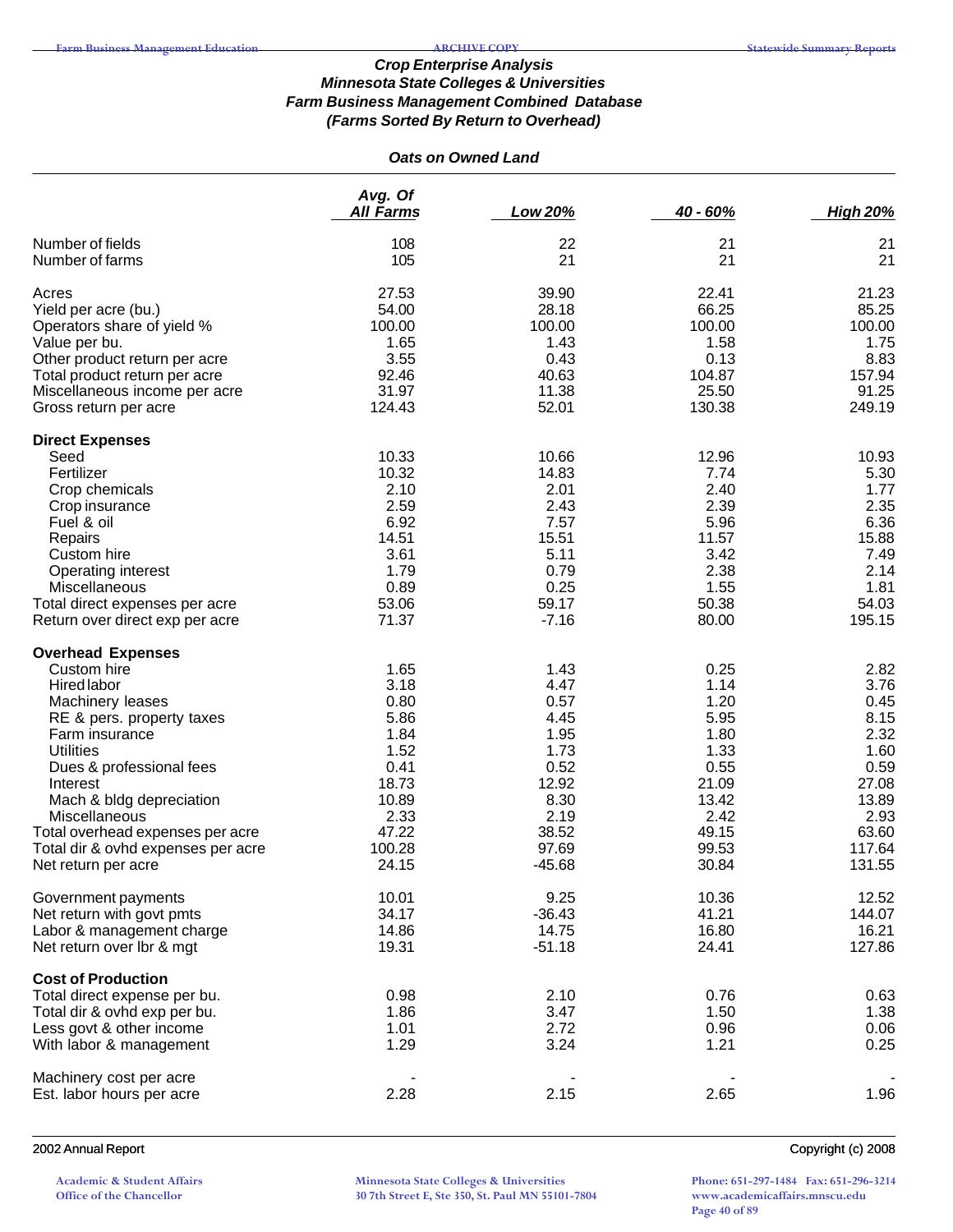### Crop Enterprise Analysis
### Minnesota State Colleges & Universities
### Farm Business Management Combined Database
### (Farms Sorted By Return to Overhead)

#### Oats on Owned Land

| | Avg. Of All Farms | Low 20% | 40 - 60% | High 20% |
|---|---|---|---|---|
| Number of fields | 108 | 22 | 21 | 21 |
| Number of farms | 105 | 21 | 21 | 21 |
| Acres | 27.53 | 39.90 | 22.41 | 21.23 |
| Yield per acre (bu.) | 54.00 | 28.18 | 66.25 | 85.25 |
| Operators share of yield % | 100.00 | 100.00 | 100.00 | 100.00 |
| Value per bu. | 1.65 | 1.43 | 1.58 | 1.75 |
| Other product return per acre | 3.55 | 0.43 | 0.13 | 8.83 |
| Total product return per acre | 92.46 | 40.63 | 104.87 | 157.94 |
| Miscellaneous income per acre | 31.97 | 11.38 | 25.50 | 91.25 |
| Gross return per acre | 124.43 | 52.01 | 130.38 | 249.19 |
| **Direct Expenses** | | | | |
| Seed | 10.33 | 10.66 | 12.96 | 10.93 |
| Fertilizer | 10.32 | 14.83 | 7.74 | 5.30 |
| Crop chemicals | 2.10 | 2.01 | 2.40 | 1.77 |
| Crop insurance | 2.59 | 2.43 | 2.39 | 2.35 |
| Fuel & oil | 6.92 | 7.57 | 5.96 | 6.36 |
| Repairs | 14.51 | 15.51 | 11.57 | 15.88 |
| Custom hire | 3.61 | 5.11 | 3.42 | 7.49 |
| Operating interest | 1.79 | 0.79 | 2.38 | 2.14 |
| Miscellaneous | 0.89 | 0.25 | 1.55 | 1.81 |
| Total direct expenses per acre | 53.06 | 59.17 | 50.38 | 54.03 |
| Return over direct exp per acre | 71.37 | -7.16 | 80.00 | 195.15 |
| **Overhead Expenses** | | | | |
| Custom hire | 1.65 | 1.43 | 0.25 | 2.82 |
| Hired labor | 3.18 | 4.47 | 1.14 | 3.76 |
| Machinery leases | 0.80 | 0.57 | 1.20 | 0.45 |
| RE & pers. property taxes | 5.86 | 4.45 | 5.95 | 8.15 |
| Farm insurance | 1.84 | 1.95 | 1.80 | 2.32 |
| Utilities | 1.52 | 1.73 | 1.33 | 1.60 |
| Dues & professional fees | 0.41 | 0.52 | 0.55 | 0.59 |
| Interest | 18.73 | 12.92 | 21.09 | 27.08 |
| Mach & bldg depreciation | 10.89 | 8.30 | 13.42 | 13.89 |
| Miscellaneous | 2.33 | 2.19 | 2.42 | 2.93 |
| Total overhead expenses per acre | 47.22 | 38.52 | 49.15 | 63.60 |
| Total dir & ovhd expenses per acre | 100.28 | 97.69 | 99.53 | 117.64 |
| Net return per acre | 24.15 | -45.68 | 30.84 | 131.55 |
| Government payments | 10.01 | 9.25 | 10.36 | 12.52 |
| Net return with govt pmts | 34.17 | -36.43 | 41.21 | 144.07 |
| Labor & management charge | 14.86 | 14.75 | 16.80 | 16.21 |
| Net return over lbr & mgt | 19.31 | -51.18 | 24.41 | 127.86 |
| **Cost of Production** | | | | |
| Total direct expense per bu. | 0.98 | 2.10 | 0.76 | 0.63 |
| Total dir & ovhd exp per bu. | 1.86 | 3.47 | 1.50 | 1.38 |
| Less govt & other income | 1.01 | 2.72 | 0.96 | 0.06 |
| With labor & management | 1.29 | 3.24 | 1.21 | 0.25 |
| Machinery cost per acre | - | - | - | - |
| Est. labor hours per acre | 2.28 | 2.15 | 2.65 | 1.96 |

2002 Annual Report — Copyright (c) 2008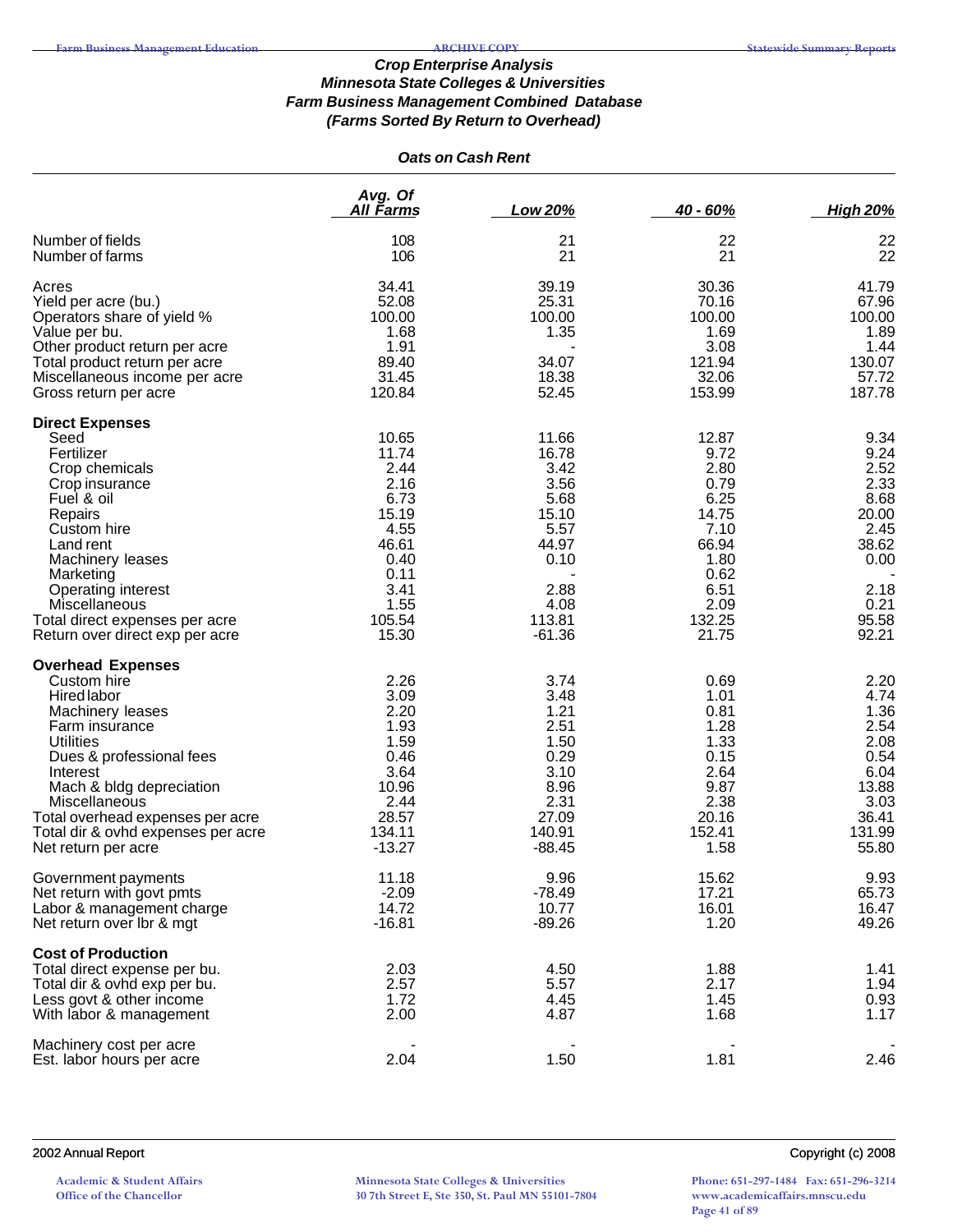# Crop Enterprise Analysis
## Minnesota State Colleges & Universities
## Farm Business Management Combined Database
## (Farms Sorted By Return to Overhead)

### Oats on Cash Rent

| | Avg. Of All Farms | Low 20% | 40 - 60% | High 20% |
|---|---|---|---|---|
| Number of fields | 108 | 21 | 22 | 22 |
| Number of farms | 106 | 21 | 21 | 22 |
| Acres | 34.41 | 39.19 | 30.36 | 41.79 |
| Yield per acre (bu.) | 52.08 | 25.31 | 70.16 | 67.96 |
| Operators share of yield % | 100.00 | 100.00 | 100.00 | 100.00 |
| Value per bu. | 1.68 | 1.35 | 1.69 | 1.89 |
| Other product return per acre | 1.91 | - | 3.08 | 1.44 |
| Total product return per acre | 89.40 | 34.07 | 121.94 | 130.07 |
| Miscellaneous income per acre | 31.45 | 18.38 | 32.06 | 57.72 |
| Gross return per acre | 120.84 | 52.45 | 153.99 | 187.78 |
| **Direct Expenses** | | | | |
| Seed | 10.65 | 11.66 | 12.87 | 9.34 |
| Fertilizer | 11.74 | 16.78 | 9.72 | 9.24 |
| Crop chemicals | 2.44 | 3.42 | 2.80 | 2.52 |
| Crop insurance | 2.16 | 3.56 | 0.79 | 2.33 |
| Fuel & oil | 6.73 | 5.68 | 6.25 | 8.68 |
| Repairs | 15.19 | 15.10 | 14.75 | 20.00 |
| Custom hire | 4.55 | 5.57 | 7.10 | 2.45 |
| Land rent | 46.61 | 44.97 | 66.94 | 38.62 |
| Machinery leases | 0.40 | 0.10 | 1.80 | 0.00 |
| Marketing | 0.11 | - | 0.62 | - |
| Operating interest | 3.41 | 2.88 | 6.51 | 2.18 |
| Miscellaneous | 1.55 | 4.08 | 2.09 | 0.21 |
| Total direct expenses per acre | 105.54 | 113.81 | 132.25 | 95.58 |
| Return over direct exp per acre | 15.30 | -61.36 | 21.75 | 92.21 |
| **Overhead Expenses** | | | | |
| Custom hire | 2.26 | 3.74 | 0.69 | 2.20 |
| Hired labor | 3.09 | 3.48 | 1.01 | 4.74 |
| Machinery leases | 2.20 | 1.21 | 0.81 | 1.36 |
| Farm insurance | 1.93 | 2.51 | 1.28 | 2.54 |
| Utilities | 1.59 | 1.50 | 1.33 | 2.08 |
| Dues & professional fees | 0.46 | 0.29 | 0.15 | 0.54 |
| Interest | 3.64 | 3.10 | 2.64 | 6.04 |
| Mach & bldg depreciation | 10.96 | 8.96 | 9.87 | 13.88 |
| Miscellaneous | 2.44 | 2.31 | 2.38 | 3.03 |
| Total overhead expenses per acre | 28.57 | 27.09 | 20.16 | 36.41 |
| Total dir & ovhd expenses per acre | 134.11 | 140.91 | 152.41 | 131.99 |
| Net return per acre | -13.27 | -88.45 | 1.58 | 55.80 |
| Government payments | 11.18 | 9.96 | 15.62 | 9.93 |
| Net return with govt pmts | -2.09 | -78.49 | 17.21 | 65.73 |
| Labor & management charge | 14.72 | 10.77 | 16.01 | 16.47 |
| Net return over lbr & mgt | -16.81 | -89.26 | 1.20 | 49.26 |
| **Cost of Production** | | | | |
| Total direct expense per bu. | 2.03 | 4.50 | 1.88 | 1.41 |
| Total dir & ovhd exp per bu. | 2.57 | 5.57 | 2.17 | 1.94 |
| Less govt & other income | 1.72 | 4.45 | 1.45 | 0.93 |
| With labor & management | 2.00 | 4.87 | 1.68 | 1.17 |
| Machinery cost per acre | - | - | - | - |
| Est. labor hours per acre | 2.04 | 1.50 | 1.81 | 2.46 |

2002 Annual Report

Copyright (c) 2008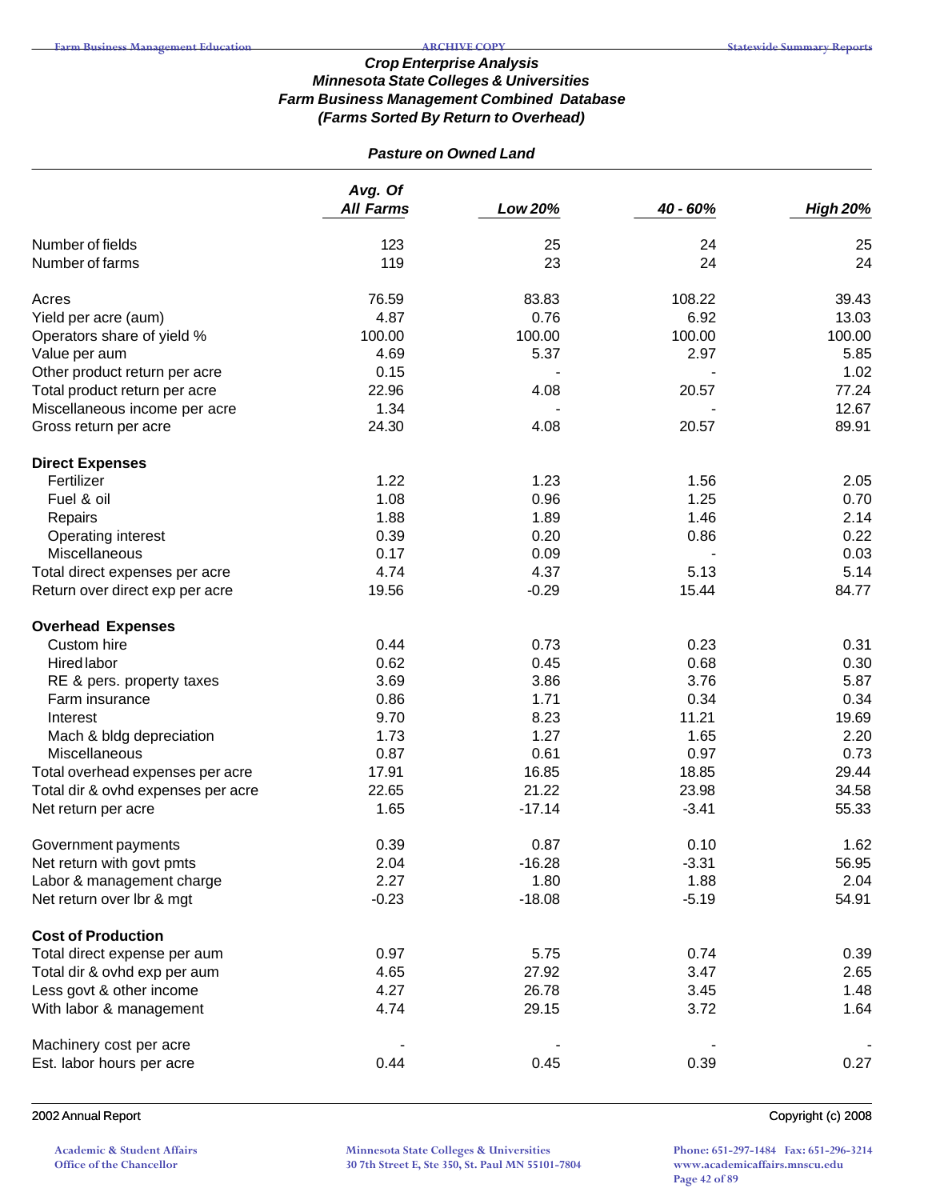## Crop Enterprise Analysis
## Minnesota State Colleges & Universities
## Farm Business Management Combined Database
## (Farms Sorted By Return to Overhead)

### Pasture on Owned Land

| | Avg. Of All Farms | Low 20% | 40 - 60% | High 20% |
|---|---|---|---|---|
| Number of fields | 123 | 25 | 24 | 25 |
| Number of farms | 119 | 23 | 24 | 24 |
| | | | | |
| Acres | 76.59 | 83.83 | 108.22 | 39.43 |
| Yield per acre (aum) | 4.87 | 0.76 | 6.92 | 13.03 |
| Operators share of yield % | 100.00 | 100.00 | 100.00 | 100.00 |
| Value per aum | 4.69 | 5.37 | 2.97 | 5.85 |
| Other product return per acre | 0.15 | - | - | 1.02 |
| Total product return per acre | 22.96 | 4.08 | 20.57 | 77.24 |
| Miscellaneous income per acre | 1.34 | - | - | 12.67 |
| Gross return per acre | 24.30 | 4.08 | 20.57 | 89.91 |
| | | | | |
| **Direct Expenses** | | | | |
| Fertilizer | 1.22 | 1.23 | 1.56 | 2.05 |
| Fuel & oil | 1.08 | 0.96 | 1.25 | 0.70 |
| Repairs | 1.88 | 1.89 | 1.46 | 2.14 |
| Operating interest | 0.39 | 0.20 | 0.86 | 0.22 |
| Miscellaneous | 0.17 | 0.09 | - | 0.03 |
| Total direct expenses per acre | 4.74 | 4.37 | 5.13 | 5.14 |
| Return over direct exp per acre | 19.56 | -0.29 | 15.44 | 84.77 |
| | | | | |
| **Overhead Expenses** | | | | |
| Custom hire | 0.44 | 0.73 | 0.23 | 0.31 |
| Hired labor | 0.62 | 0.45 | 0.68 | 0.30 |
| RE & pers. property taxes | 3.69 | 3.86 | 3.76 | 5.87 |
| Farm insurance | 0.86 | 1.71 | 0.34 | 0.34 |
| Interest | 9.70 | 8.23 | 11.21 | 19.69 |
| Mach & bldg depreciation | 1.73 | 1.27 | 1.65 | 2.20 |
| Miscellaneous | 0.87 | 0.61 | 0.97 | 0.73 |
| Total overhead expenses per acre | 17.91 | 16.85 | 18.85 | 29.44 |
| Total dir & ovhd expenses per acre | 22.65 | 21.22 | 23.98 | 34.58 |
| Net return per acre | 1.65 | -17.14 | -3.41 | 55.33 |
| | | | | |
| Government payments | 0.39 | 0.87 | 0.10 | 1.62 |
| Net return with govt pmts | 2.04 | -16.28 | -3.31 | 56.95 |
| Labor & management charge | 2.27 | 1.80 | 1.88 | 2.04 |
| Net return over lbr & mgt | -0.23 | -18.08 | -5.19 | 54.91 |
| | | | | |
| **Cost of Production** | | | | |
| Total direct expense per aum | 0.97 | 5.75 | 0.74 | 0.39 |
| Total dir & ovhd exp per aum | 4.65 | 27.92 | 3.47 | 2.65 |
| Less govt & other income | 4.27 | 26.78 | 3.45 | 1.48 |
| With labor & management | 4.74 | 29.15 | 3.72 | 1.64 |
| | | | | |
| Machinery cost per acre | - | - | - | - |
| Est. labor hours per acre | 0.44 | 0.45 | 0.39 | 0.27 |

2002 Annual Report

Copyright (c) 2008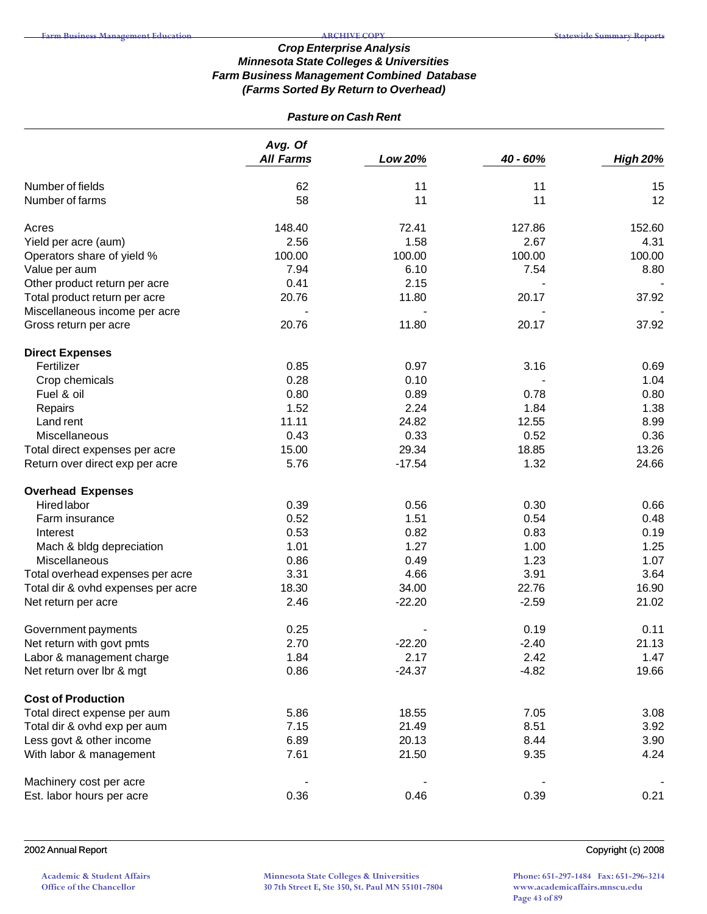### Crop Enterprise Analysis
### Minnesota State Colleges & Universities
### Farm Business Management Combined Database
### (Farms Sorted By Return to Overhead)

#### Pasture on Cash Rent

| | Avg. Of All Farms | Low 20% | 40 - 60% | High 20% |
|---|---|---|---|---|
| Number of fields | 62 | 11 | 11 | 15 |
| Number of farms | 58 | 11 | 11 | 12 |
| | | | | |
| Acres | 148.40 | 72.41 | 127.86 | 152.60 |
| Yield per acre (aum) | 2.56 | 1.58 | 2.67 | 4.31 |
| Operators share of yield % | 100.00 | 100.00 | 100.00 | 100.00 |
| Value per aum | 7.94 | 6.10 | 7.54 | 8.80 |
| Other product return per acre | 0.41 | 2.15 | - | - |
| Total product return per acre | 20.76 | 11.80 | 20.17 | 37.92 |
| Miscellaneous income per acre | - | - | - | - |
| Gross return per acre | 20.76 | 11.80 | 20.17 | 37.92 |
| | | | | |
| **Direct Expenses** | | | | |
| Fertilizer | 0.85 | 0.97 | 3.16 | 0.69 |
| Crop chemicals | 0.28 | 0.10 | - | 1.04 |
| Fuel & oil | 0.80 | 0.89 | 0.78 | 0.80 |
| Repairs | 1.52 | 2.24 | 1.84 | 1.38 |
| Land rent | 11.11 | 24.82 | 12.55 | 8.99 |
| Miscellaneous | 0.43 | 0.33 | 0.52 | 0.36 |
| Total direct expenses per acre | 15.00 | 29.34 | 18.85 | 13.26 |
| Return over direct exp per acre | 5.76 | -17.54 | 1.32 | 24.66 |
| | | | | |
| **Overhead Expenses** | | | | |
| Hired labor | 0.39 | 0.56 | 0.30 | 0.66 |
| Farm insurance | 0.52 | 1.51 | 0.54 | 0.48 |
| Interest | 0.53 | 0.82 | 0.83 | 0.19 |
| Mach & bldg depreciation | 1.01 | 1.27 | 1.00 | 1.25 |
| Miscellaneous | 0.86 | 0.49 | 1.23 | 1.07 |
| Total overhead expenses per acre | 3.31 | 4.66 | 3.91 | 3.64 |
| Total dir & ovhd expenses per acre | 18.30 | 34.00 | 22.76 | 16.90 |
| Net return per acre | 2.46 | -22.20 | -2.59 | 21.02 |
| | | | | |
| Government payments | 0.25 | - | 0.19 | 0.11 |
| Net return with govt pmts | 2.70 | -22.20 | -2.40 | 21.13 |
| Labor & management charge | 1.84 | 2.17 | 2.42 | 1.47 |
| Net return over lbr & mgt | 0.86 | -24.37 | -4.82 | 19.66 |
| | | | | |
| **Cost of Production** | | | | |
| Total direct expense per aum | 5.86 | 18.55 | 7.05 | 3.08 |
| Total dir & ovhd exp per aum | 7.15 | 21.49 | 8.51 | 3.92 |
| Less govt & other income | 6.89 | 20.13 | 8.44 | 3.90 |
| With labor & management | 7.61 | 21.50 | 9.35 | 4.24 |
| | | | | |
| Machinery cost per acre | - | - | - | - |
| Est. labor hours per acre | 0.36 | 0.46 | 0.39 | 0.21 |

2002 Annual Report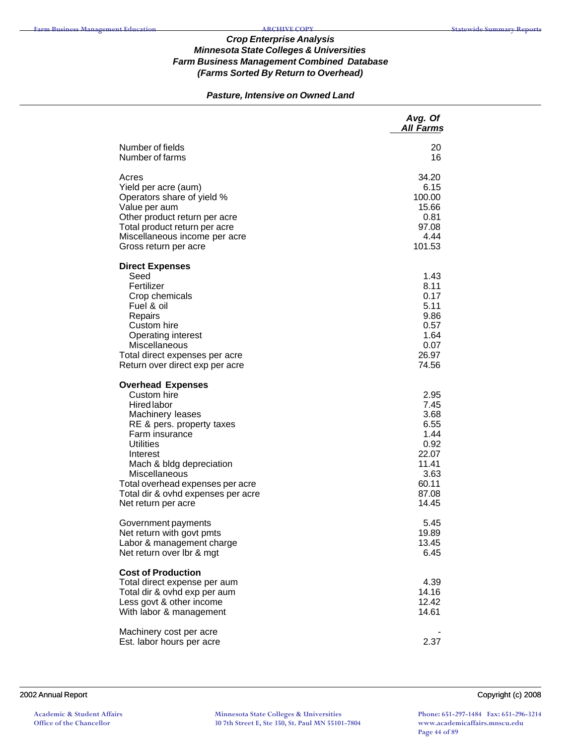### Crop Enterprise Analysis
### Minnesota State Colleges & Universities
### Farm Business Management Combined Database
### (Farms Sorted By Return to Overhead)

#### Pasture, Intensive on Owned Land

| | Avg. Of All Farms |
|---|---|
| Number of fields | 20 |
| Number of farms | 16 |
| | |
| Acres | 34.20 |
| Yield per acre (aum) | 6.15 |
| Operators share of yield % | 100.00 |
| Value per aum | 15.66 |
| Other product return per acre | 0.81 |
| Total product return per acre | 97.08 |
| Miscellaneous income per acre | 4.44 |
| Gross return per acre | 101.53 |
| | |
| **Direct Expenses** | |
| Seed | 1.43 |
| Fertilizer | 8.11 |
| Crop chemicals | 0.17 |
| Fuel & oil | 5.11 |
| Repairs | 9.86 |
| Custom hire | 0.57 |
| Operating interest | 1.64 |
| Miscellaneous | 0.07 |
| Total direct expenses per acre | 26.97 |
| Return over direct exp per acre | 74.56 |
| | |
| **Overhead Expenses** | |
| Custom hire | 2.95 |
| Hired labor | 7.45 |
| Machinery leases | 3.68 |
| RE & pers. property taxes | 6.55 |
| Farm insurance | 1.44 |
| Utilities | 0.92 |
| Interest | 22.07 |
| Mach & bldg depreciation | 11.41 |
| Miscellaneous | 3.63 |
| Total overhead expenses per acre | 60.11 |
| Total dir & ovhd expenses per acre | 87.08 |
| Net return per acre | 14.45 |
| | |
| Government payments | 5.45 |
| Net return with govt pmts | 19.89 |
| Labor & management charge | 13.45 |
| Net return over lbr & mgt | 6.45 |
| | |
| **Cost of Production** | |
| Total direct expense per aum | 4.39 |
| Total dir & ovhd exp per aum | 14.16 |
| Less govt & other income | 12.42 |
| With labor & management | 14.61 |
| | |
| Machinery cost per acre | - |
| Est. labor hours per acre | 2.37 |

2002 Annual Report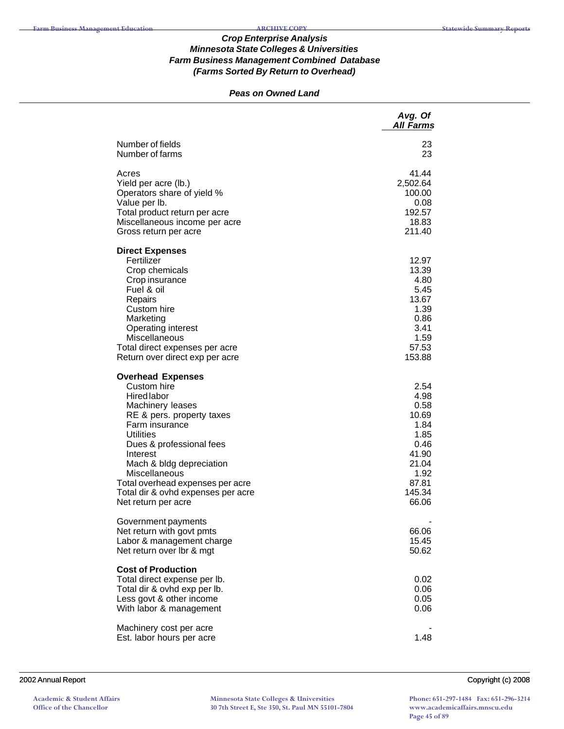# Crop Enterprise Analysis
## Minnesota State Colleges & Universities
## Farm Business Management Combined Database
## (Farms Sorted By Return to Overhead)

### Peas on Owned Land

| | Avg. Of All Farms |
|---|---|
| Number of fields | 23 |
| Number of farms | 23 |
| | |
| Acres | 41.44 |
| Yield per acre (lb.) | 2,502.64 |
| Operators share of yield % | 100.00 |
| Value per lb. | 0.08 |
| Total product return per acre | 192.57 |
| Miscellaneous income per acre | 18.83 |
| Gross return per acre | 211.40 |
| | |
| **Direct Expenses** | |
| Fertilizer | 12.97 |
| Crop chemicals | 13.39 |
| Crop insurance | 4.80 |
| Fuel & oil | 5.45 |
| Repairs | 13.67 |
| Custom hire | 1.39 |
| Marketing | 0.86 |
| Operating interest | 3.41 |
| Miscellaneous | 1.59 |
| Total direct expenses per acre | 57.53 |
| Return over direct exp per acre | 153.88 |
| | |
| **Overhead Expenses** | |
| Custom hire | 2.54 |
| Hired labor | 4.98 |
| Machinery leases | 0.58 |
| RE & pers. property taxes | 10.69 |
| Farm insurance | 1.84 |
| Utilities | 1.85 |
| Dues & professional fees | 0.46 |
| Interest | 41.90 |
| Mach & bldg depreciation | 21.04 |
| Miscellaneous | 1.92 |
| Total overhead expenses per acre | 87.81 |
| Total dir & ovhd expenses per acre | 145.34 |
| Net return per acre | 66.06 |
| | |
| Government payments | - |
| Net return with govt pmts | 66.06 |
| Labor & management charge | 15.45 |
| Net return over lbr & mgt | 50.62 |
| | |
| **Cost of Production** | |
| Total direct expense per lb. | 0.02 |
| Total dir & ovhd exp per lb. | 0.06 |
| Less govt & other income | 0.05 |
| With labor & management | 0.06 |
| | |
| Machinery cost per acre | - |
| Est. labor hours per acre | 1.48 |

2002 Annual Report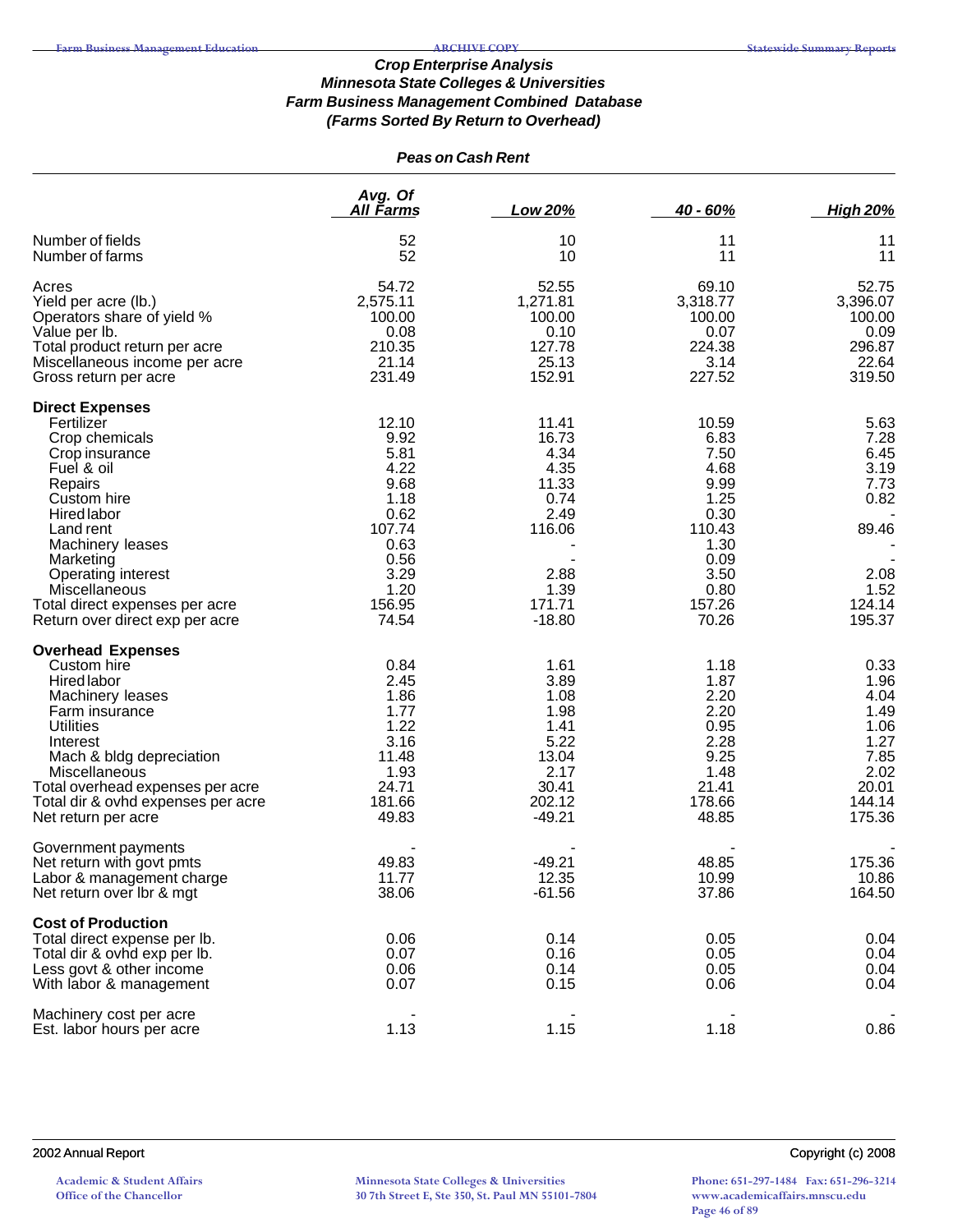### *Crop Enterprise Analysis*
### *Minnesota State Colleges & Universities*
### *Farm Business Management Combined Database*
### *(Farms Sorted By Return to Overhead)*

#### *Peas on Cash Rent*

| | Avg. Of All Farms | Low 20% | 40 - 60% | High 20% |
|---|---|---|---|---|
| Number of fields | 52 | 10 | 11 | 11 |
| Number of farms | 52 | 10 | 11 | 11 |
| Acres | 54.72 | 52.55 | 69.10 | 52.75 |
| Yield per acre (lb.) | 2,575.11 | 1,271.81 | 3,318.77 | 3,396.07 |
| Operators share of yield % | 100.00 | 100.00 | 100.00 | 100.00 |
| Value per lb. | 0.08 | 0.10 | 0.07 | 0.09 |
| Total product return per acre | 210.35 | 127.78 | 224.38 | 296.87 |
| Miscellaneous income per acre | 21.14 | 25.13 | 3.14 | 22.64 |
| Gross return per acre | 231.49 | 152.91 | 227.52 | 319.50 |
| **Direct Expenses** | | | | |
| Fertilizer | 12.10 | 11.41 | 10.59 | 5.63 |
| Crop chemicals | 9.92 | 16.73 | 6.83 | 7.28 |
| Crop insurance | 5.81 | 4.34 | 7.50 | 6.45 |
| Fuel & oil | 4.22 | 4.35 | 4.68 | 3.19 |
| Repairs | 9.68 | 11.33 | 9.99 | 7.73 |
| Custom hire | 1.18 | 0.74 | 1.25 | 0.82 |
| Hired labor | 0.62 | 2.49 | 0.30 | - |
| Land rent | 107.74 | 116.06 | 110.43 | 89.46 |
| Machinery leases | 0.63 | - | 1.30 | - |
| Marketing | 0.56 | - | 0.09 | - |
| Operating interest | 3.29 | 2.88 | 3.50 | 2.08 |
| Miscellaneous | 1.20 | 1.39 | 0.80 | 1.52 |
| Total direct expenses per acre | 156.95 | 171.71 | 157.26 | 124.14 |
| Return over direct exp per acre | 74.54 | -18.80 | 70.26 | 195.37 |
| **Overhead Expenses** | | | | |
| Custom hire | 0.84 | 1.61 | 1.18 | 0.33 |
| Hired labor | 2.45 | 3.89 | 1.87 | 1.96 |
| Machinery leases | 1.86 | 1.08 | 2.20 | 4.04 |
| Farm insurance | 1.77 | 1.98 | 2.20 | 1.49 |
| Utilities | 1.22 | 1.41 | 0.95 | 1.06 |
| Interest | 3.16 | 5.22 | 2.28 | 1.27 |
| Mach & bldg depreciation | 11.48 | 13.04 | 9.25 | 7.85 |
| Miscellaneous | 1.93 | 2.17 | 1.48 | 2.02 |
| Total overhead expenses per acre | 24.71 | 30.41 | 21.41 | 20.01 |
| Total dir & ovhd expenses per acre | 181.66 | 202.12 | 178.66 | 144.14 |
| Net return per acre | 49.83 | -49.21 | 48.85 | 175.36 |
| Government payments | - | - | - | - |
| Net return with govt pmts | 49.83 | -49.21 | 48.85 | 175.36 |
| Labor & management charge | 11.77 | 12.35 | 10.99 | 10.86 |
| Net return over lbr & mgt | 38.06 | -61.56 | 37.86 | 164.50 |
| **Cost of Production** | | | | |
| Total direct expense per lb. | 0.06 | 0.14 | 0.05 | 0.04 |
| Total dir & ovhd exp per lb. | 0.07 | 0.16 | 0.05 | 0.04 |
| Less govt & other income | 0.06 | 0.14 | 0.05 | 0.04 |
| With labor & management | 0.07 | 0.15 | 0.06 | 0.04 |
| Machinery cost per acre | - | - | - | - |
| Est. labor hours per acre | 1.13 | 1.15 | 1.18 | 0.86 |

2002 Annual Report

Copyright (c) 2008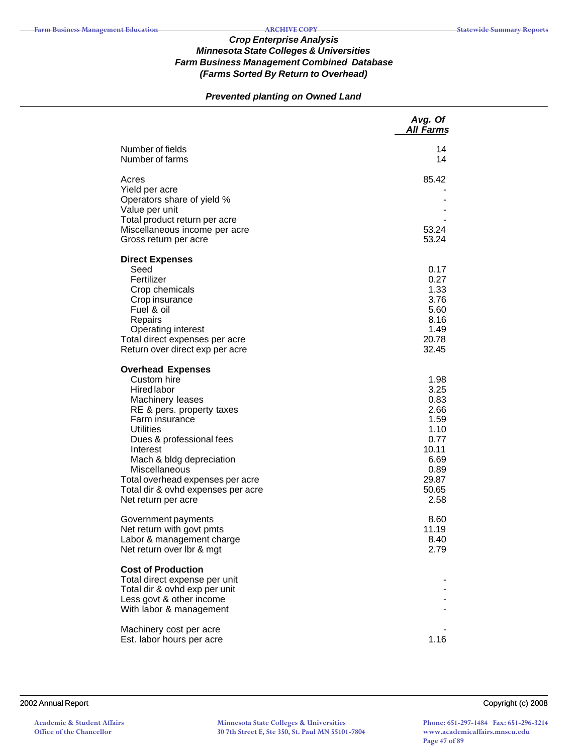## Crop Enterprise Analysis
## Minnesota State Colleges & Universities
## Farm Business Management Combined Database
## (Farms Sorted By Return to Overhead)

### Prevented planting on Owned Land

| | Avg. Of All Farms |
|---|---|
| Number of fields | 14 |
| Number of farms | 14 |
| | |
| Acres | 85.42 |
| Yield per acre | - |
| Operators share of yield % | - |
| Value per unit | - |
| Total product return per acre | - |
| Miscellaneous income per acre | 53.24 |
| Gross return per acre | 53.24 |
| | |
| **Direct Expenses** | |
| Seed | 0.17 |
| Fertilizer | 0.27 |
| Crop chemicals | 1.33 |
| Crop insurance | 3.76 |
| Fuel & oil | 5.60 |
| Repairs | 8.16 |
| Operating interest | 1.49 |
| Total direct expenses per acre | 20.78 |
| Return over direct exp per acre | 32.45 |
| | |
| **Overhead Expenses** | |
| Custom hire | 1.98 |
| Hired labor | 3.25 |
| Machinery leases | 0.83 |
| RE & pers. property taxes | 2.66 |
| Farm insurance | 1.59 |
| Utilities | 1.10 |
| Dues & professional fees | 0.77 |
| Interest | 10.11 |
| Mach & bldg depreciation | 6.69 |
| Miscellaneous | 0.89 |
| Total overhead expenses per acre | 29.87 |
| Total dir & ovhd expenses per acre | 50.65 |
| Net return per acre | 2.58 |
| | |
| Government payments | 8.60 |
| Net return with govt pmts | 11.19 |
| Labor & management charge | 8.40 |
| Net return over lbr & mgt | 2.79 |
| | |
| **Cost of Production** | |
| Total direct expense per unit | - |
| Total dir & ovhd exp per unit | - |
| Less govt & other income | - |
| With labor & management | - |
| | |
| Machinery cost per acre | - |
| Est. labor hours per acre | 1.16 |

2002 Annual Report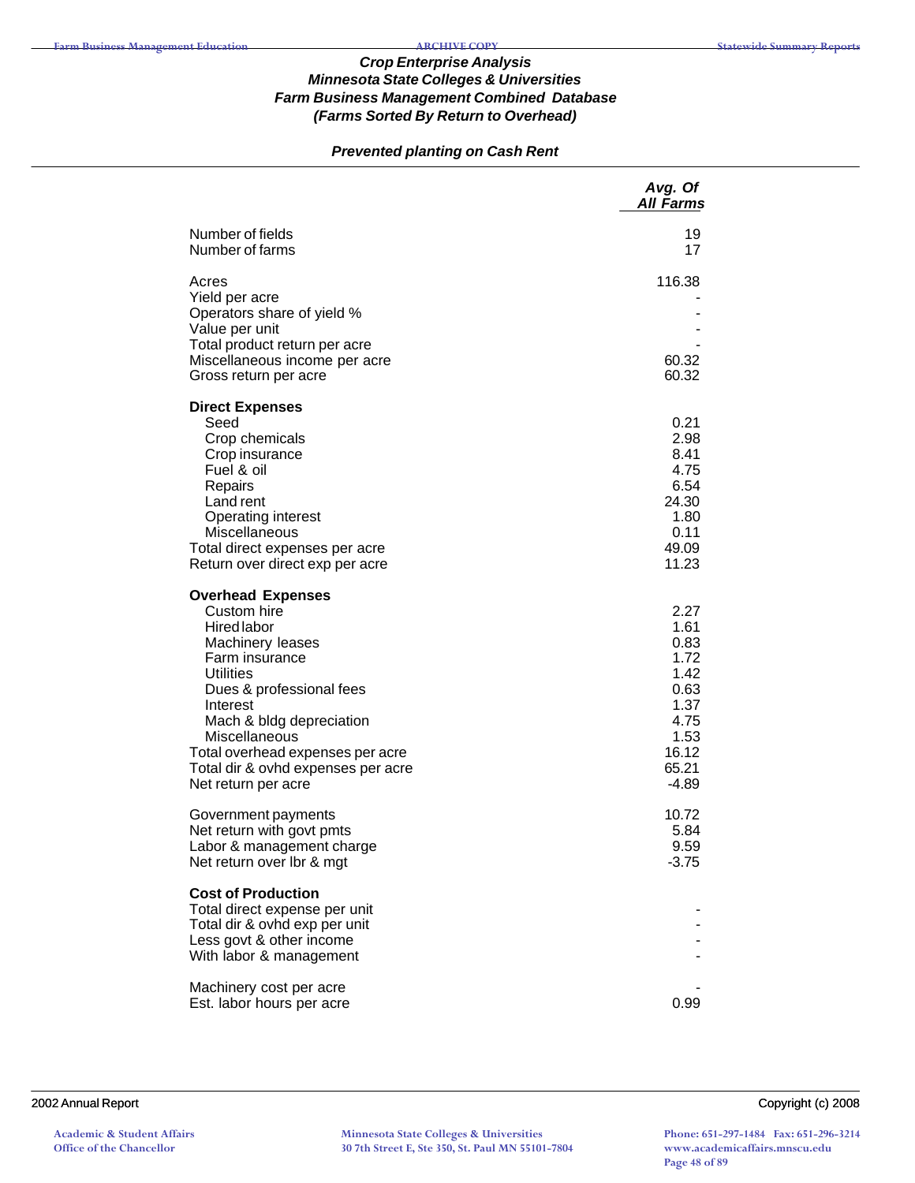## *Crop Enterprise Analysis*
## *Minnesota State Colleges & Universities*
## *Farm Business Management Combined Database*
## *(Farms Sorted By Return to Overhead)*

### *Prevented planting on Cash Rent*

| | *Avg. Of All Farms* |
|---|---|
| Number of fields | 19 |
| Number of farms | 17 |
| | |
| Acres | 116.38 |
| Yield per acre | - |
| Operators share of yield % | - |
| Value per unit | - |
| Total product return per acre | - |
| Miscellaneous income per acre | 60.32 |
| Gross return per acre | 60.32 |
| | |
| **Direct Expenses** | |
| Seed | 0.21 |
| Crop chemicals | 2.98 |
| Crop insurance | 8.41 |
| Fuel & oil | 4.75 |
| Repairs | 6.54 |
| Land rent | 24.30 |
| Operating interest | 1.80 |
| Miscellaneous | 0.11 |
| Total direct expenses per acre | 49.09 |
| Return over direct exp per acre | 11.23 |
| | |
| **Overhead Expenses** | |
| Custom hire | 2.27 |
| Hired labor | 1.61 |
| Machinery leases | 0.83 |
| Farm insurance | 1.72 |
| Utilities | 1.42 |
| Dues & professional fees | 0.63 |
| Interest | 1.37 |
| Mach & bldg depreciation | 4.75 |
| Miscellaneous | 1.53 |
| Total overhead expenses per acre | 16.12 |
| Total dir & ovhd expenses per acre | 65.21 |
| Net return per acre | -4.89 |
| | |
| Government payments | 10.72 |
| Net return with govt pmts | 5.84 |
| Labor & management charge | 9.59 |
| Net return over lbr & mgt | -3.75 |
| | |
| **Cost of Production** | |
| Total direct expense per unit | - |
| Total dir & ovhd exp per unit | - |
| Less govt & other income | - |
| With labor & management | - |
| | |
| Machinery cost per acre | - |
| Est. labor hours per acre | 0.99 |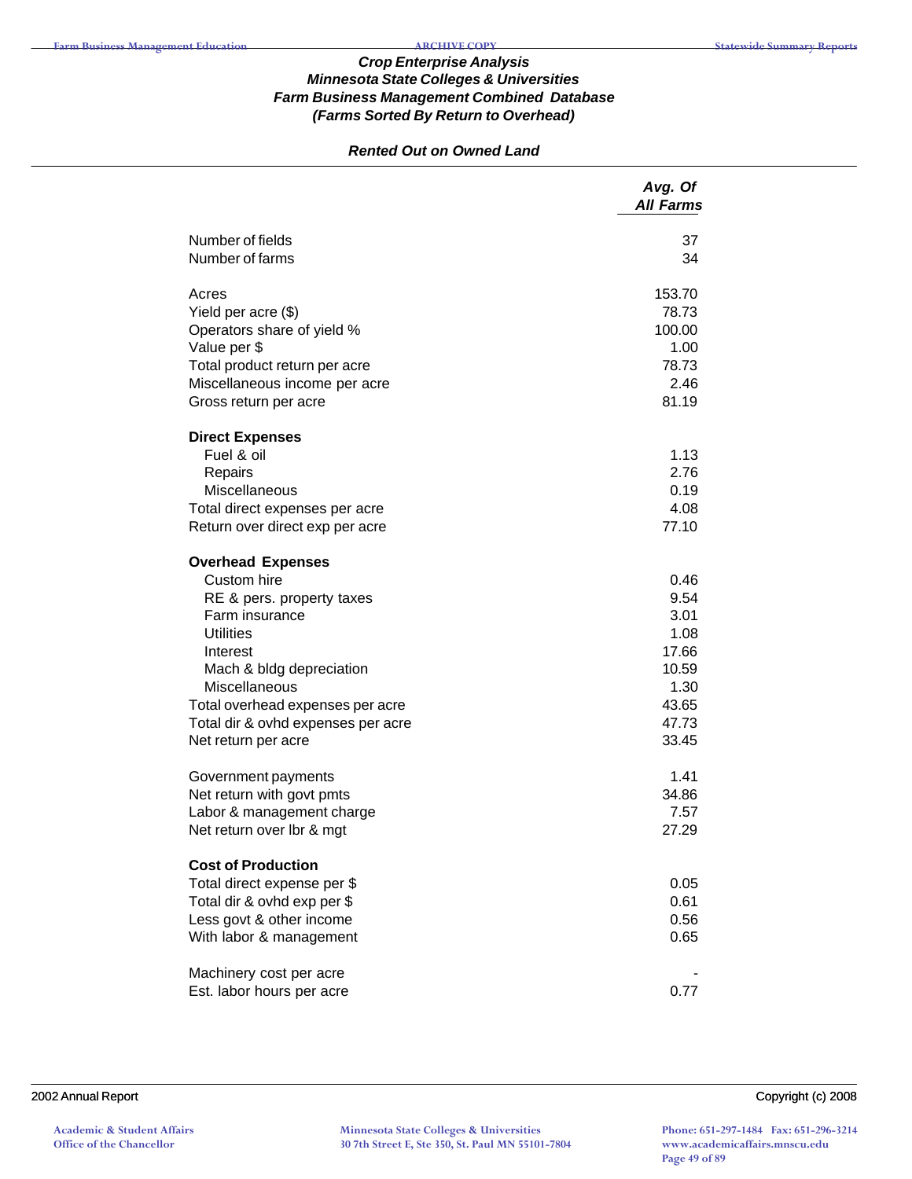### *Crop Enterprise Analysis*
### *Minnesota State Colleges & Universities*
### *Farm Business Management Combined Database*
### *(Farms Sorted By Return to Overhead)*

#### *Rented Out on Owned Land*

| | *Avg. Of All Farms* |
|---|---|
| Number of fields | 37 |
| Number of farms | 34 |
| | |
| Acres | 153.70 |
| Yield per acre ($) | 78.73 |
| Operators share of yield % | 100.00 |
| Value per $ | 1.00 |
| Total product return per acre | 78.73 |
| Miscellaneous income per acre | 2.46 |
| Gross return per acre | 81.19 |
| | |
| **Direct Expenses** | |
| Fuel & oil | 1.13 |
| Repairs | 2.76 |
| Miscellaneous | 0.19 |
| Total direct expenses per acre | 4.08 |
| Return over direct exp per acre | 77.10 |
| | |
| **Overhead Expenses** | |
| Custom hire | 0.46 |
| RE & pers. property taxes | 9.54 |
| Farm insurance | 3.01 |
| Utilities | 1.08 |
| Interest | 17.66 |
| Mach & bldg depreciation | 10.59 |
| Miscellaneous | 1.30 |
| Total overhead expenses per acre | 43.65 |
| Total dir & ovhd expenses per acre | 47.73 |
| Net return per acre | 33.45 |
| | |
| Government payments | 1.41 |
| Net return with govt pmts | 34.86 |
| Labor & management charge | 7.57 |
| Net return over lbr & mgt | 27.29 |
| | |
| **Cost of Production** | |
| Total direct expense per $ | 0.05 |
| Total dir & ovhd exp per $ | 0.61 |
| Less govt & other income | 0.56 |
| With labor & management | 0.65 |
| | |
| Machinery cost per acre | - |
| Est. labor hours per acre | 0.77 |

2002 Annual Report

Copyright (c) 2008